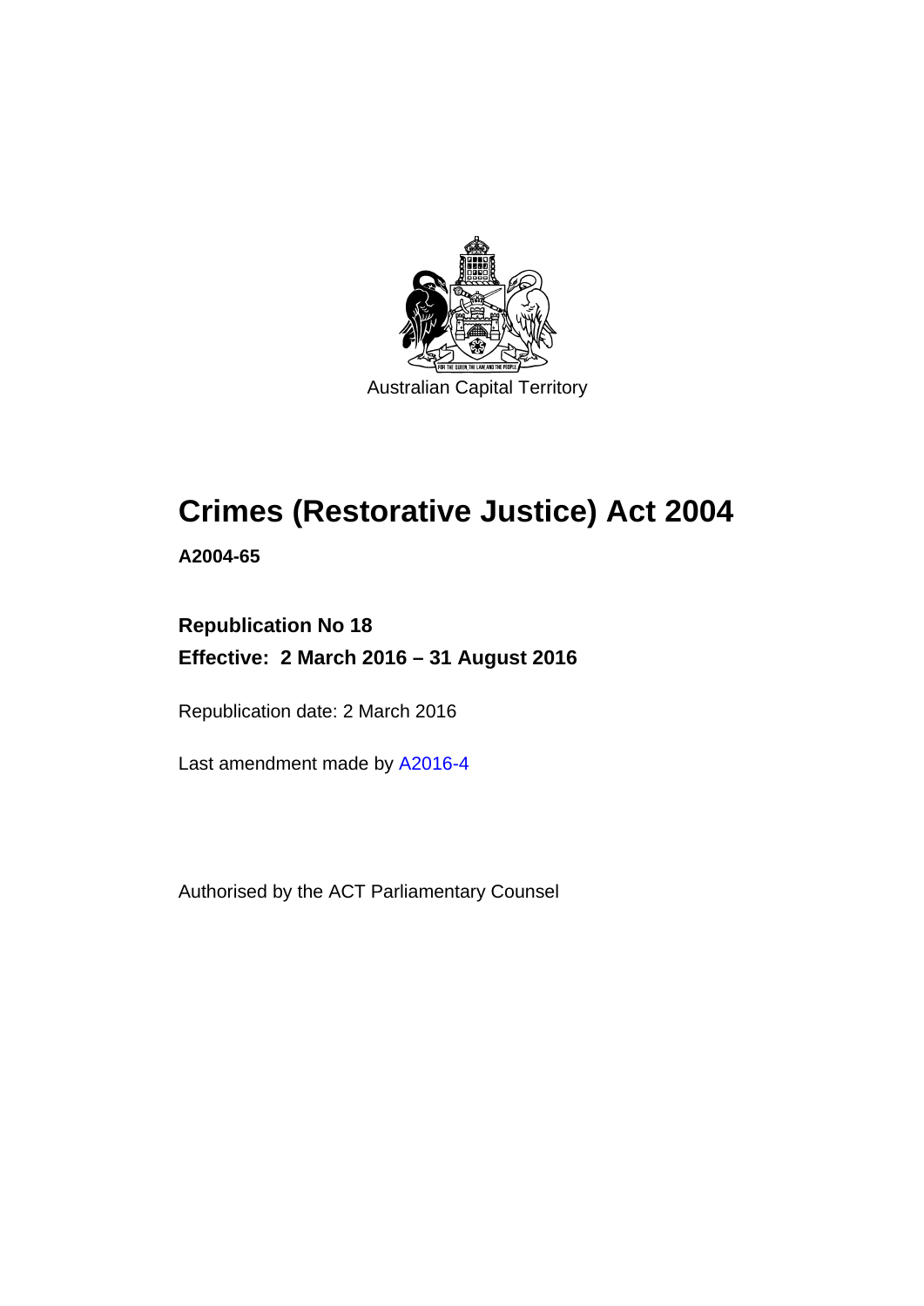Australian Capital Territory

# Crimes (Restorative Justice) Act 2004

**A2004-65**

**Republication No 18**

**Effective: 2 March 2016 – 31 August 2016**

Republication date: 2 March 2016

Last amendment made by A2016-4

Authorised by the ACT Parliamentary Counsel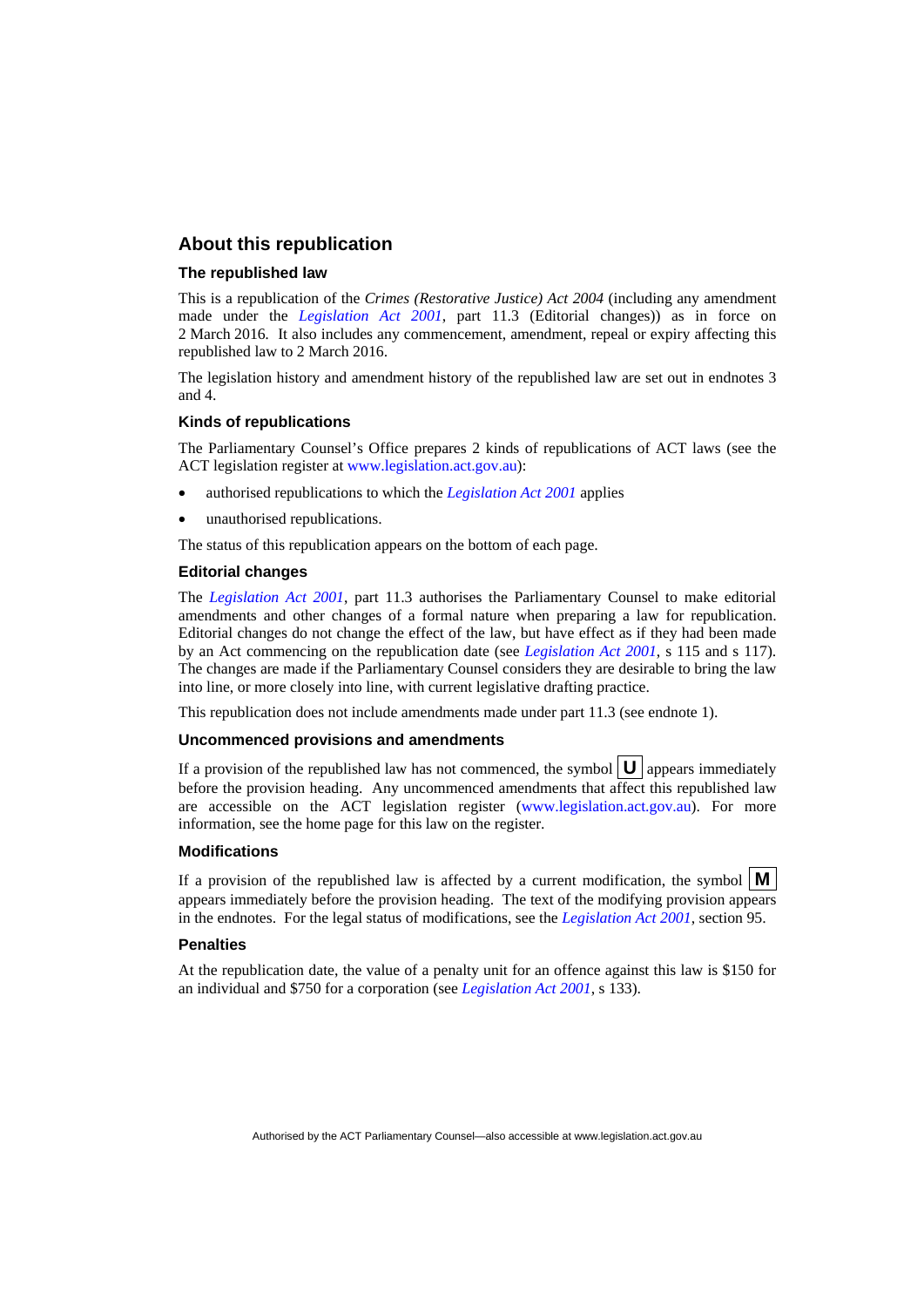## About this republication

### The republished law

This is a republication of the *Crimes (Restorative Justice) Act 2004* (including any amendment made under the *Legislation Act 2001*, part 11.3 (Editorial changes)) as in force on 2 March 2016. It also includes any commencement, amendment, repeal or expiry affecting this republished law to 2 March 2016.

The legislation history and amendment history of the republished law are set out in endnotes 3 and 4.

### Kinds of republications

The Parliamentary Counsel's Office prepares 2 kinds of republications of ACT laws (see the ACT legislation register at www.legislation.act.gov.au):

- authorised republications to which the *Legislation Act 2001* applies
- unauthorised republications.

The status of this republication appears on the bottom of each page.

### Editorial changes

The *Legislation Act 2001*, part 11.3 authorises the Parliamentary Counsel to make editorial amendments and other changes of a formal nature when preparing a law for republication. Editorial changes do not change the effect of the law, but have effect as if they had been made by an Act commencing on the republication date (see *Legislation Act 2001*, s 115 and s 117). The changes are made if the Parliamentary Counsel considers they are desirable to bring the law into line, or more closely into line, with current legislative drafting practice.

This republication does not include amendments made under part 11.3 (see endnote 1).

### Uncommenced provisions and amendments

If a provision of the republished law has not commenced, the symbol **U** appears immediately before the provision heading. Any uncommenced amendments that affect this republished law are accessible on the ACT legislation register (www.legislation.act.gov.au). For more information, see the home page for this law on the register.

### Modifications

If a provision of the republished law is affected by a current modification, the symbol **M** appears immediately before the provision heading. The text of the modifying provision appears in the endnotes. For the legal status of modifications, see the *Legislation Act 2001*, section 95.

### Penalties

At the republication date, the value of a penalty unit for an offence against this law is $150 for an individual and $750 for a corporation (see *Legislation Act 2001*, s 133).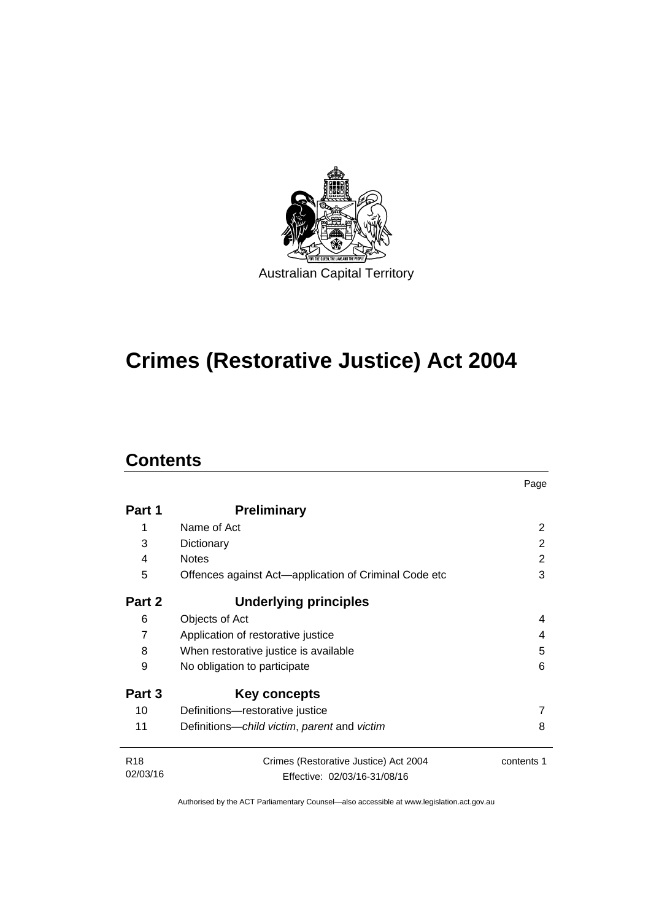Australian Capital Territory

# Crimes (Restorative Justice) Act 2004

## Contents

| | | Page |
|---|---|---|
| **Part 1** | **Preliminary** | |
| 1 | Name of Act | 2 |
| 3 | Dictionary | 2 |
| 4 | Notes | 2 |
| 5 | Offences against Act—application of Criminal Code etc | 3 |
| **Part 2** | **Underlying principles** | |
| 6 | Objects of Act | 4 |
| 7 | Application of restorative justice | 4 |
| 8 | When restorative justice is available | 5 |
| 9 | No obligation to participate | 6 |
| **Part 3** | **Key concepts** | |
| 10 | Definitions—restorative justice | 7 |
| 11 | Definitions—*child victim*, *parent* and *victim* | 8 |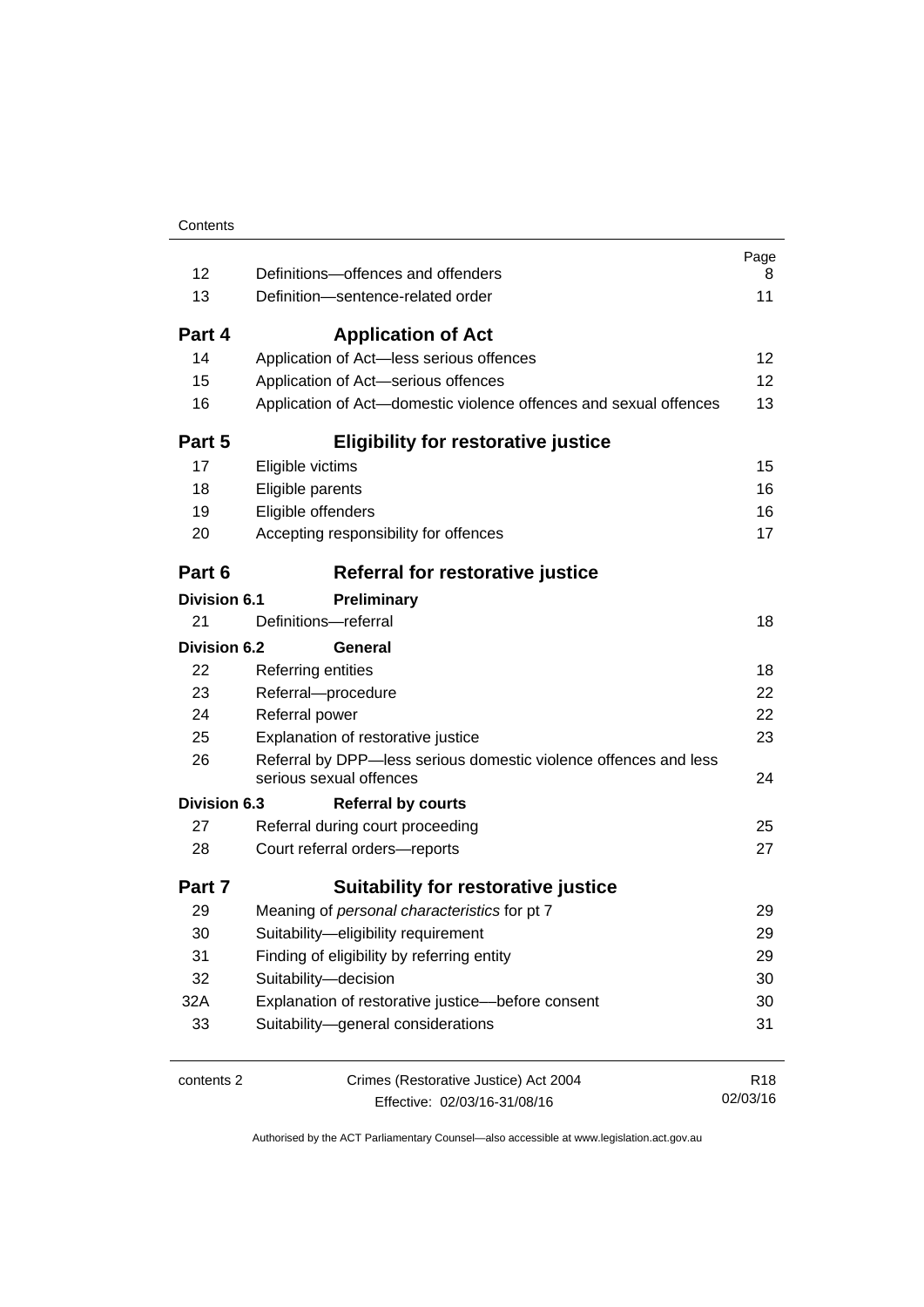| | | Page |
|---|---|---|
| 12 | Definitions—offences and offenders | 8 |
| 13 | Definition—sentence-related order | 11 |
| **Part 4** | **Application of Act** | |
| 14 | Application of Act—less serious offences | 12 |
| 15 | Application of Act—serious offences | 12 |
| 16 | Application of Act—domestic violence offences and sexual offences | 13 |
| **Part 5** | **Eligibility for restorative justice** | |
| 17 | Eligible victims | 15 |
| 18 | Eligible parents | 16 |
| 19 | Eligible offenders | 16 |
| 20 | Accepting responsibility for offences | 17 |
| **Part 6** | **Referral for restorative justice** | |
| **Division 6.1** | **Preliminary** | |
| 21 | Definitions—referral | 18 |
| **Division 6.2** | **General** | |
| 22 | Referring entities | 18 |
| 23 | Referral—procedure | 22 |
| 24 | Referral power | 22 |
| 25 | Explanation of restorative justice | 23 |
| 26 | Referral by DPP—less serious domestic violence offences and less serious sexual offences | 24 |
| **Division 6.3** | **Referral by courts** | |
| 27 | Referral during court proceeding | 25 |
| 28 | Court referral orders—reports | 27 |
| **Part 7** | **Suitability for restorative justice** | |
| 29 | Meaning of *personal characteristics* for pt 7 | 29 |
| 30 | Suitability—eligibility requirement | 29 |
| 31 | Finding of eligibility by referring entity | 29 |
| 32 | Suitability—decision | 30 |
| 32A | Explanation of restorative justice—before consent | 30 |
| 33 | Suitability—general considerations | 31 |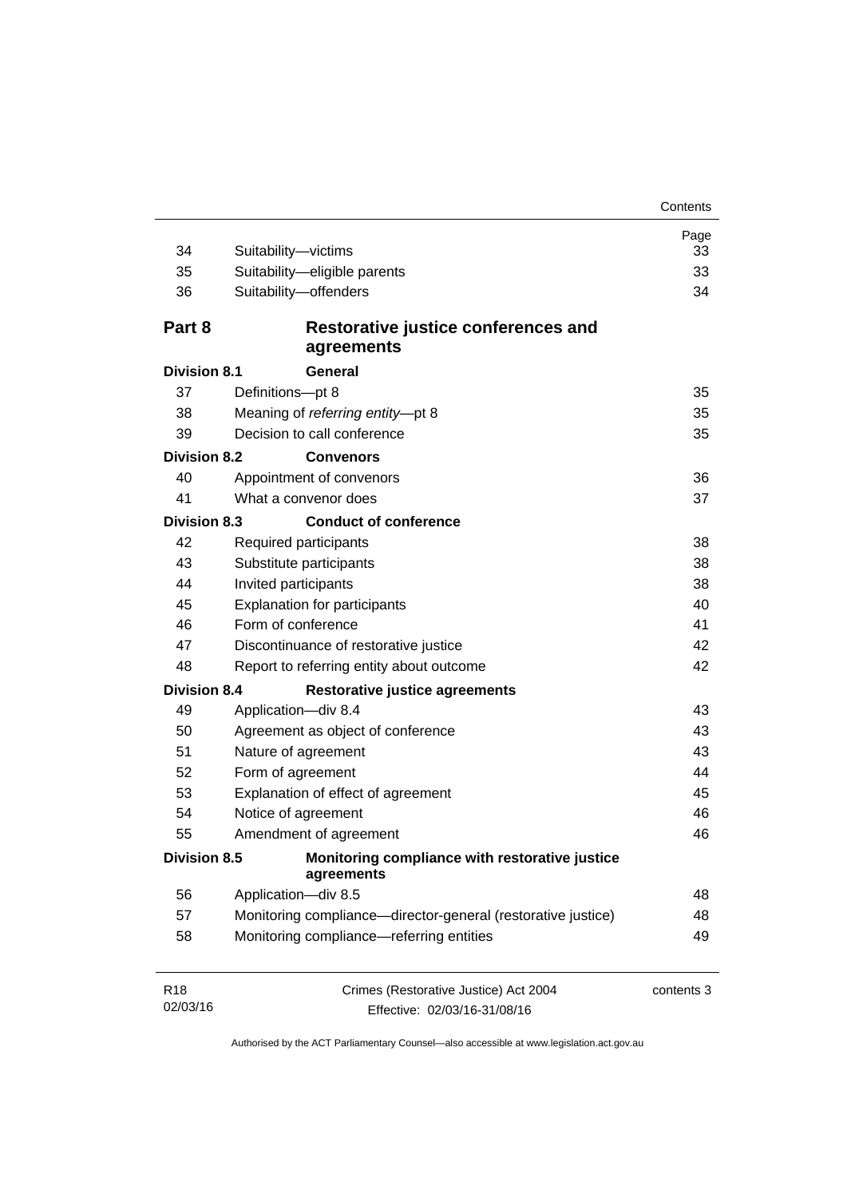| | | Page |
|---|---|---|
| 34 | Suitability—victims | 33 |
| 35 | Suitability—eligible parents | 33 |
| 36 | Suitability—offenders | 34 |
| **Part 8** | **Restorative justice conferences and agreements** | |
| **Division 8.1** | **General** | |
| 37 | Definitions—pt 8 | 35 |
| 38 | Meaning of *referring entity*—pt 8 | 35 |
| 39 | Decision to call conference | 35 |
| **Division 8.2** | **Convenors** | |
| 40 | Appointment of convenors | 36 |
| 41 | What a convenor does | 37 |
| **Division 8.3** | **Conduct of conference** | |
| 42 | Required participants | 38 |
| 43 | Substitute participants | 38 |
| 44 | Invited participants | 38 |
| 45 | Explanation for participants | 40 |
| 46 | Form of conference | 41 |
| 47 | Discontinuance of restorative justice | 42 |
| 48 | Report to referring entity about outcome | 42 |
| **Division 8.4** | **Restorative justice agreements** | |
| 49 | Application—div 8.4 | 43 |
| 50 | Agreement as object of conference | 43 |
| 51 | Nature of agreement | 43 |
| 52 | Form of agreement | 44 |
| 53 | Explanation of effect of agreement | 45 |
| 54 | Notice of agreement | 46 |
| 55 | Amendment of agreement | 46 |
| **Division 8.5** | **Monitoring compliance with restorative justice agreements** | |
| 56 | Application—div 8.5 | 48 |
| 57 | Monitoring compliance—director-general (restorative justice) | 48 |
| 58 | Monitoring compliance—referring entities | 49 |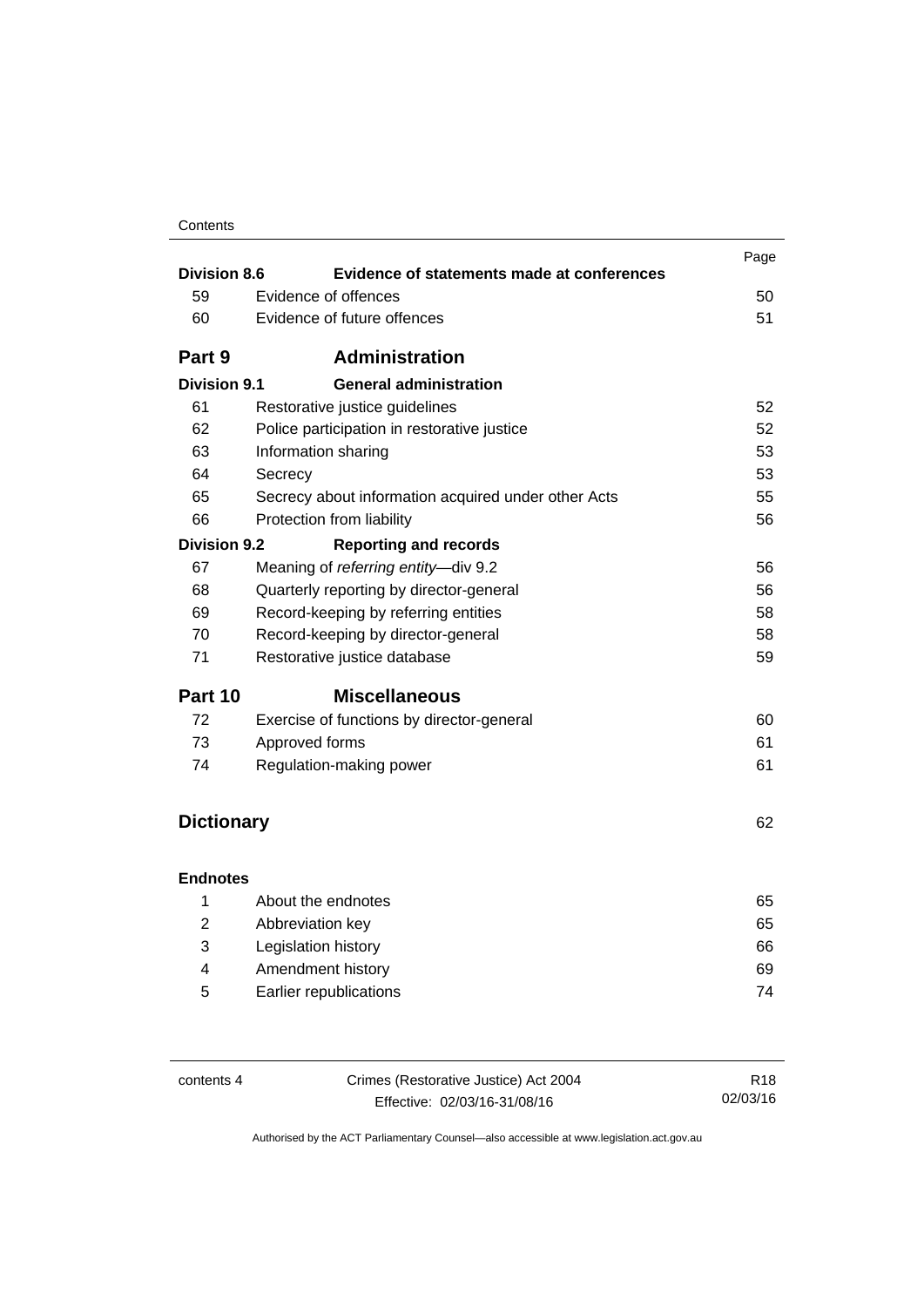| | | Page |
|---|---|---|
| **Division 8.6** | **Evidence of statements made at conferences** | |
| 59 | Evidence of offences | 50 |
| 60 | Evidence of future offences | 51 |
| **Part 9** | **Administration** | |
| **Division 9.1** | **General administration** | |
| 61 | Restorative justice guidelines | 52 |
| 62 | Police participation in restorative justice | 52 |
| 63 | Information sharing | 53 |
| 64 | Secrecy | 53 |
| 65 | Secrecy about information acquired under other Acts | 55 |
| 66 | Protection from liability | 56 |
| **Division 9.2** | **Reporting and records** | |
| 67 | Meaning of *referring entity*—div 9.2 | 56 |
| 68 | Quarterly reporting by director-general | 56 |
| 69 | Record-keeping by referring entities | 58 |
| 70 | Record-keeping by director-general | 58 |
| 71 | Restorative justice database | 59 |
| **Part 10** | **Miscellaneous** | |
| 72 | Exercise of functions by director-general | 60 |
| 73 | Approved forms | 61 |
| 74 | Regulation-making power | 61 |
| **Dictionary** | | 62 |
| **Endnotes** | | |
| 1 | About the endnotes | 65 |
| 2 | Abbreviation key | 65 |
| 3 | Legislation history | 66 |
| 4 | Amendment history | 69 |
| 5 | Earlier republications | 74 |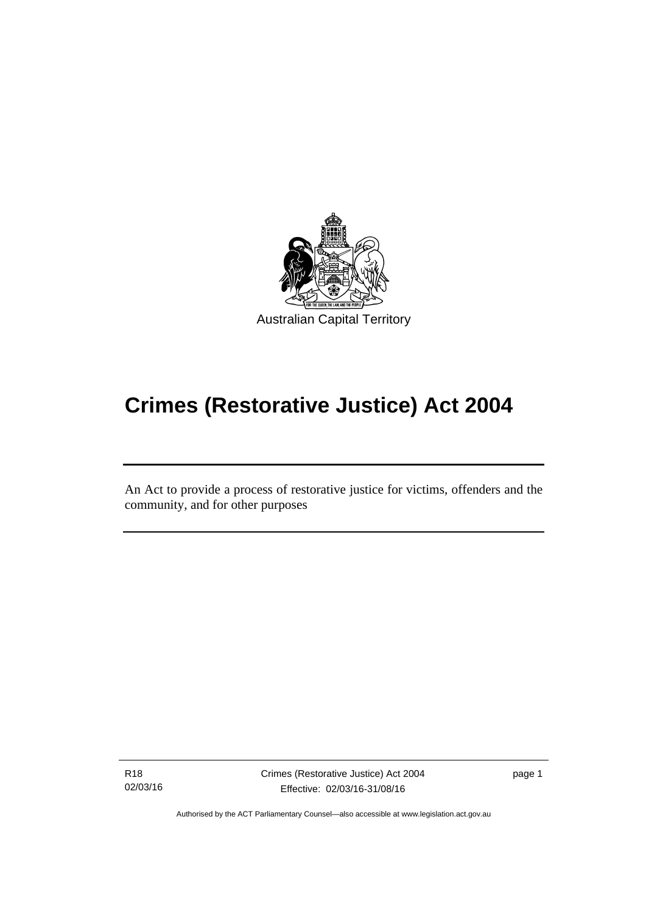Australian Capital Territory

# Crimes (Restorative Justice) Act 2004

An Act to provide a process of restorative justice for victims, offenders and the community, and for other purposes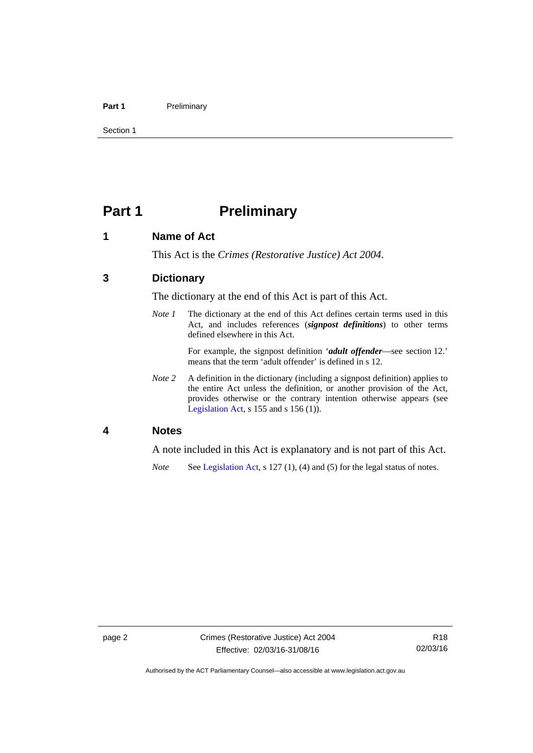# Part 1 Preliminary

## 1 Name of Act

This Act is the *Crimes (Restorative Justice) Act 2004*.

## 3 Dictionary

The dictionary at the end of this Act is part of this Act.

*Note 1* The dictionary at the end of this Act defines certain terms used in this Act, and includes references (***signpost definitions***) to other terms defined elsewhere in this Act.

For example, the signpost definition '***adult offender***—see section 12.' means that the term 'adult offender' is defined in s 12.

*Note 2* A definition in the dictionary (including a signpost definition) applies to the entire Act unless the definition, or another provision of the Act, provides otherwise or the contrary intention otherwise appears (see Legislation Act, s 155 and s 156 (1)).

## 4 Notes

A note included in this Act is explanatory and is not part of this Act.

*Note* See Legislation Act, s 127 (1), (4) and (5) for the legal status of notes.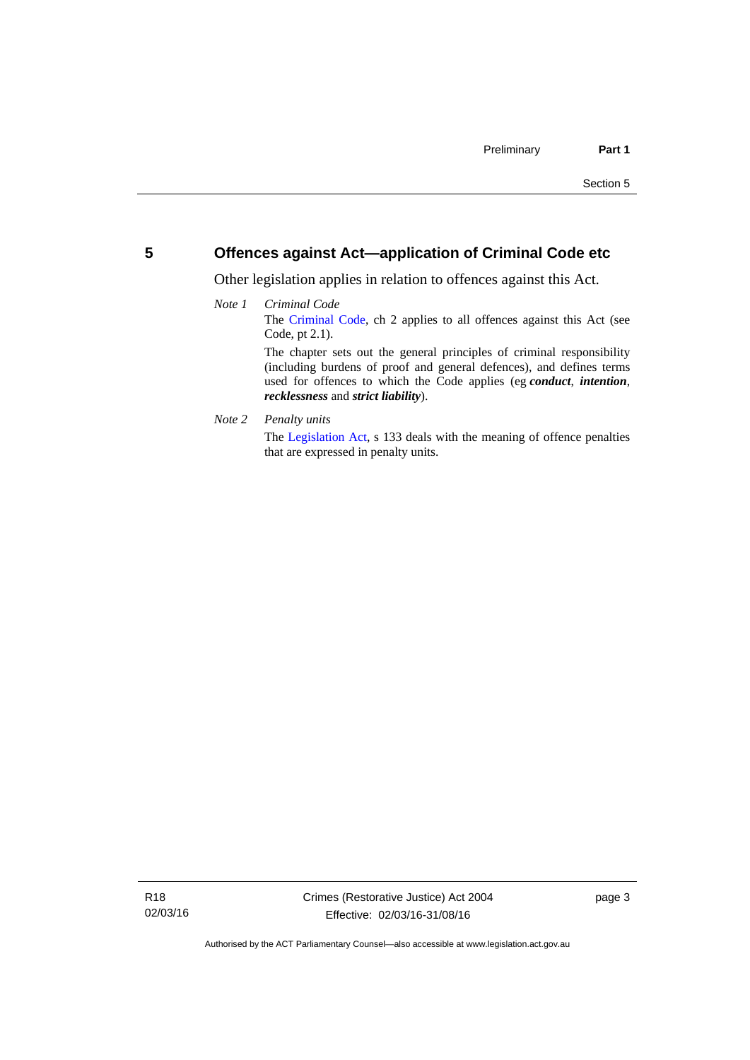## 5 Offences against Act—application of Criminal Code etc

Other legislation applies in relation to offences against this Act.

*Note 1* *Criminal Code*

The Criminal Code, ch 2 applies to all offences against this Act (see Code, pt 2.1).

The chapter sets out the general principles of criminal responsibility (including burdens of proof and general defences), and defines terms used for offences to which the Code applies (eg ***conduct***, ***intention***, ***recklessness*** and ***strict liability***).

*Note 2* *Penalty units*

The Legislation Act, s 133 deals with the meaning of offence penalties that are expressed in penalty units.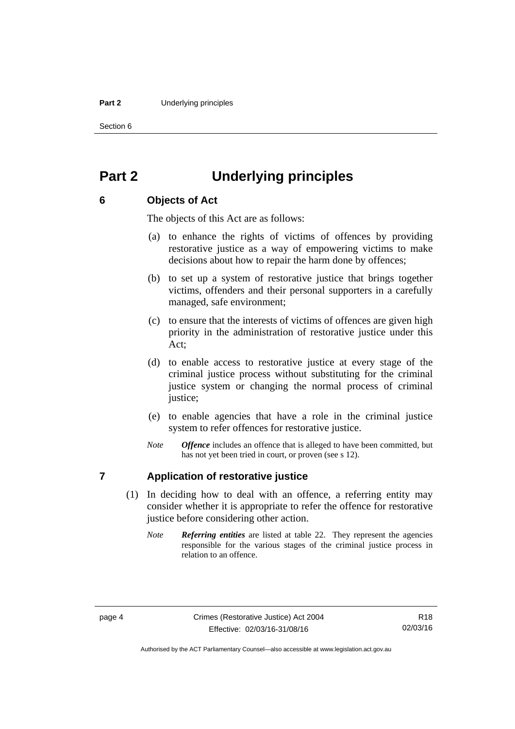# Part 2 Underlying principles

## 6 Objects of Act

The objects of this Act are as follows:

(a) to enhance the rights of victims of offences by providing restorative justice as a way of empowering victims to make decisions about how to repair the harm done by offences;

(b) to set up a system of restorative justice that brings together victims, offenders and their personal supporters in a carefully managed, safe environment;

(c) to ensure that the interests of victims of offences are given high priority in the administration of restorative justice under this Act;

(d) to enable access to restorative justice at every stage of the criminal justice process without substituting for the criminal justice system or changing the normal process of criminal justice;

(e) to enable agencies that have a role in the criminal justice system to refer offences for restorative justice.

*Note* ***Offence*** includes an offence that is alleged to have been committed, but has not yet been tried in court, or proven (see s 12).

## 7 Application of restorative justice

(1) In deciding how to deal with an offence, a referring entity may consider whether it is appropriate to refer the offence for restorative justice before considering other action.

*Note* ***Referring entities*** are listed at table 22. They represent the agencies responsible for the various stages of the criminal justice process in relation to an offence.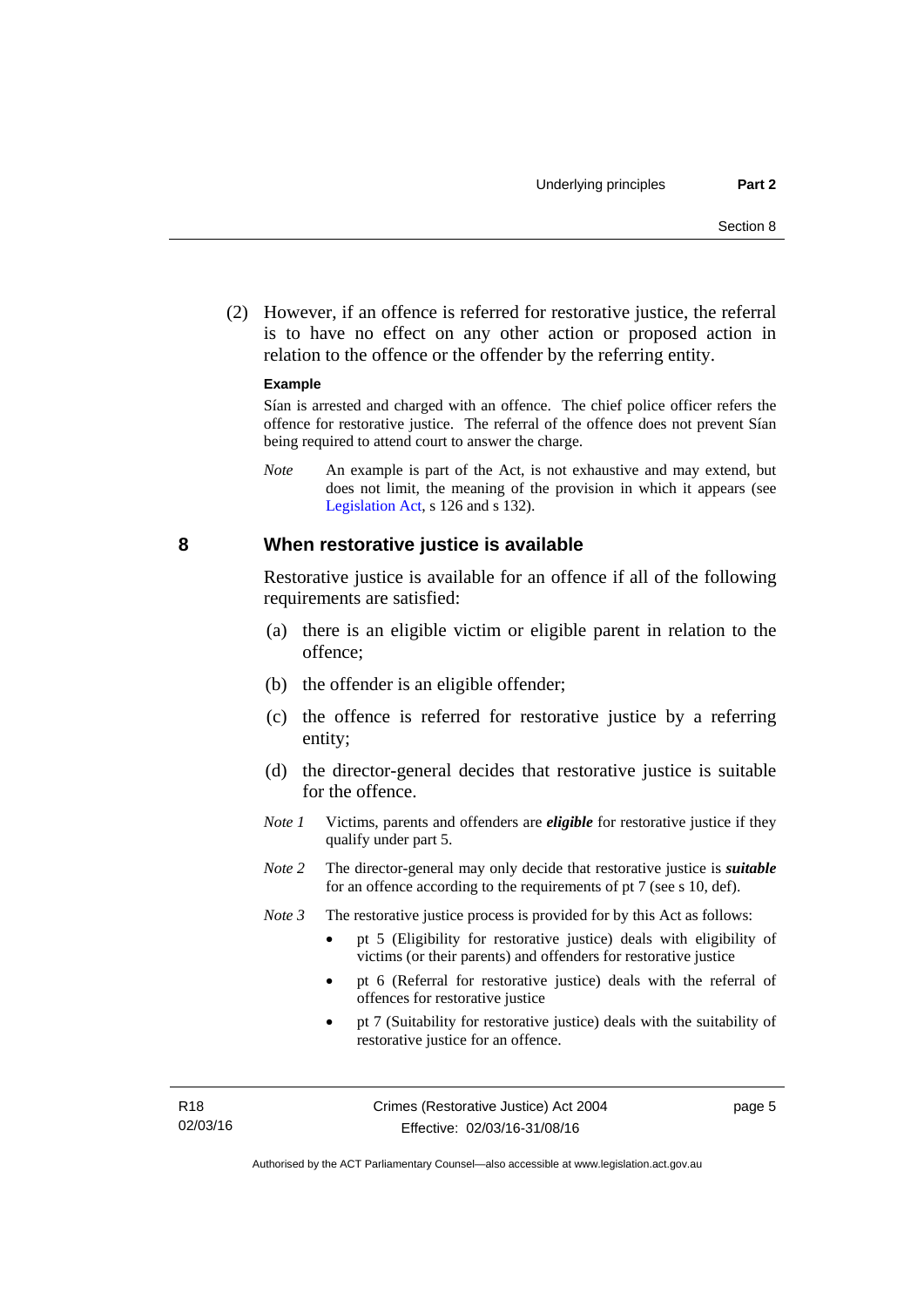(2) However, if an offence is referred for restorative justice, the referral is to have no effect on any other action or proposed action in relation to the offence or the offender by the referring entity.

**Example**

Sían is arrested and charged with an offence. The chief police officer refers the offence for restorative justice. The referral of the offence does not prevent Sían being required to attend court to answer the charge.

*Note* An example is part of the Act, is not exhaustive and may extend, but does not limit, the meaning of the provision in which it appears (see Legislation Act, s 126 and s 132).

## 8 When restorative justice is available

Restorative justice is available for an offence if all of the following requirements are satisfied:

(a) there is an eligible victim or eligible parent in relation to the offence;

(b) the offender is an eligible offender;

(c) the offence is referred for restorative justice by a referring entity;

(d) the director-general decides that restorative justice is suitable for the offence.

*Note 1* Victims, parents and offenders are ***eligible*** for restorative justice if they qualify under part 5.

*Note 2* The director-general may only decide that restorative justice is ***suitable*** for an offence according to the requirements of pt 7 (see s 10, def).

*Note 3* The restorative justice process is provided for by this Act as follows:

- pt 5 (Eligibility for restorative justice) deals with eligibility of victims (or their parents) and offenders for restorative justice
- pt 6 (Referral for restorative justice) deals with the referral of offences for restorative justice
- pt 7 (Suitability for restorative justice) deals with the suitability of restorative justice for an offence.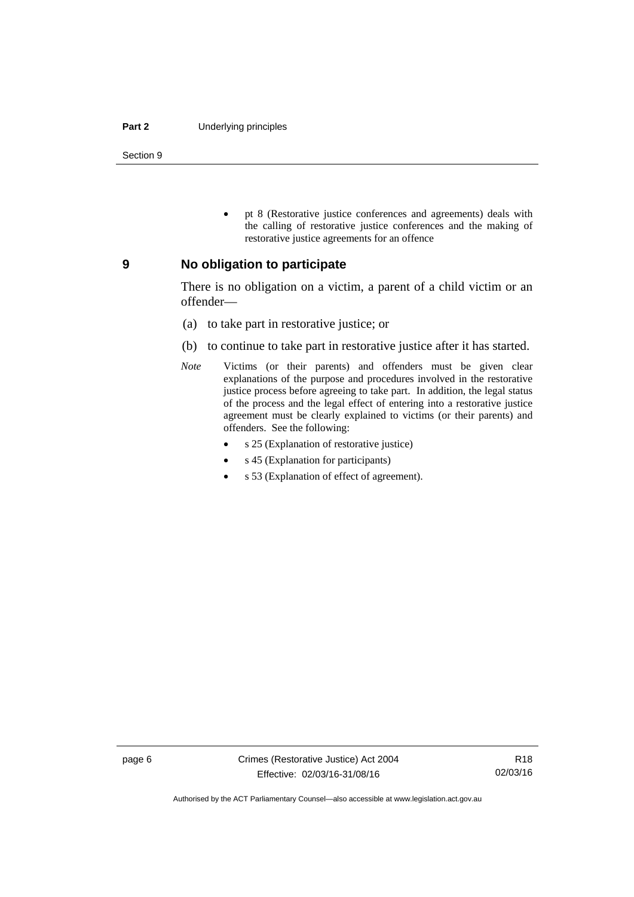- pt 8 (Restorative justice conferences and agreements) deals with the calling of restorative justice conferences and the making of restorative justice agreements for an offence

## 9 No obligation to participate

There is no obligation on a victim, a parent of a child victim or an offender—

(a) to take part in restorative justice; or

(b) to continue to take part in restorative justice after it has started.

*Note* Victims (or their parents) and offenders must be given clear explanations of the purpose and procedures involved in the restorative justice process before agreeing to take part. In addition, the legal status of the process and the legal effect of entering into a restorative justice agreement must be clearly explained to victims (or their parents) and offenders. See the following:

- s 25 (Explanation of restorative justice)
- s 45 (Explanation for participants)
- s 53 (Explanation of effect of agreement).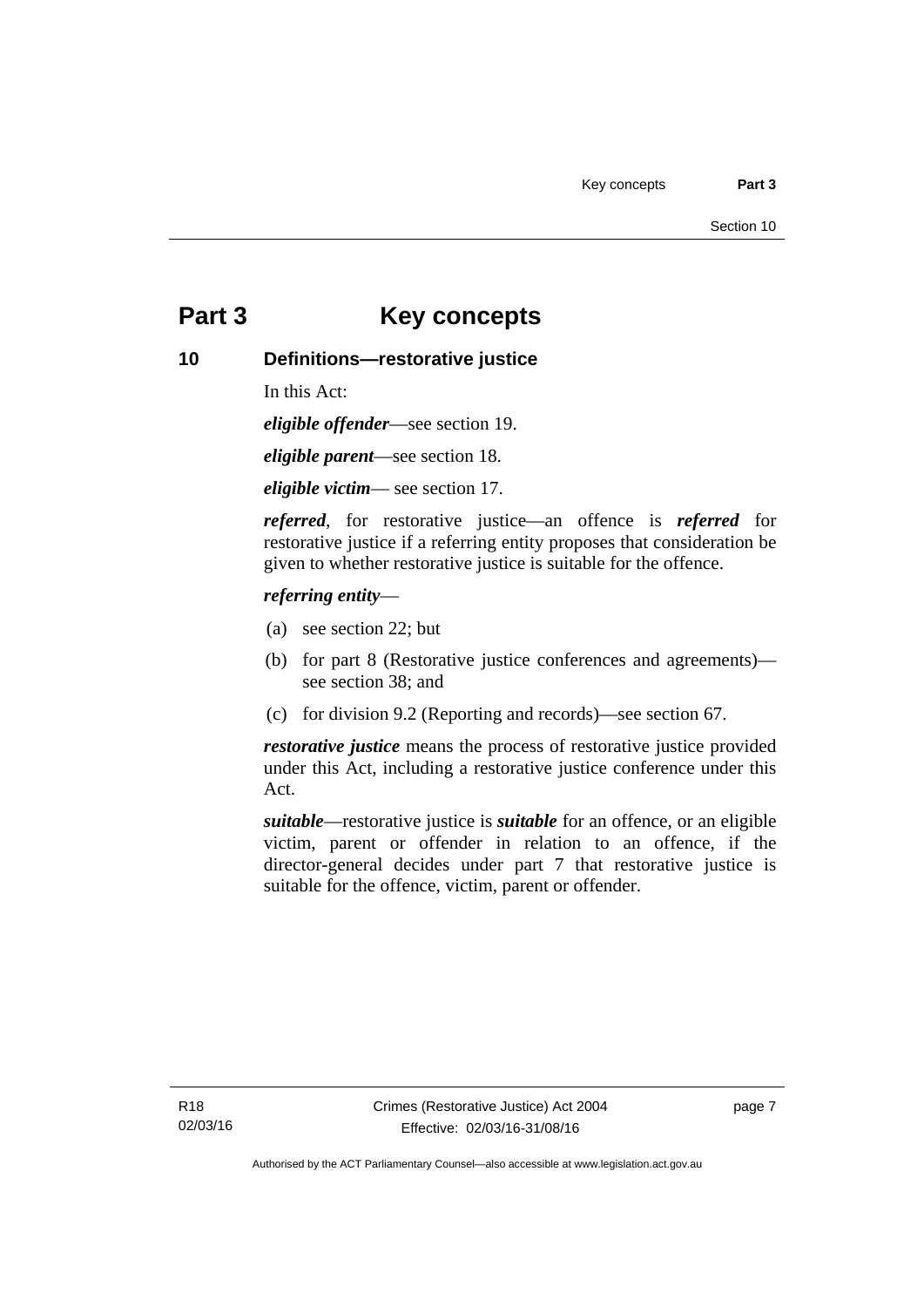# Part 3 Key concepts

## 10 Definitions—restorative justice

In this Act:

***eligible offender***—see section 19.

***eligible parent***—see section 18.

***eligible victim***— see section 17.

***referred***, for restorative justice—an offence is ***referred*** for restorative justice if a referring entity proposes that consideration be given to whether restorative justice is suitable for the offence.

***referring entity***—

(a) see section 22; but

(b) for part 8 (Restorative justice conferences and agreements)—see section 38; and

(c) for division 9.2 (Reporting and records)—see section 67.

***restorative justice*** means the process of restorative justice provided under this Act, including a restorative justice conference under this Act.

***suitable***—restorative justice is ***suitable*** for an offence, or an eligible victim, parent or offender in relation to an offence, if the director-general decides under part 7 that restorative justice is suitable for the offence, victim, parent or offender.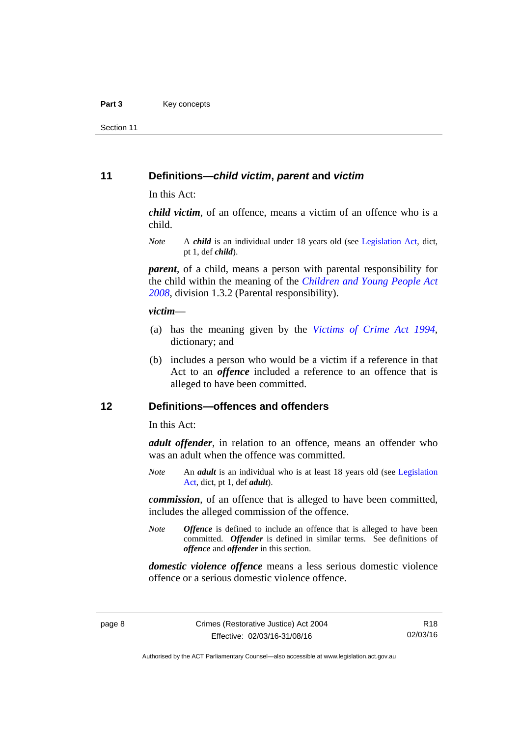## 11 Definitions—*child victim*, *parent* and *victim*

In this Act:

***child victim***, of an offence, means a victim of an offence who is a child.

*Note* A ***child*** is an individual under 18 years old (see Legislation Act, dict, pt 1, def ***child***).

***parent***, of a child, means a person with parental responsibility for the child within the meaning of the *Children and Young People Act 2008*, division 1.3.2 (Parental responsibility).

***victim***—

(a) has the meaning given by the *Victims of Crime Act 1994*, dictionary; and

(b) includes a person who would be a victim if a reference in that Act to an ***offence*** included a reference to an offence that is alleged to have been committed.

## 12 Definitions—offences and offenders

In this Act:

***adult offender***, in relation to an offence, means an offender who was an adult when the offence was committed.

*Note* An ***adult*** is an individual who is at least 18 years old (see Legislation Act, dict, pt 1, def ***adult***).

***commission***, of an offence that is alleged to have been committed, includes the alleged commission of the offence.

*Note* ***Offence*** is defined to include an offence that is alleged to have been committed. ***Offender*** is defined in similar terms. See definitions of ***offence*** and ***offender*** in this section.

***domestic violence offence*** means a less serious domestic violence offence or a serious domestic violence offence.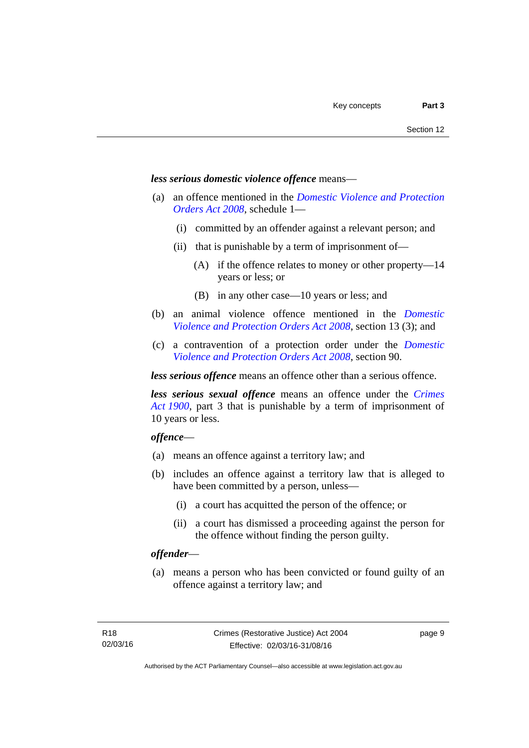***less serious domestic violence offence*** means—

(a) an offence mentioned in the *Domestic Violence and Protection Orders Act 2008*, schedule 1—

  (i) committed by an offender against a relevant person; and

  (ii) that is punishable by a term of imprisonment of—

    (A) if the offence relates to money or other property—14 years or less; or

    (B) in any other case—10 years or less; and

(b) an animal violence offence mentioned in the *Domestic Violence and Protection Orders Act 2008*, section 13 (3); and

(c) a contravention of a protection order under the *Domestic Violence and Protection Orders Act 2008*, section 90.

***less serious offence*** means an offence other than a serious offence.

***less serious sexual offence*** means an offence under the *Crimes Act 1900*, part 3 that is punishable by a term of imprisonment of 10 years or less.

***offence***—

(a) means an offence against a territory law; and

(b) includes an offence against a territory law that is alleged to have been committed by a person, unless—

  (i) a court has acquitted the person of the offence; or

  (ii) a court has dismissed a proceeding against the person for the offence without finding the person guilty.

***offender***—

(a) means a person who has been convicted or found guilty of an offence against a territory law; and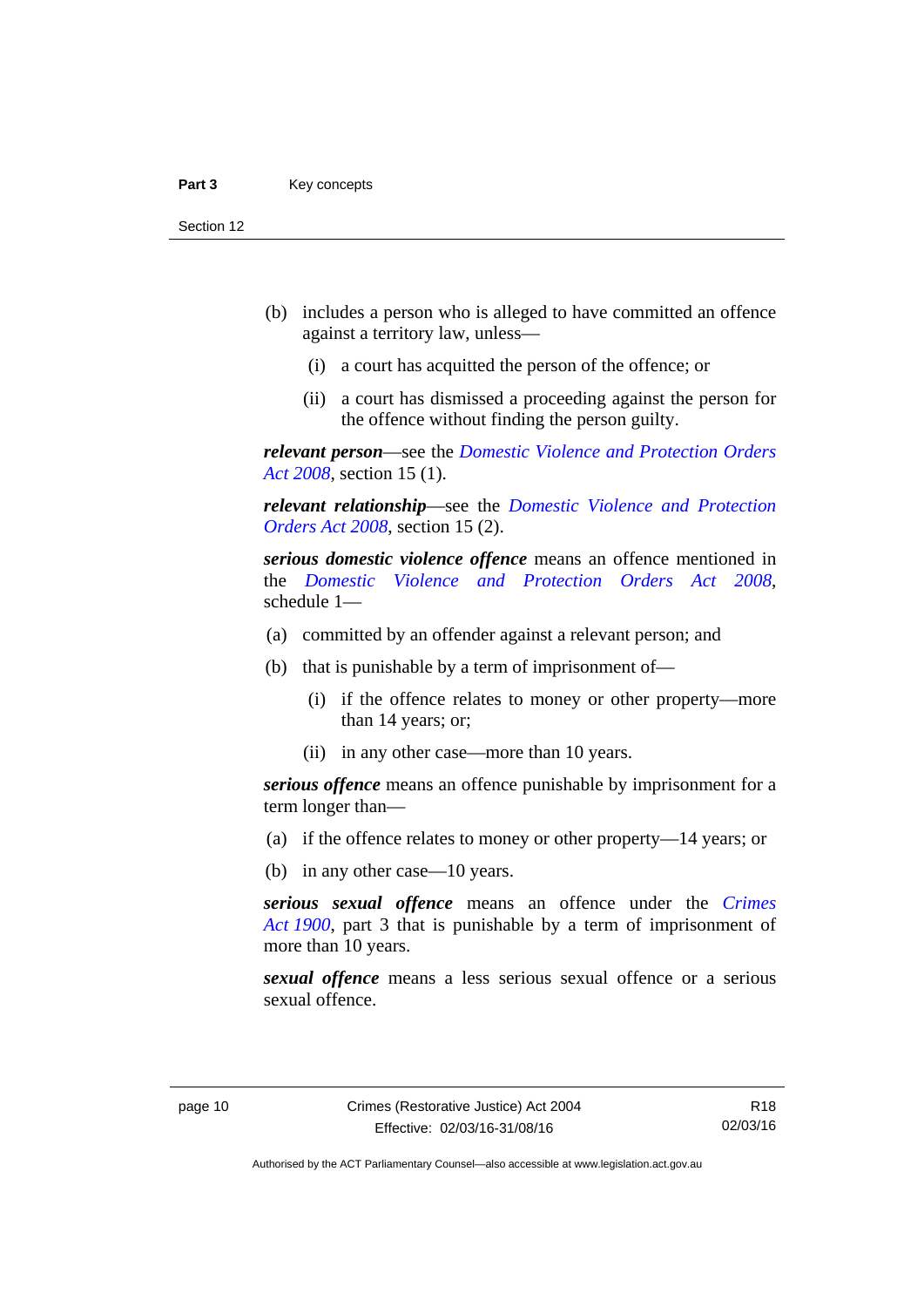(b) includes a person who is alleged to have committed an offence against a territory law, unless—

  (i) a court has acquitted the person of the offence; or

  (ii) a court has dismissed a proceeding against the person for the offence without finding the person guilty.

***relevant person***—see the *Domestic Violence and Protection Orders Act 2008*, section 15 (1).

***relevant relationship***—see the *Domestic Violence and Protection Orders Act 2008*, section 15 (2).

***serious domestic violence offence*** means an offence mentioned in the *Domestic Violence and Protection Orders Act 2008*, schedule 1—

(a) committed by an offender against a relevant person; and

(b) that is punishable by a term of imprisonment of—

  (i) if the offence relates to money or other property—more than 14 years; or;

  (ii) in any other case—more than 10 years.

***serious offence*** means an offence punishable by imprisonment for a term longer than—

(a) if the offence relates to money or other property—14 years; or

(b) in any other case—10 years.

***serious sexual offence*** means an offence under the *Crimes Act 1900*, part 3 that is punishable by a term of imprisonment of more than 10 years.

***sexual offence*** means a less serious sexual offence or a serious sexual offence.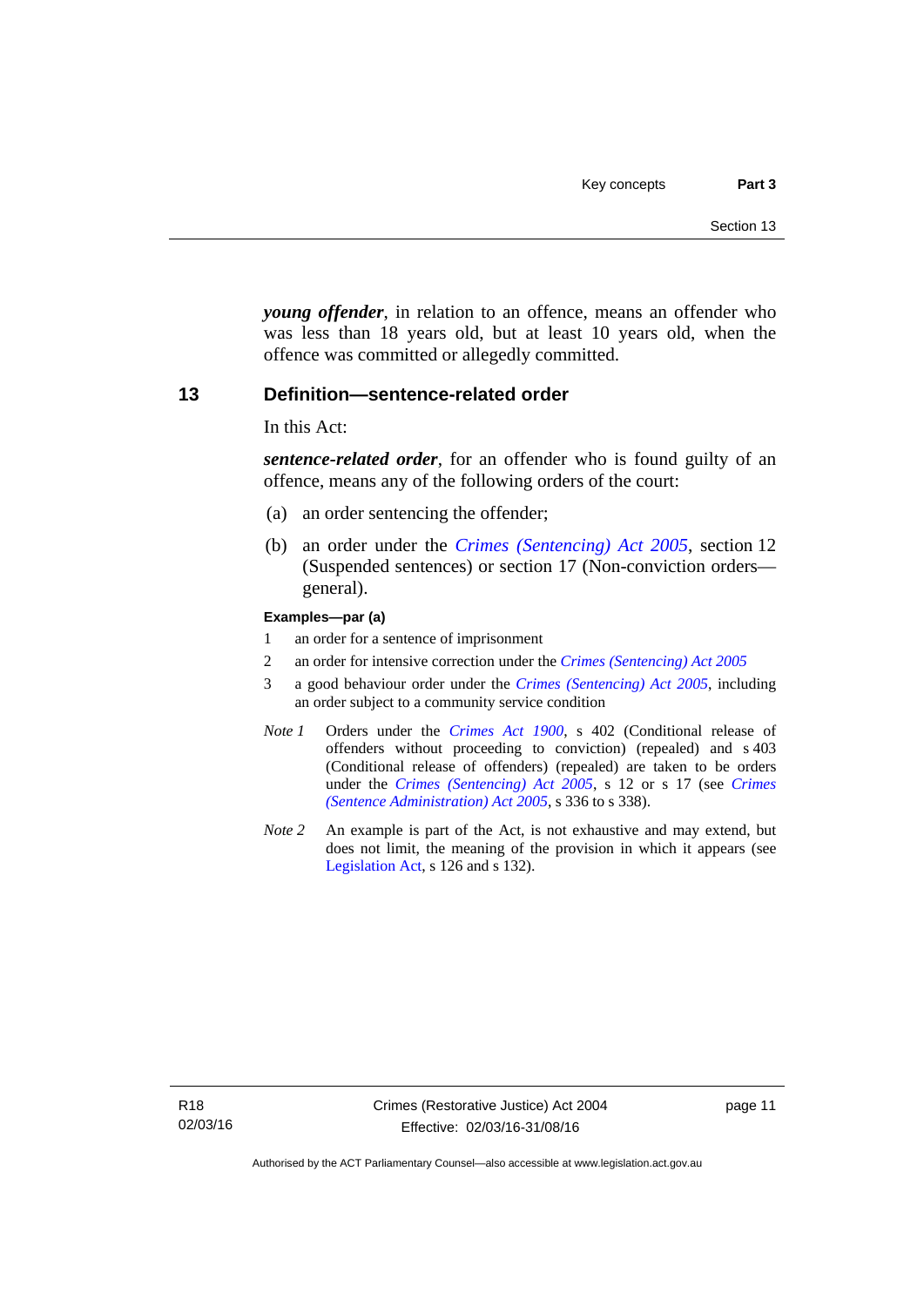***young offender***, in relation to an offence, means an offender who was less than 18 years old, but at least 10 years old, when the offence was committed or allegedly committed.

## 13 Definition—sentence-related order

In this Act:

***sentence-related order***, for an offender who is found guilty of an offence, means any of the following orders of the court:

(a) an order sentencing the offender;

(b) an order under the *Crimes (Sentencing) Act 2005*, section 12 (Suspended sentences) or section 17 (Non-conviction orders—general).

**Examples—par (a)**

1 an order for a sentence of imprisonment

2 an order for intensive correction under the *Crimes (Sentencing) Act 2005*

3 a good behaviour order under the *Crimes (Sentencing) Act 2005*, including an order subject to a community service condition

*Note 1* Orders under the *Crimes Act 1900*, s 402 (Conditional release of offenders without proceeding to conviction) (repealed) and s 403 (Conditional release of offenders) (repealed) are taken to be orders under the *Crimes (Sentencing) Act 2005*, s 12 or s 17 (see *Crimes (Sentence Administration) Act 2005*, s 336 to s 338).

*Note 2* An example is part of the Act, is not exhaustive and may extend, but does not limit, the meaning of the provision in which it appears (see Legislation Act, s 126 and s 132).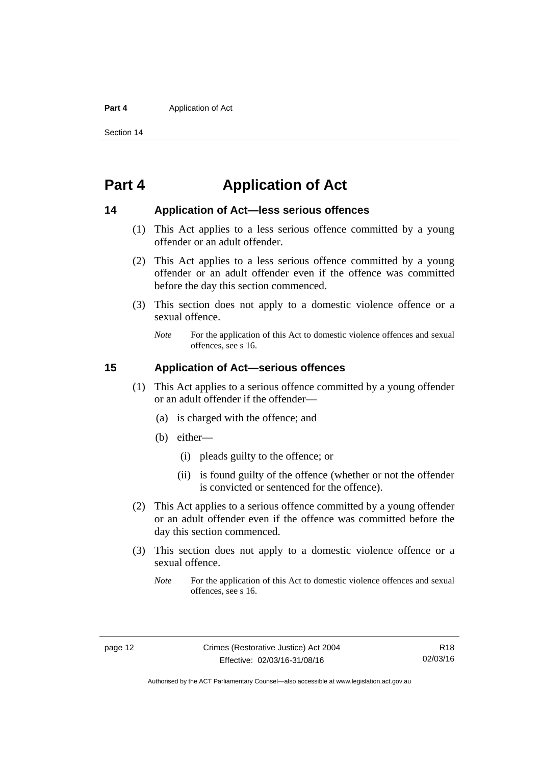# Part 4 Application of Act

## 14 Application of Act—less serious offences

(1) This Act applies to a less serious offence committed by a young offender or an adult offender.

(2) This Act applies to a less serious offence committed by a young offender or an adult offender even if the offence was committed before the day this section commenced.

(3) This section does not apply to a domestic violence offence or a sexual offence.

*Note* For the application of this Act to domestic violence offences and sexual offences, see s 16.

## 15 Application of Act—serious offences

(1) This Act applies to a serious offence committed by a young offender or an adult offender if the offender—

(a) is charged with the offence; and

(b) either—

(i) pleads guilty to the offence; or

(ii) is found guilty of the offence (whether or not the offender is convicted or sentenced for the offence).

(2) This Act applies to a serious offence committed by a young offender or an adult offender even if the offence was committed before the day this section commenced.

(3) This section does not apply to a domestic violence offence or a sexual offence.

*Note* For the application of this Act to domestic violence offences and sexual offences, see s 16.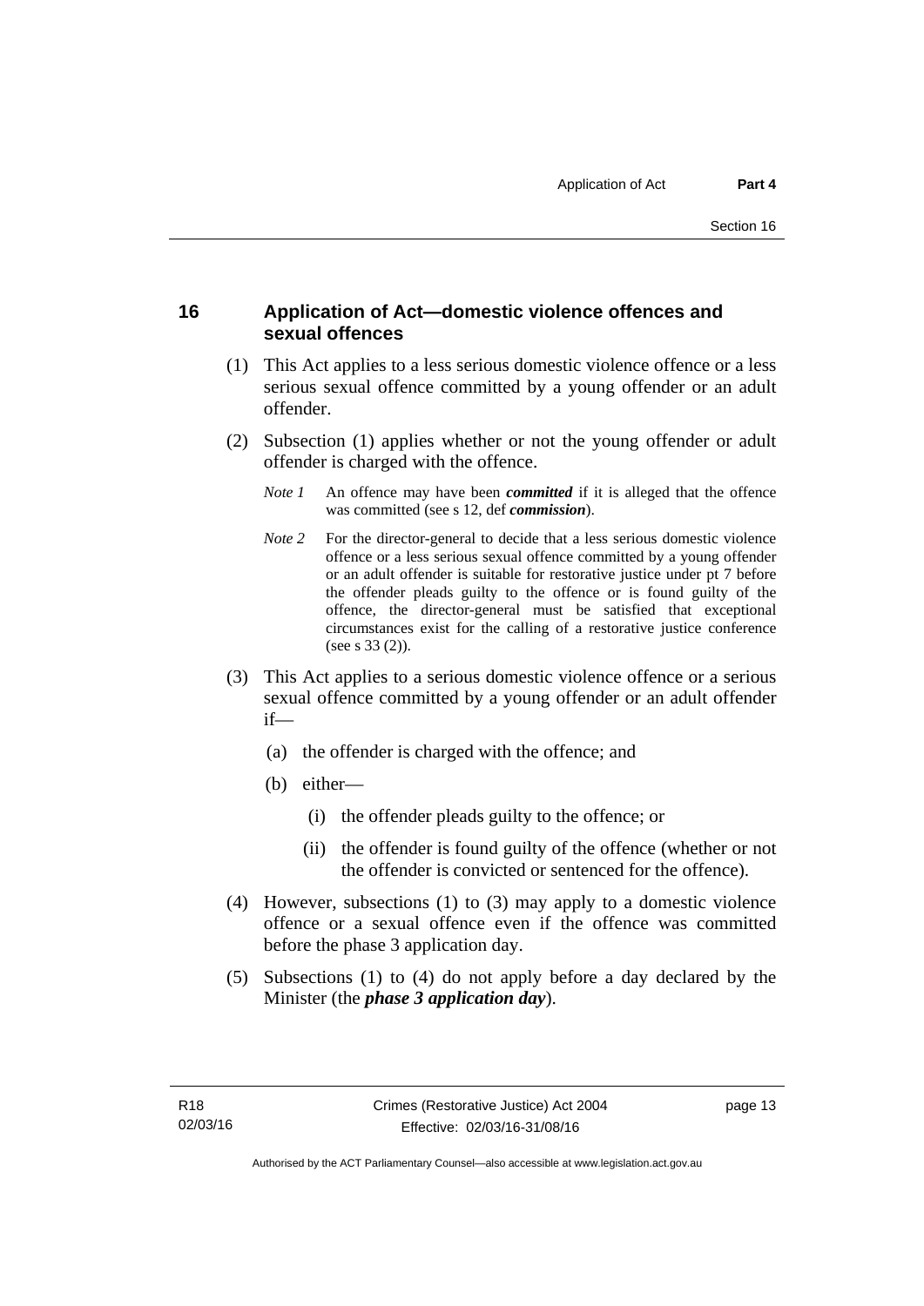## 16 Application of Act—domestic violence offences and sexual offences

(1) This Act applies to a less serious domestic violence offence or a less serious sexual offence committed by a young offender or an adult offender.

(2) Subsection (1) applies whether or not the young offender or adult offender is charged with the offence.

*Note 1* An offence may have been ***committed*** if it is alleged that the offence was committed (see s 12, def ***commission***).

*Note 2* For the director-general to decide that a less serious domestic violence offence or a less serious sexual offence committed by a young offender or an adult offender is suitable for restorative justice under pt 7 before the offender pleads guilty to the offence or is found guilty of the offence, the director-general must be satisfied that exceptional circumstances exist for the calling of a restorative justice conference (see s 33 (2)).

(3) This Act applies to a serious domestic violence offence or a serious sexual offence committed by a young offender or an adult offender if—

(a) the offender is charged with the offence; and

(b) either—

(i) the offender pleads guilty to the offence; or

(ii) the offender is found guilty of the offence (whether or not the offender is convicted or sentenced for the offence).

(4) However, subsections (1) to (3) may apply to a domestic violence offence or a sexual offence even if the offence was committed before the phase 3 application day.

(5) Subsections (1) to (4) do not apply before a day declared by the Minister (the ***phase 3 application day***).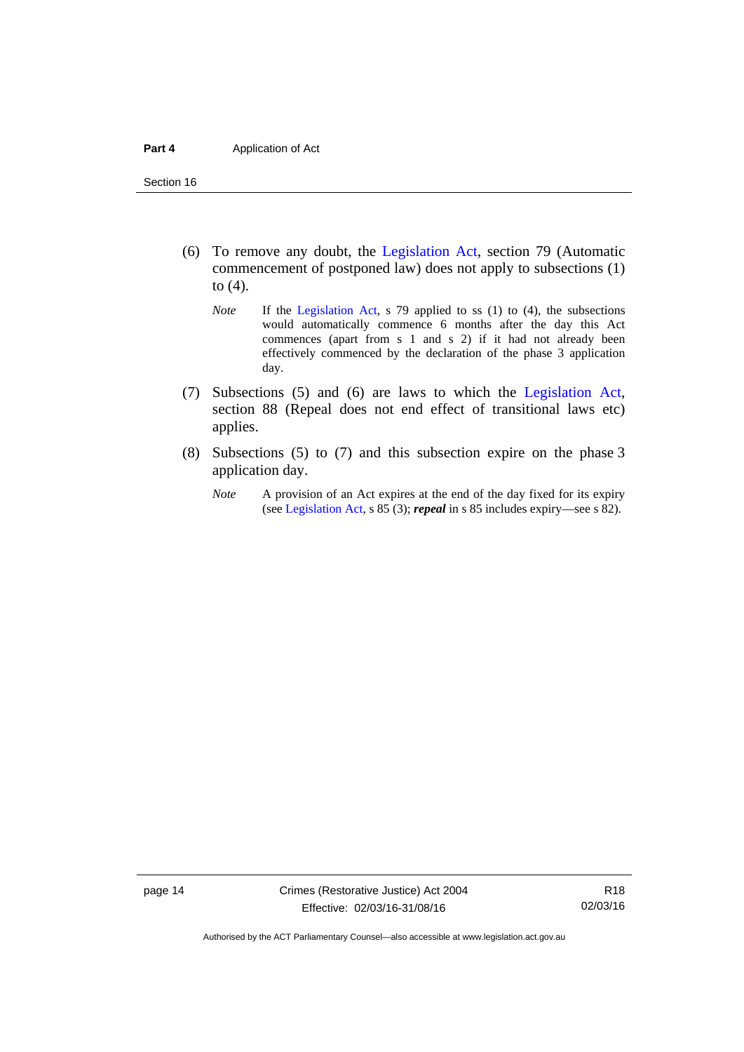(6) To remove any doubt, the Legislation Act, section 79 (Automatic commencement of postponed law) does not apply to subsections (1) to (4).

*Note* If the Legislation Act, s 79 applied to ss (1) to (4), the subsections would automatically commence 6 months after the day this Act commences (apart from s 1 and s 2) if it had not already been effectively commenced by the declaration of the phase 3 application day.

(7) Subsections (5) and (6) are laws to which the Legislation Act, section 88 (Repeal does not end effect of transitional laws etc) applies.

(8) Subsections (5) to (7) and this subsection expire on the phase 3 application day.

*Note* A provision of an Act expires at the end of the day fixed for its expiry (see Legislation Act, s 85 (3); ***repeal*** in s 85 includes expiry—see s 82).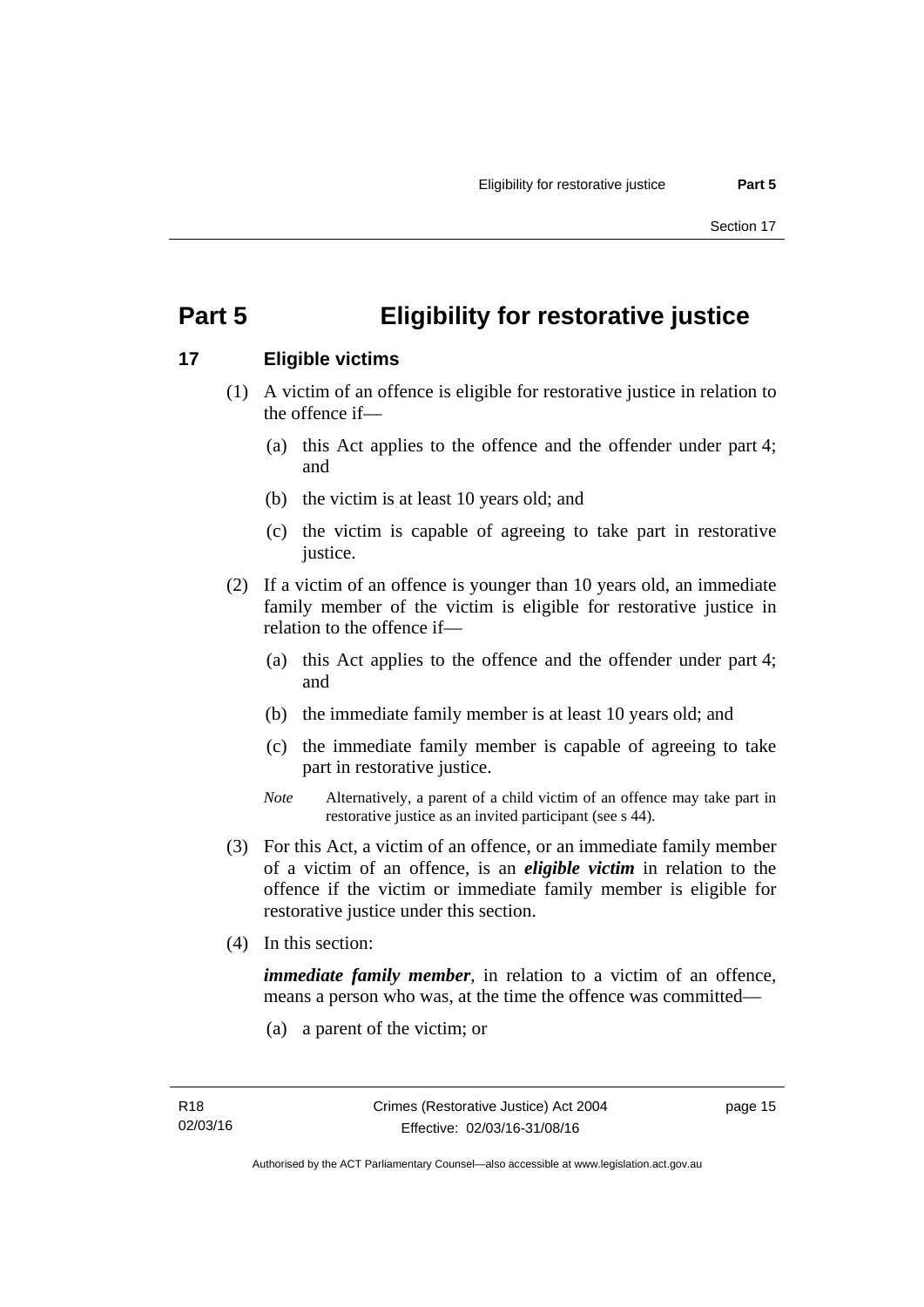# Part 5 Eligibility for restorative justice

## 17 Eligible victims

(1) A victim of an offence is eligible for restorative justice in relation to the offence if—

(a) this Act applies to the offence and the offender under part 4; and

(b) the victim is at least 10 years old; and

(c) the victim is capable of agreeing to take part in restorative justice.

(2) If a victim of an offence is younger than 10 years old, an immediate family member of the victim is eligible for restorative justice in relation to the offence if—

(a) this Act applies to the offence and the offender under part 4; and

(b) the immediate family member is at least 10 years old; and

(c) the immediate family member is capable of agreeing to take part in restorative justice.

*Note* Alternatively, a parent of a child victim of an offence may take part in restorative justice as an invited participant (see s 44).

(3) For this Act, a victim of an offence, or an immediate family member of a victim of an offence, is an ***eligible victim*** in relation to the offence if the victim or immediate family member is eligible for restorative justice under this section.

(4) In this section:

***immediate family member***, in relation to a victim of an offence, means a person who was, at the time the offence was committed—

(a) a parent of the victim; or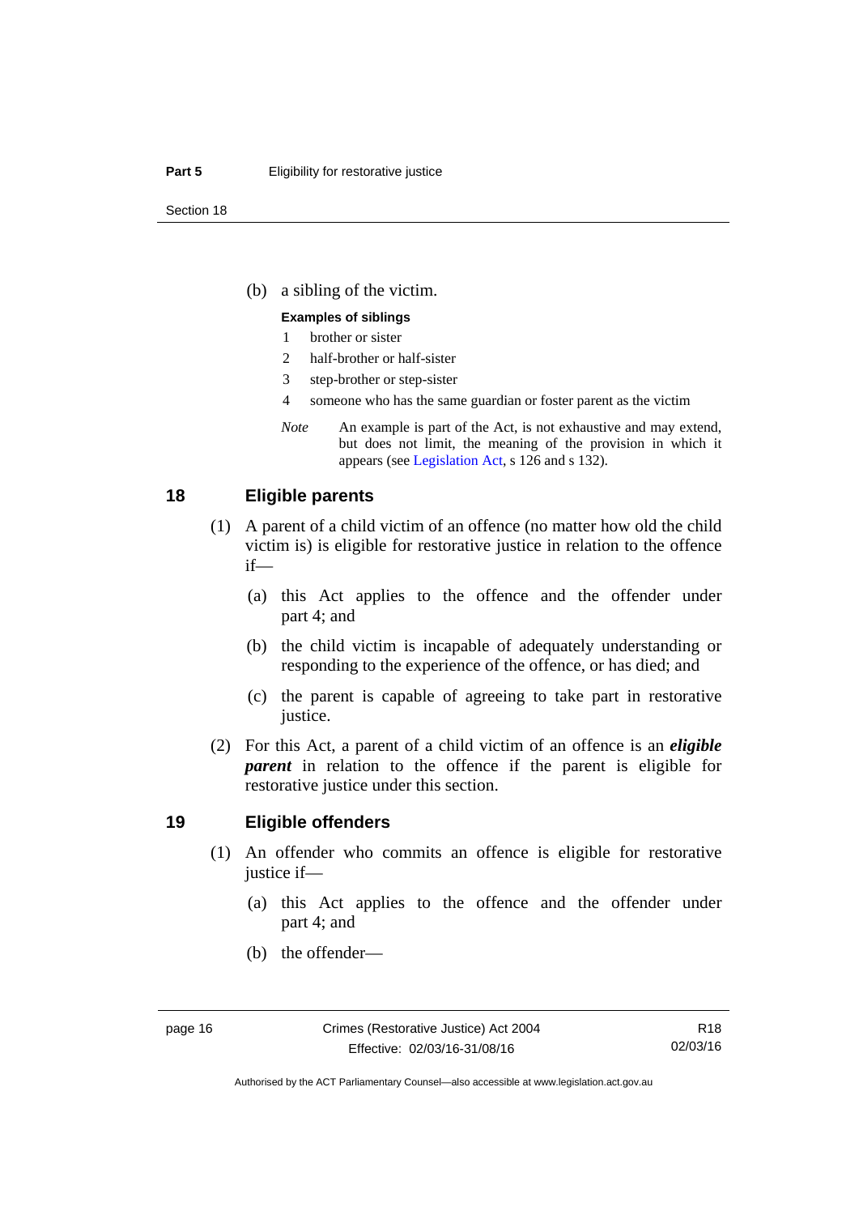(b) a sibling of the victim.

**Examples of siblings**

1 brother or sister

2 half-brother or half-sister

3 step-brother or step-sister

4 someone who has the same guardian or foster parent as the victim

*Note* An example is part of the Act, is not exhaustive and may extend, but does not limit, the meaning of the provision in which it appears (see Legislation Act, s 126 and s 132).

## 18 Eligible parents

(1) A parent of a child victim of an offence (no matter how old the child victim is) is eligible for restorative justice in relation to the offence if—

(a) this Act applies to the offence and the offender under part 4; and

(b) the child victim is incapable of adequately understanding or responding to the experience of the offence, or has died; and

(c) the parent is capable of agreeing to take part in restorative justice.

(2) For this Act, a parent of a child victim of an offence is an ***eligible parent*** in relation to the offence if the parent is eligible for restorative justice under this section.

## 19 Eligible offenders

(1) An offender who commits an offence is eligible for restorative justice if—

(a) this Act applies to the offence and the offender under part 4; and

(b) the offender—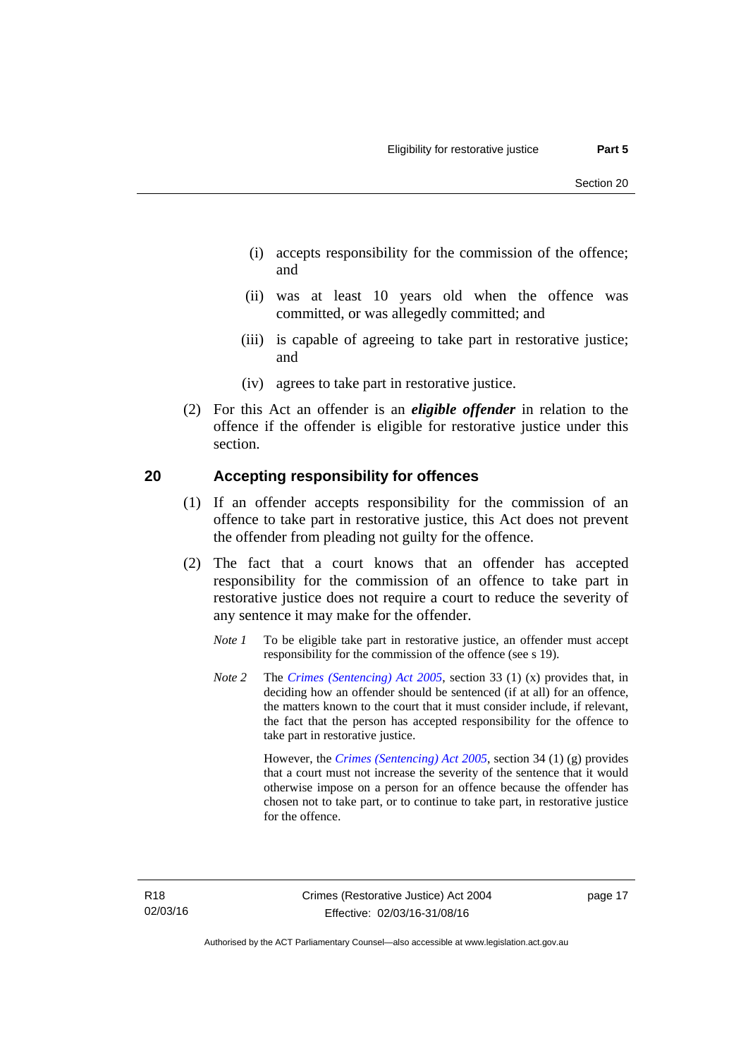(i) accepts responsibility for the commission of the offence; and

(ii) was at least 10 years old when the offence was committed, or was allegedly committed; and

(iii) is capable of agreeing to take part in restorative justice; and

(iv) agrees to take part in restorative justice.

(2) For this Act an offender is an ***eligible offender*** in relation to the offence if the offender is eligible for restorative justice under this section.

## 20 Accepting responsibility for offences

(1) If an offender accepts responsibility for the commission of an offence to take part in restorative justice, this Act does not prevent the offender from pleading not guilty for the offence.

(2) The fact that a court knows that an offender has accepted responsibility for the commission of an offence to take part in restorative justice does not require a court to reduce the severity of any sentence it may make for the offender.

*Note 1* To be eligible take part in restorative justice, an offender must accept responsibility for the commission of the offence (see s 19).

*Note 2* The *Crimes (Sentencing) Act 2005*, section 33 (1) (x) provides that, in deciding how an offender should be sentenced (if at all) for an offence, the matters known to the court that it must consider include, if relevant, the fact that the person has accepted responsibility for the offence to take part in restorative justice.

However, the *Crimes (Sentencing) Act 2005*, section 34 (1) (g) provides that a court must not increase the severity of the sentence that it would otherwise impose on a person for an offence because the offender has chosen not to take part, or to continue to take part, in restorative justice for the offence.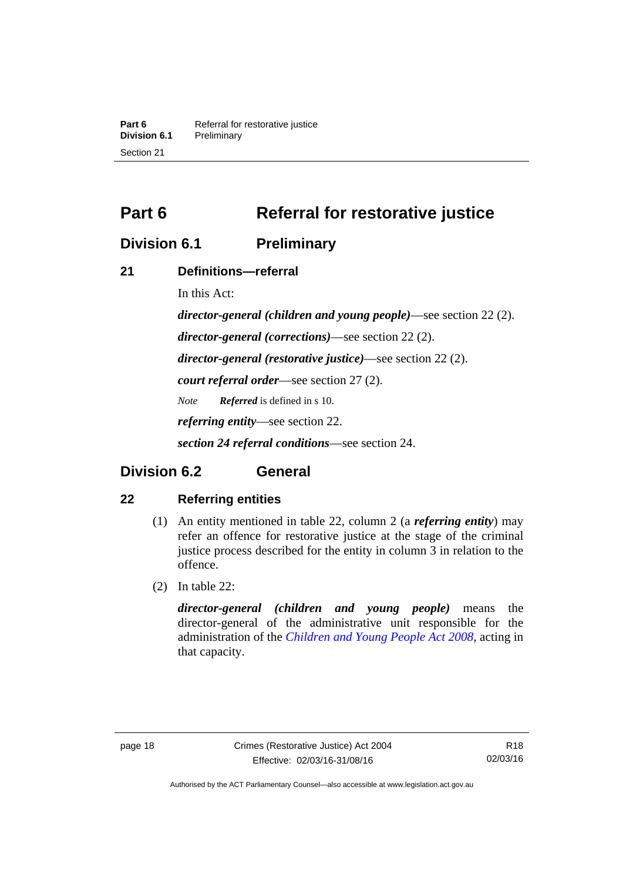# Part 6 Referral for restorative justice

## Division 6.1 Preliminary

### 21 Definitions—referral

In this Act:

***director-general (children and young people)***—see section 22 (2).

***director-general (corrections)***—see section 22 (2).

***director-general (restorative justice)***—see section 22 (2).

***court referral order***—see section 27 (2).

*Note* ***Referred*** is defined in s 10.

***referring entity***—see section 22.

***section 24 referral conditions***—see section 24.

## Division 6.2 General

### 22 Referring entities

(1) An entity mentioned in table 22, column 2 (a ***referring entity***) may refer an offence for restorative justice at the stage of the criminal justice process described for the entity in column 3 in relation to the offence.

(2) In table 22:

***director-general (children and young people)*** means the director-general of the administrative unit responsible for the administration of the *Children and Young People Act 2008*, acting in that capacity.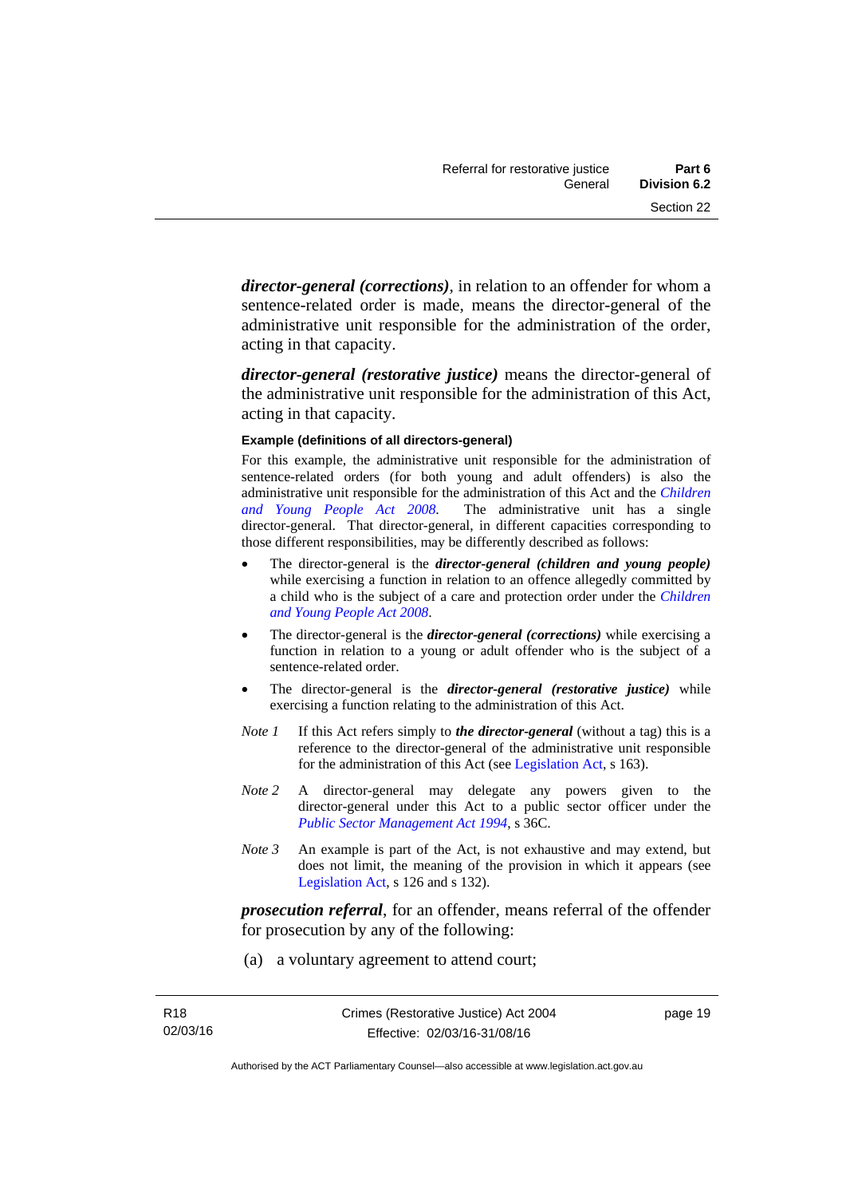***director-general (corrections)***, in relation to an offender for whom a sentence-related order is made, means the director-general of the administrative unit responsible for the administration of the order, acting in that capacity.

***director-general (restorative justice)*** means the director-general of the administrative unit responsible for the administration of this Act, acting in that capacity.

**Example (definitions of all directors-general)**

For this example, the administrative unit responsible for the administration of sentence-related orders (for both young and adult offenders) is also the administrative unit responsible for the administration of this Act and the *Children and Young People Act 2008*. The administrative unit has a single director-general. That director-general, in different capacities corresponding to those different responsibilities, may be differently described as follows:

- The director-general is the ***director-general (children and young people)*** while exercising a function in relation to an offence allegedly committed by a child who is the subject of a care and protection order under the *Children and Young People Act 2008*.
- The director-general is the ***director-general (corrections)*** while exercising a function in relation to a young or adult offender who is the subject of a sentence-related order.
- The director-general is the ***director-general (restorative justice)*** while exercising a function relating to the administration of this Act.

*Note 1* If this Act refers simply to ***the director-general*** (without a tag) this is a reference to the director-general of the administrative unit responsible for the administration of this Act (see Legislation Act, s 163).

*Note 2* A director-general may delegate any powers given to the director-general under this Act to a public sector officer under the *Public Sector Management Act 1994*, s 36C.

*Note 3* An example is part of the Act, is not exhaustive and may extend, but does not limit, the meaning of the provision in which it appears (see Legislation Act, s 126 and s 132).

***prosecution referral***, for an offender, means referral of the offender for prosecution by any of the following:

(a) a voluntary agreement to attend court;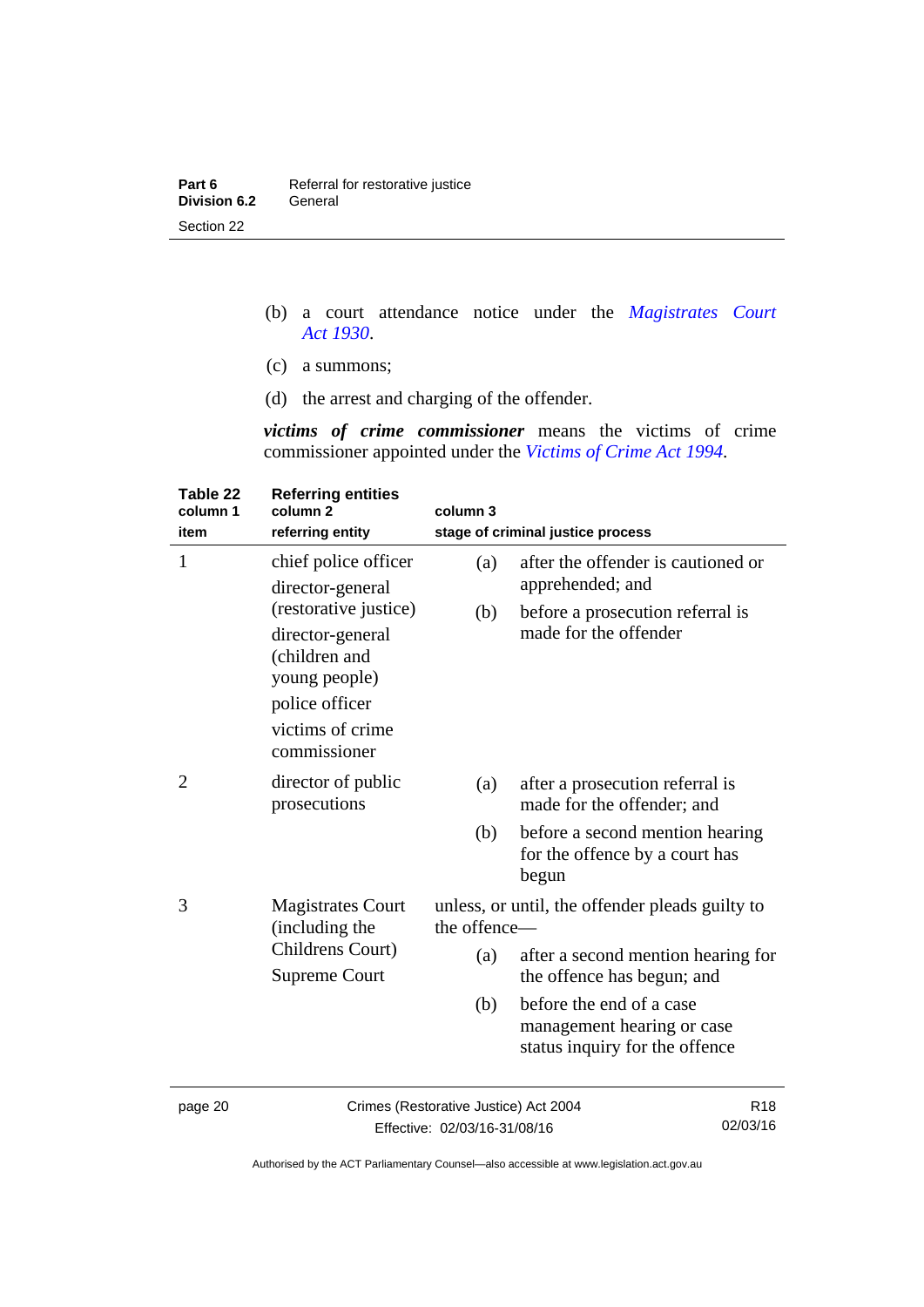(b) a court attendance notice under the *Magistrates Court Act 1930*.

(c) a summons;

(d) the arrest and charging of the offender.

***victims of crime commissioner*** means the victims of crime commissioner appointed under the *Victims of Crime Act 1994*.

**Table 22 Referring entities**

| column 1<br>item | column 2<br>referring entity | column 3<br>stage of criminal justice process |
|---|---|---|
| 1 | chief police officer<br>director-general (restorative justice)<br>director-general (children and young people)<br>police officer<br>victims of crime commissioner | (a) after the offender is cautioned or apprehended; and<br>(b) before a prosecution referral is made for the offender |
| 2 | director of public prosecutions | (a) after a prosecution referral is made for the offender; and<br>(b) before a second mention hearing for the offence by a court has begun |
| 3 | Magistrates Court (including the Childrens Court)<br>Supreme Court | unless, or until, the offender pleads guilty to the offence—<br>(a) after a second mention hearing for the offence has begun; and<br>(b) before the end of a case management hearing or case status inquiry for the offence |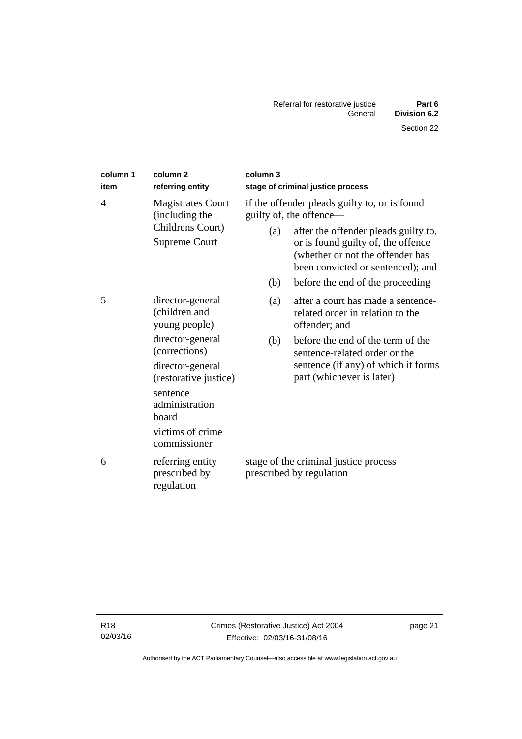| column 1 item | column 2 referring entity | column 3 stage of criminal justice process |
|---|---|---|
| 4 | Magistrates Court (including the Childrens Court)<br>Supreme Court | if the offender pleads guilty to, or is found guilty of, the offence—<br>(a) after the offender pleads guilty to, or is found guilty of, the offence (whether or not the offender has been convicted or sentenced); and<br>(b) before the end of the proceeding |
| 5 | director-general (children and young people)<br>director-general (corrections)<br>director-general (restorative justice)<br>sentence administration board<br>victims of crime commissioner | (a) after a court has made a sentence-related order in relation to the offender; and<br>(b) before the end of the term of the sentence-related order or the sentence (if any) of which it forms part (whichever is later) |
| 6 | referring entity prescribed by regulation | stage of the criminal justice process prescribed by regulation |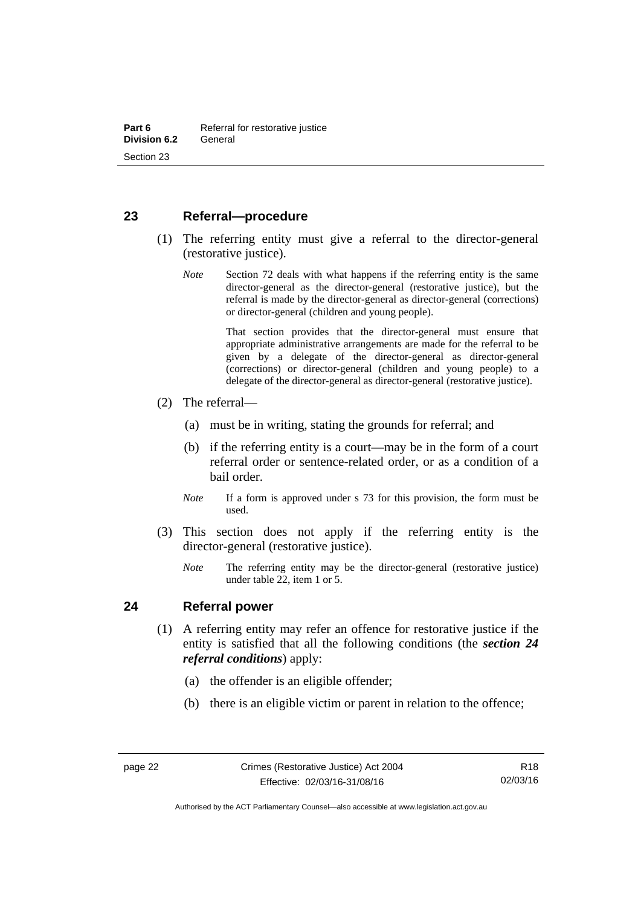## 23 Referral—procedure

(1) The referring entity must give a referral to the director-general (restorative justice).

*Note* Section 72 deals with what happens if the referring entity is the same director-general as the director-general (restorative justice), but the referral is made by the director-general as director-general (corrections) or director-general (children and young people).

That section provides that the director-general must ensure that appropriate administrative arrangements are made for the referral to be given by a delegate of the director-general as director-general (corrections) or director-general (children and young people) to a delegate of the director-general as director-general (restorative justice).

(2) The referral—

(a) must be in writing, stating the grounds for referral; and

(b) if the referring entity is a court—may be in the form of a court referral order or sentence-related order, or as a condition of a bail order.

*Note* If a form is approved under s 73 for this provision, the form must be used.

(3) This section does not apply if the referring entity is the director-general (restorative justice).

*Note* The referring entity may be the director-general (restorative justice) under table 22, item 1 or 5.

## 24 Referral power

(1) A referring entity may refer an offence for restorative justice if the entity is satisfied that all the following conditions (the ***section 24 referral conditions***) apply:

(a) the offender is an eligible offender;

(b) there is an eligible victim or parent in relation to the offence;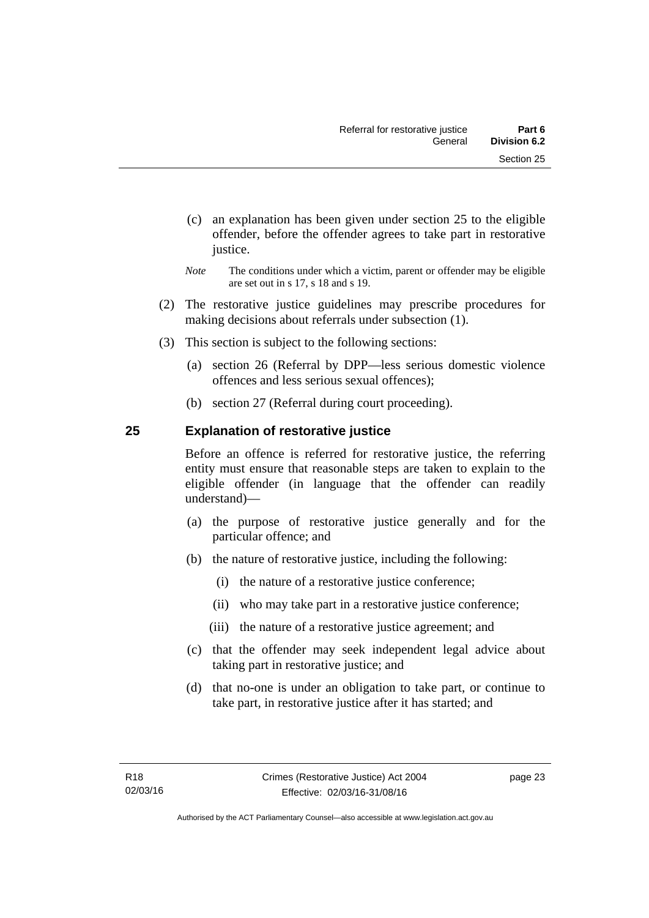(c) an explanation has been given under section 25 to the eligible offender, before the offender agrees to take part in restorative justice.

*Note* The conditions under which a victim, parent or offender may be eligible are set out in s 17, s 18 and s 19.

(2) The restorative justice guidelines may prescribe procedures for making decisions about referrals under subsection (1).

(3) This section is subject to the following sections:

(a) section 26 (Referral by DPP—less serious domestic violence offences and less serious sexual offences);

(b) section 27 (Referral during court proceeding).

## 25 Explanation of restorative justice

Before an offence is referred for restorative justice, the referring entity must ensure that reasonable steps are taken to explain to the eligible offender (in language that the offender can readily understand)—

(a) the purpose of restorative justice generally and for the particular offence; and

(b) the nature of restorative justice, including the following:

(i) the nature of a restorative justice conference;

(ii) who may take part in a restorative justice conference;

(iii) the nature of a restorative justice agreement; and

(c) that the offender may seek independent legal advice about taking part in restorative justice; and

(d) that no-one is under an obligation to take part, or continue to take part, in restorative justice after it has started; and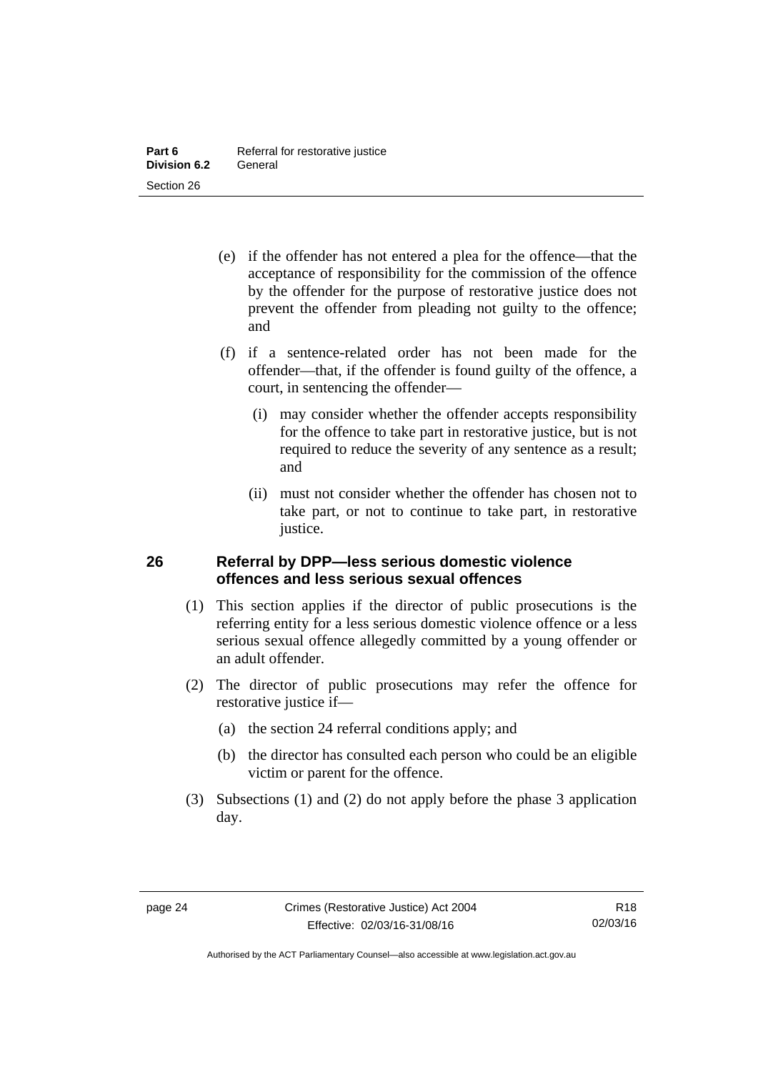(e) if the offender has not entered a plea for the offence—that the acceptance of responsibility for the commission of the offence by the offender for the purpose of restorative justice does not prevent the offender from pleading not guilty to the offence; and

(f) if a sentence-related order has not been made for the offender—that, if the offender is found guilty of the offence, a court, in sentencing the offender—

(i) may consider whether the offender accepts responsibility for the offence to take part in restorative justice, but is not required to reduce the severity of any sentence as a result; and

(ii) must not consider whether the offender has chosen not to take part, or not to continue to take part, in restorative justice.

### 26 Referral by DPP—less serious domestic violence offences and less serious sexual offences

(1) This section applies if the director of public prosecutions is the referring entity for a less serious domestic violence offence or a less serious sexual offence allegedly committed by a young offender or an adult offender.

(2) The director of public prosecutions may refer the offence for restorative justice if—

(a) the section 24 referral conditions apply; and

(b) the director has consulted each person who could be an eligible victim or parent for the offence.

(3) Subsections (1) and (2) do not apply before the phase 3 application day.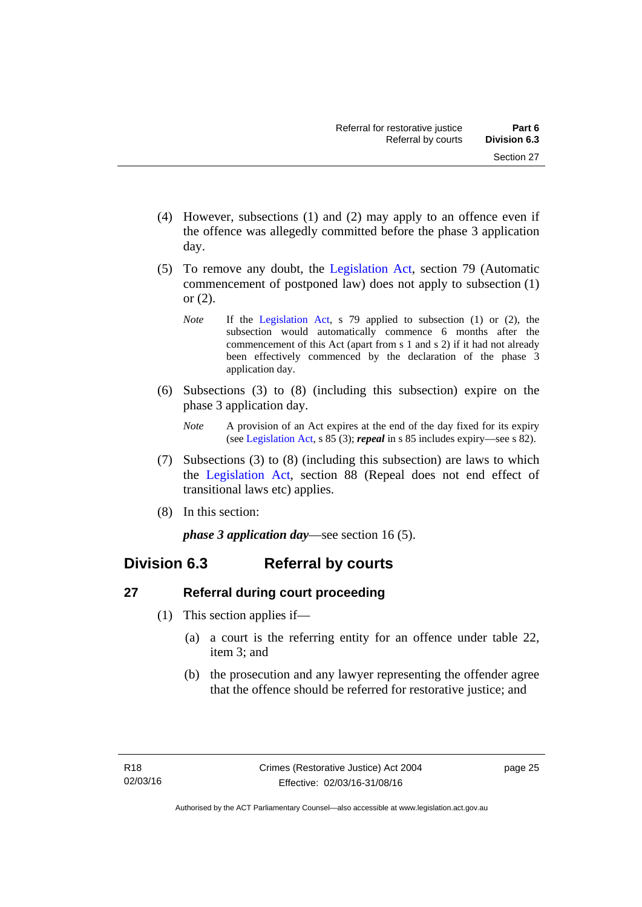(4) However, subsections (1) and (2) may apply to an offence even if the offence was allegedly committed before the phase 3 application day.

(5) To remove any doubt, the Legislation Act, section 79 (Automatic commencement of postponed law) does not apply to subsection (1) or (2).

*Note* If the Legislation Act, s 79 applied to subsection (1) or (2), the subsection would automatically commence 6 months after the commencement of this Act (apart from s 1 and s 2) if it had not already been effectively commenced by the declaration of the phase 3 application day.

(6) Subsections (3) to (8) (including this subsection) expire on the phase 3 application day.

*Note* A provision of an Act expires at the end of the day fixed for its expiry (see Legislation Act, s 85 (3); ***repeal*** in s 85 includes expiry—see s 82).

(7) Subsections (3) to (8) (including this subsection) are laws to which the Legislation Act, section 88 (Repeal does not end effect of transitional laws etc) applies.

(8) In this section:

***phase 3 application day***—see section 16 (5).

## Division 6.3 Referral by courts

### 27 Referral during court proceeding

(1) This section applies if—

(a) a court is the referring entity for an offence under table 22, item 3; and

(b) the prosecution and any lawyer representing the offender agree that the offence should be referred for restorative justice; and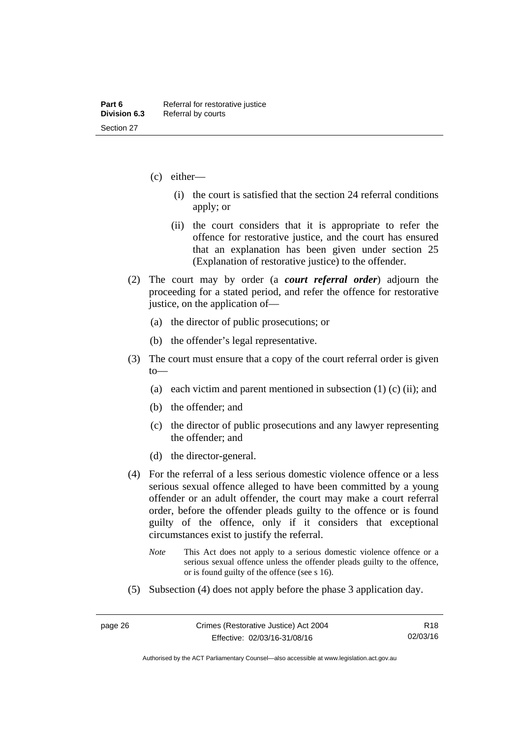(c) either—

  (i) the court is satisfied that the section 24 referral conditions apply; or

  (ii) the court considers that it is appropriate to refer the offence for restorative justice, and the court has ensured that an explanation has been given under section 25 (Explanation of restorative justice) to the offender.

(2) The court may by order (a ***court referral order***) adjourn the proceeding for a stated period, and refer the offence for restorative justice, on the application of—

  (a) the director of public prosecutions; or

  (b) the offender's legal representative.

(3) The court must ensure that a copy of the court referral order is given to—

  (a) each victim and parent mentioned in subsection (1) (c) (ii); and

  (b) the offender; and

  (c) the director of public prosecutions and any lawyer representing the offender; and

  (d) the director-general.

(4) For the referral of a less serious domestic violence offence or a less serious sexual offence alleged to have been committed by a young offender or an adult offender, the court may make a court referral order, before the offender pleads guilty to the offence or is found guilty of the offence, only if it considers that exceptional circumstances exist to justify the referral.

*Note* This Act does not apply to a serious domestic violence offence or a serious sexual offence unless the offender pleads guilty to the offence, or is found guilty of the offence (see s 16).

(5) Subsection (4) does not apply before the phase 3 application day.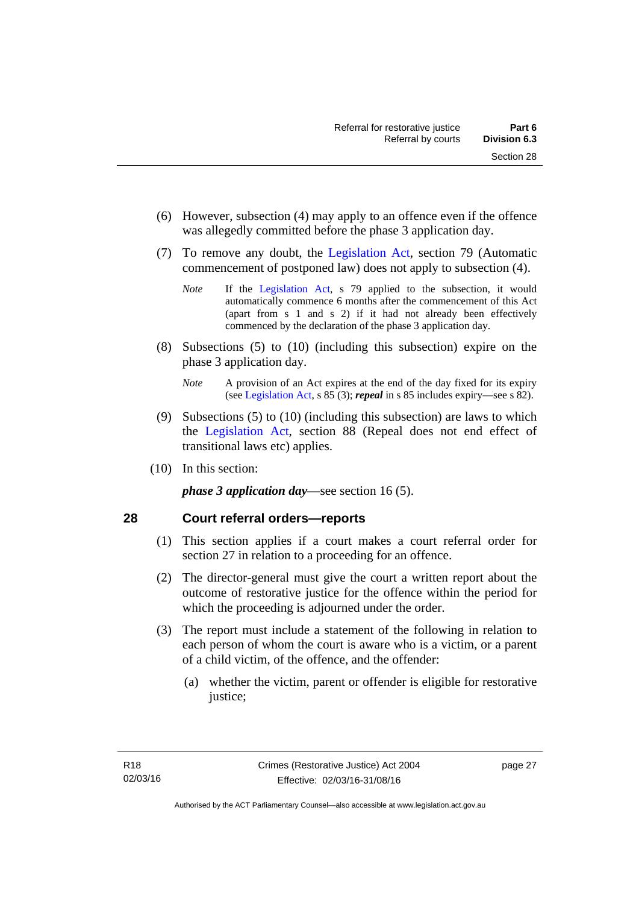(6) However, subsection (4) may apply to an offence even if the offence was allegedly committed before the phase 3 application day.

(7) To remove any doubt, the Legislation Act, section 79 (Automatic commencement of postponed law) does not apply to subsection (4).

*Note* If the Legislation Act, s 79 applied to the subsection, it would automatically commence 6 months after the commencement of this Act (apart from s 1 and s 2) if it had not already been effectively commenced by the declaration of the phase 3 application day.

(8) Subsections (5) to (10) (including this subsection) expire on the phase 3 application day.

*Note* A provision of an Act expires at the end of the day fixed for its expiry (see Legislation Act, s 85 (3); ***repeal*** in s 85 includes expiry—see s 82).

(9) Subsections (5) to (10) (including this subsection) are laws to which the Legislation Act, section 88 (Repeal does not end effect of transitional laws etc) applies.

(10) In this section:

***phase 3 application day***—see section 16 (5).

## 28 Court referral orders—reports

(1) This section applies if a court makes a court referral order for section 27 in relation to a proceeding for an offence.

(2) The director-general must give the court a written report about the outcome of restorative justice for the offence within the period for which the proceeding is adjourned under the order.

(3) The report must include a statement of the following in relation to each person of whom the court is aware who is a victim, or a parent of a child victim, of the offence, and the offender:

(a) whether the victim, parent or offender is eligible for restorative justice;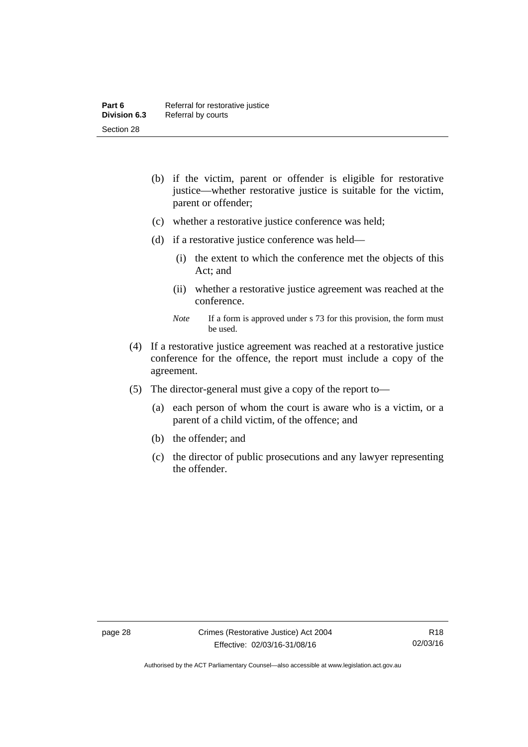(b) if the victim, parent or offender is eligible for restorative justice—whether restorative justice is suitable for the victim, parent or offender;

(c) whether a restorative justice conference was held;

(d) if a restorative justice conference was held—

(i) the extent to which the conference met the objects of this Act; and

(ii) whether a restorative justice agreement was reached at the conference.

*Note* If a form is approved under s 73 for this provision, the form must be used.

(4) If a restorative justice agreement was reached at a restorative justice conference for the offence, the report must include a copy of the agreement.

(5) The director-general must give a copy of the report to—

(a) each person of whom the court is aware who is a victim, or a parent of a child victim, of the offence; and

(b) the offender; and

(c) the director of public prosecutions and any lawyer representing the offender.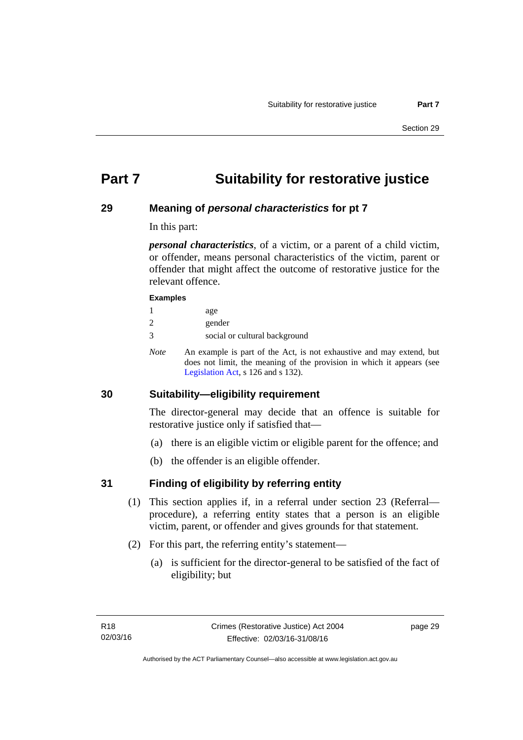# Part 7 Suitability for restorative justice

## 29 Meaning of *personal characteristics* for pt 7

In this part:

***personal characteristics***, of a victim, or a parent of a child victim, or offender, means personal characteristics of the victim, parent or offender that might affect the outcome of restorative justice for the relevant offence.

**Examples**

1 age

2 gender

3 social or cultural background

*Note* An example is part of the Act, is not exhaustive and may extend, but does not limit, the meaning of the provision in which it appears (see Legislation Act, s 126 and s 132).

## 30 Suitability—eligibility requirement

The director-general may decide that an offence is suitable for restorative justice only if satisfied that—

(a) there is an eligible victim or eligible parent for the offence; and

(b) the offender is an eligible offender.

## 31 Finding of eligibility by referring entity

(1) This section applies if, in a referral under section 23 (Referral—procedure), a referring entity states that a person is an eligible victim, parent, or offender and gives grounds for that statement.

(2) For this part, the referring entity's statement—

(a) is sufficient for the director-general to be satisfied of the fact of eligibility; but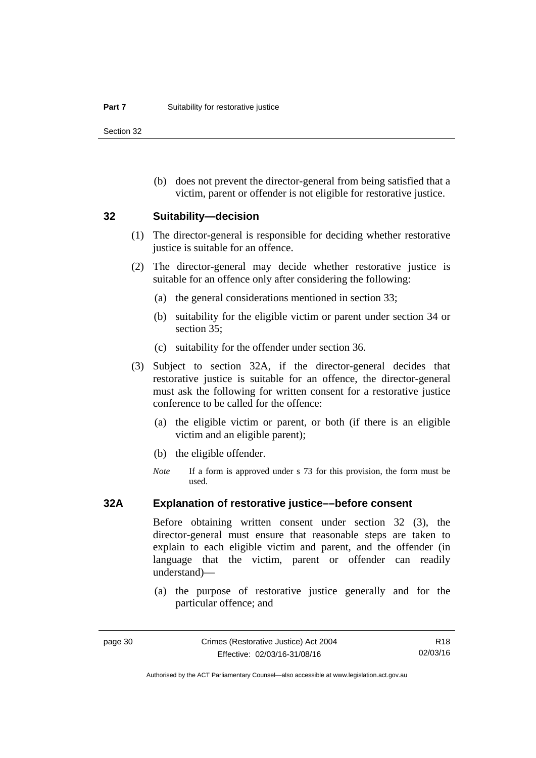(b) does not prevent the director-general from being satisfied that a victim, parent or offender is not eligible for restorative justice.

## 32 Suitability—decision

(1) The director-general is responsible for deciding whether restorative justice is suitable for an offence.

(2) The director-general may decide whether restorative justice is suitable for an offence only after considering the following:

(a) the general considerations mentioned in section 33;

(b) suitability for the eligible victim or parent under section 34 or section 35;

(c) suitability for the offender under section 36.

(3) Subject to section 32A, if the director-general decides that restorative justice is suitable for an offence, the director-general must ask the following for written consent for a restorative justice conference to be called for the offence:

(a) the eligible victim or parent, or both (if there is an eligible victim and an eligible parent);

(b) the eligible offender.

*Note* If a form is approved under s 73 for this provision, the form must be used.

## 32A Explanation of restorative justice––before consent

Before obtaining written consent under section 32 (3), the director-general must ensure that reasonable steps are taken to explain to each eligible victim and parent, and the offender (in language that the victim, parent or offender can readily understand)—

(a) the purpose of restorative justice generally and for the particular offence; and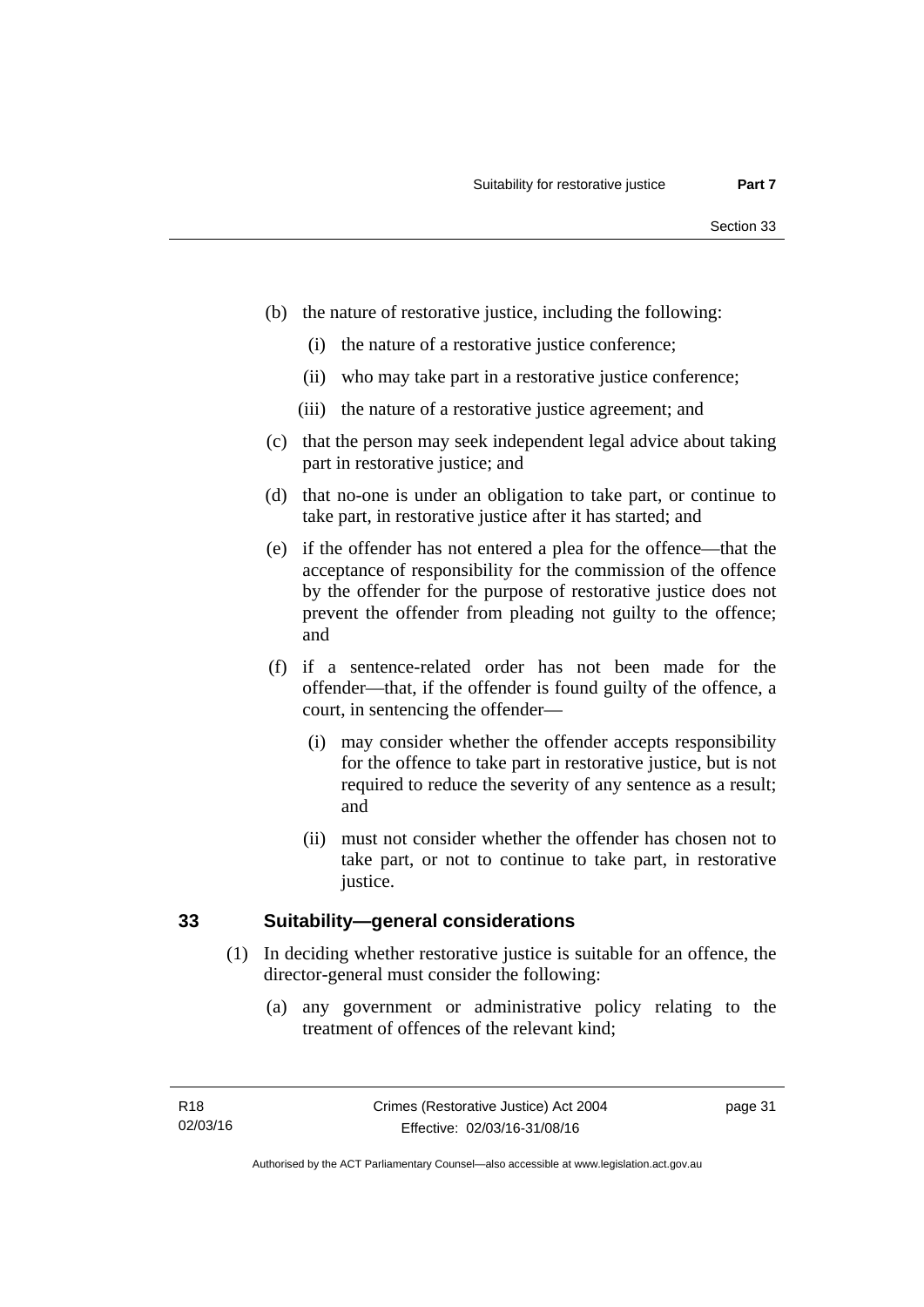(b) the nature of restorative justice, including the following:

(i) the nature of a restorative justice conference;

(ii) who may take part in a restorative justice conference;

(iii) the nature of a restorative justice agreement; and

(c) that the person may seek independent legal advice about taking part in restorative justice; and

(d) that no-one is under an obligation to take part, or continue to take part, in restorative justice after it has started; and

(e) if the offender has not entered a plea for the offence—that the acceptance of responsibility for the commission of the offence by the offender for the purpose of restorative justice does not prevent the offender from pleading not guilty to the offence; and

(f) if a sentence-related order has not been made for the offender—that, if the offender is found guilty of the offence, a court, in sentencing the offender—

(i) may consider whether the offender accepts responsibility for the offence to take part in restorative justice, but is not required to reduce the severity of any sentence as a result; and

(ii) must not consider whether the offender has chosen not to take part, or not to continue to take part, in restorative justice.

## 33 Suitability—general considerations

(1) In deciding whether restorative justice is suitable for an offence, the director-general must consider the following:

(a) any government or administrative policy relating to the treatment of offences of the relevant kind;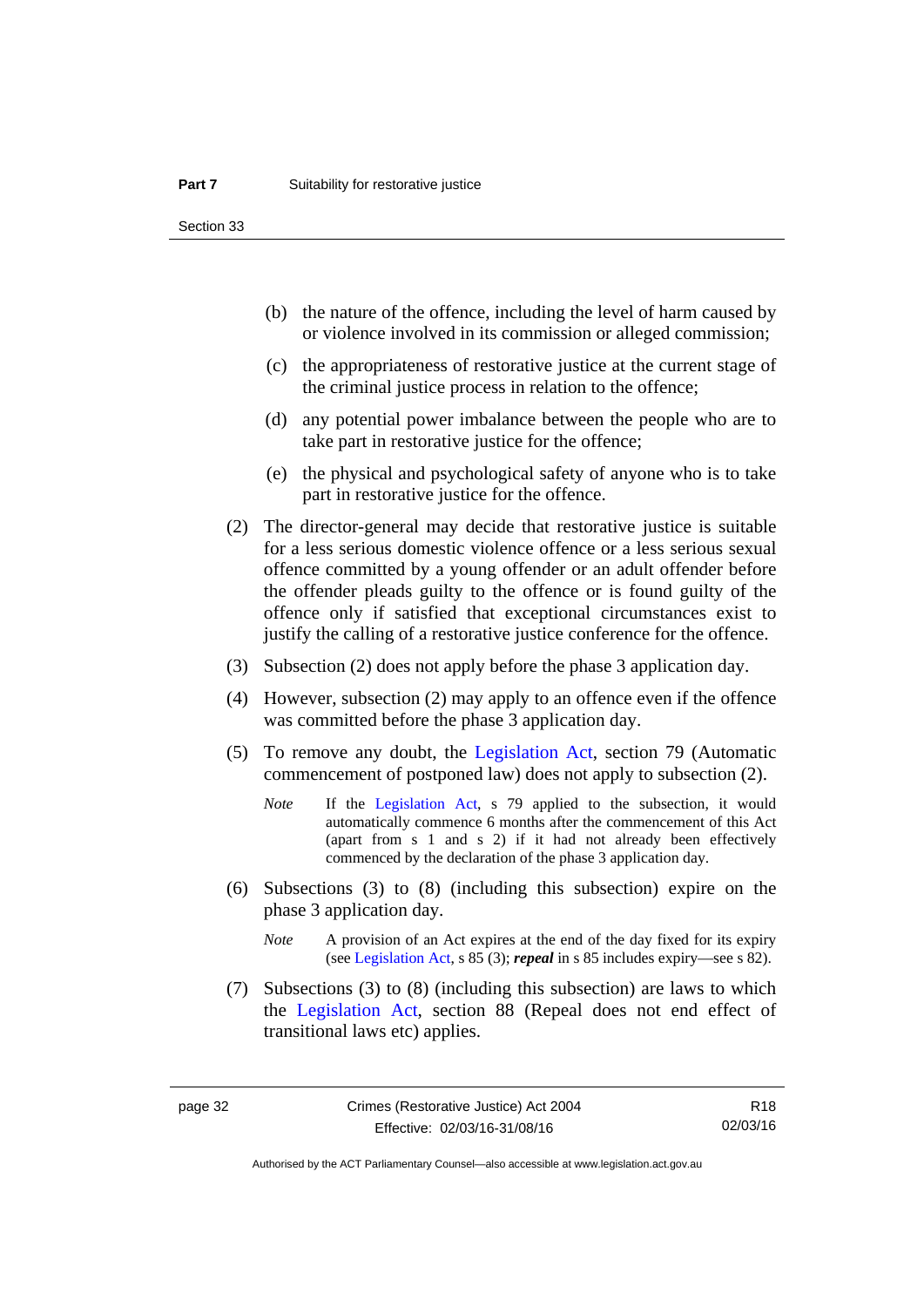(b) the nature of the offence, including the level of harm caused by or violence involved in its commission or alleged commission;

(c) the appropriateness of restorative justice at the current stage of the criminal justice process in relation to the offence;

(d) any potential power imbalance between the people who are to take part in restorative justice for the offence;

(e) the physical and psychological safety of anyone who is to take part in restorative justice for the offence.

(2) The director-general may decide that restorative justice is suitable for a less serious domestic violence offence or a less serious sexual offence committed by a young offender or an adult offender before the offender pleads guilty to the offence or is found guilty of the offence only if satisfied that exceptional circumstances exist to justify the calling of a restorative justice conference for the offence.

(3) Subsection (2) does not apply before the phase 3 application day.

(4) However, subsection (2) may apply to an offence even if the offence was committed before the phase 3 application day.

(5) To remove any doubt, the Legislation Act, section 79 (Automatic commencement of postponed law) does not apply to subsection (2).

*Note* If the Legislation Act, s 79 applied to the subsection, it would automatically commence 6 months after the commencement of this Act (apart from s 1 and s 2) if it had not already been effectively commenced by the declaration of the phase 3 application day.

(6) Subsections (3) to (8) (including this subsection) expire on the phase 3 application day.

*Note* A provision of an Act expires at the end of the day fixed for its expiry (see Legislation Act, s 85 (3); ***repeal*** in s 85 includes expiry—see s 82).

(7) Subsections (3) to (8) (including this subsection) are laws to which the Legislation Act, section 88 (Repeal does not end effect of transitional laws etc) applies.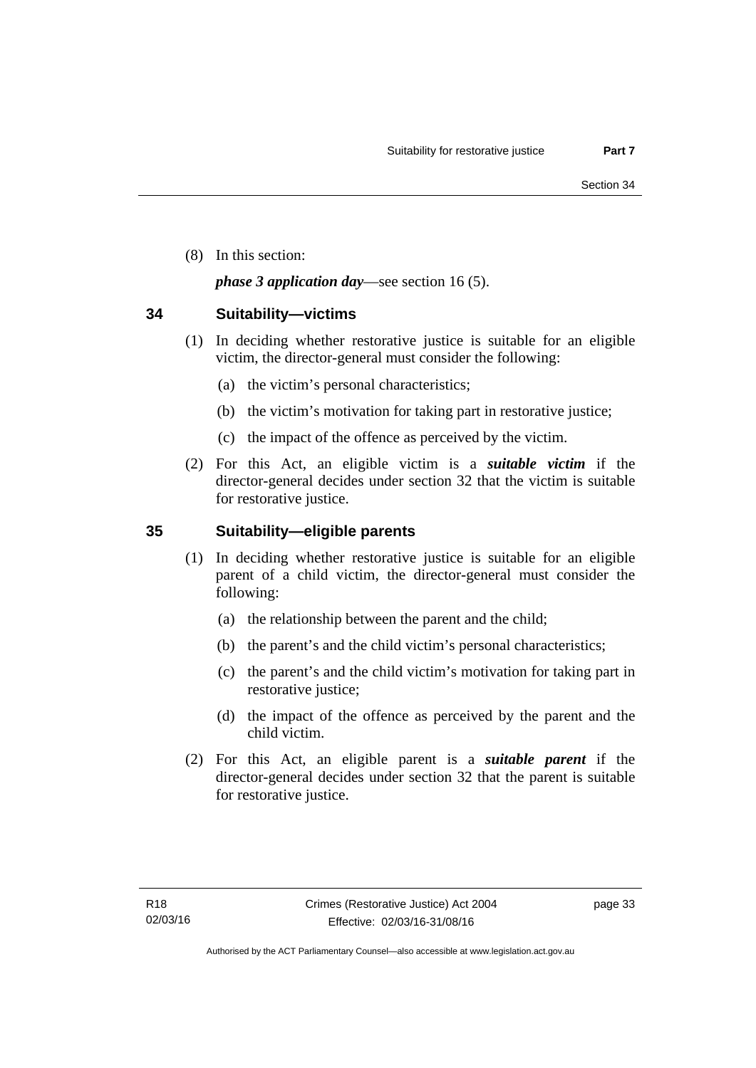(8) In this section:

***phase 3 application day***—see section 16 (5).

## 34 Suitability—victims

(1) In deciding whether restorative justice is suitable for an eligible victim, the director-general must consider the following:

(a) the victim's personal characteristics;

(b) the victim's motivation for taking part in restorative justice;

(c) the impact of the offence as perceived by the victim.

(2) For this Act, an eligible victim is a ***suitable victim*** if the director-general decides under section 32 that the victim is suitable for restorative justice.

## 35 Suitability—eligible parents

(1) In deciding whether restorative justice is suitable for an eligible parent of a child victim, the director-general must consider the following:

(a) the relationship between the parent and the child;

(b) the parent's and the child victim's personal characteristics;

(c) the parent's and the child victim's motivation for taking part in restorative justice;

(d) the impact of the offence as perceived by the parent and the child victim.

(2) For this Act, an eligible parent is a ***suitable parent*** if the director-general decides under section 32 that the parent is suitable for restorative justice.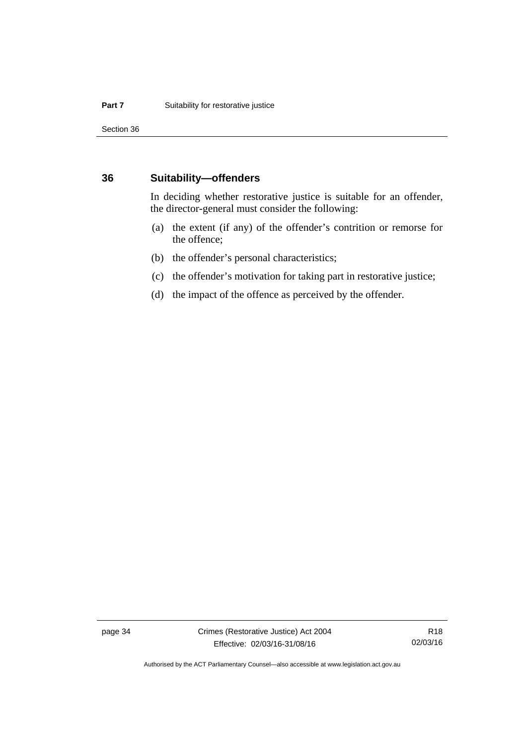## 36 Suitability—offenders

In deciding whether restorative justice is suitable for an offender, the director-general must consider the following:

(a) the extent (if any) of the offender's contrition or remorse for the offence;

(b) the offender's personal characteristics;

(c) the offender's motivation for taking part in restorative justice;

(d) the impact of the offence as perceived by the offender.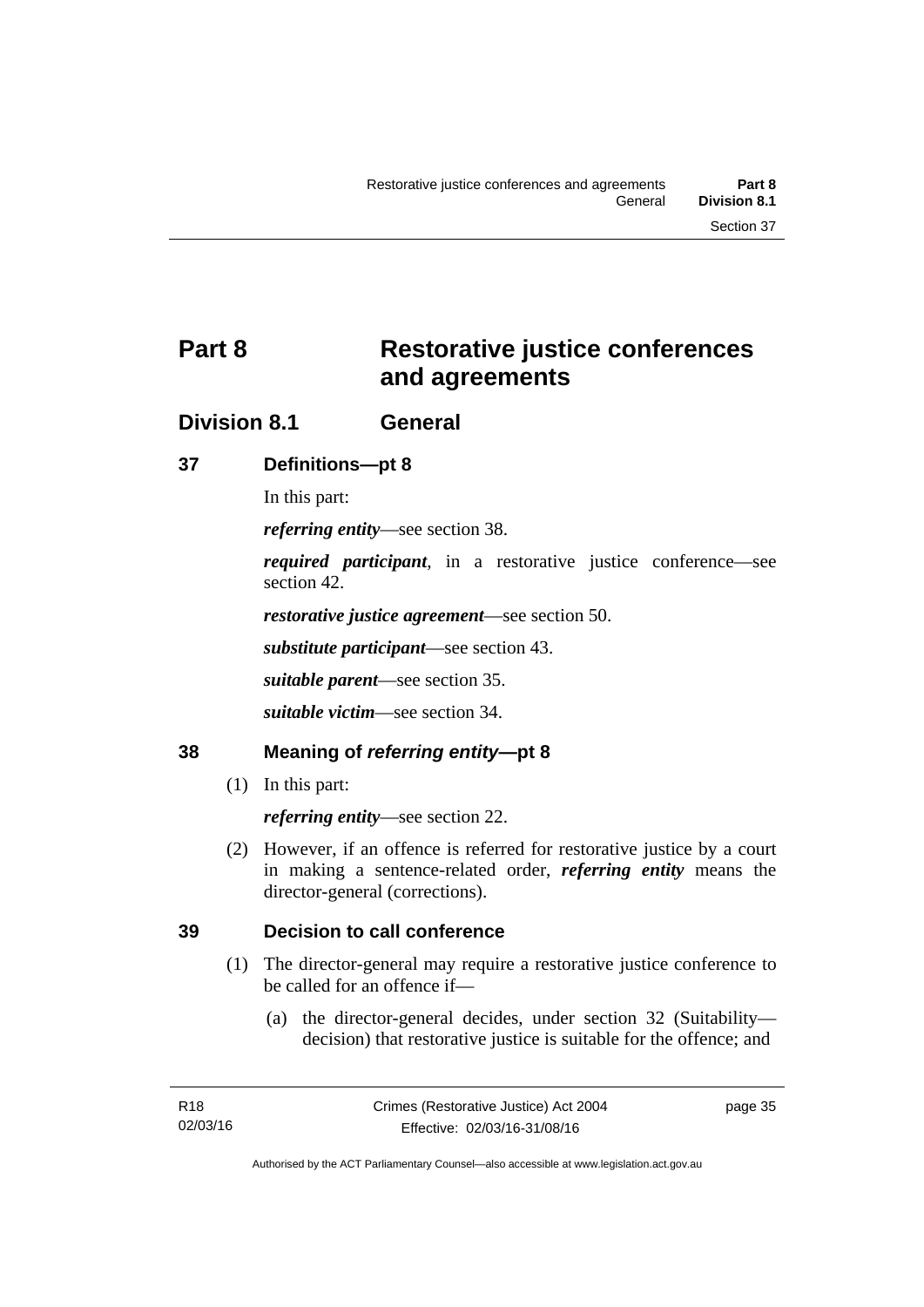# Part 8 Restorative justice conferences and agreements

## Division 8.1 General

### 37 Definitions—pt 8

In this part:

***referring entity***—see section 38.

***required participant***, in a restorative justice conference—see section 42.

***restorative justice agreement***—see section 50.

***substitute participant***—see section 43.

***suitable parent***—see section 35.

***suitable victim***—see section 34.

### 38 Meaning of *referring entity*—pt 8

(1) In this part:

***referring entity***—see section 22.

(2) However, if an offence is referred for restorative justice by a court in making a sentence-related order, ***referring entity*** means the director-general (corrections).

### 39 Decision to call conference

(1) The director-general may require a restorative justice conference to be called for an offence if—

(a) the director-general decides, under section 32 (Suitability—decision) that restorative justice is suitable for the offence; and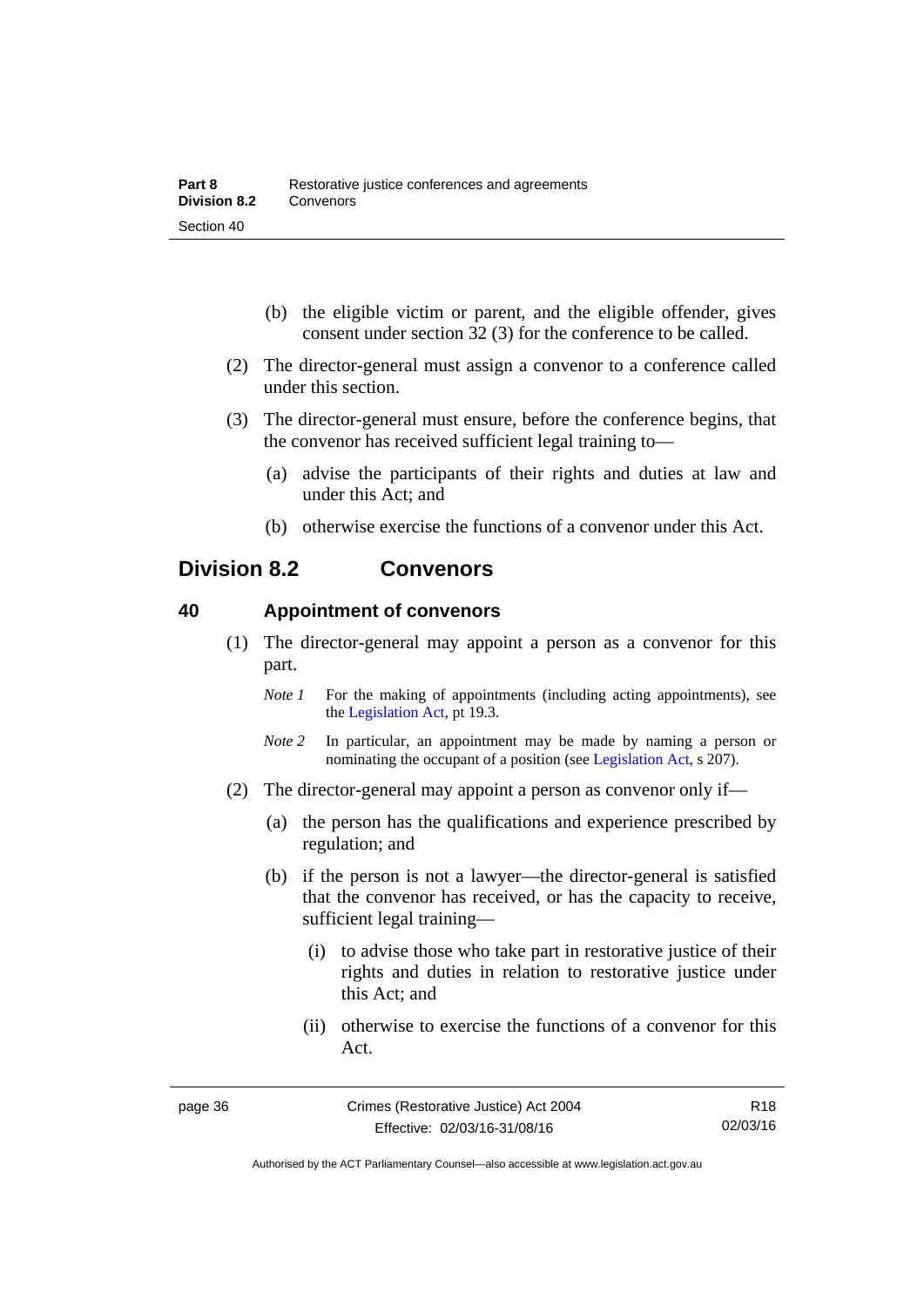(b) the eligible victim or parent, and the eligible offender, gives consent under section 32 (3) for the conference to be called.

(2) The director-general must assign a convenor to a conference called under this section.

(3) The director-general must ensure, before the conference begins, that the convenor has received sufficient legal training to—

(a) advise the participants of their rights and duties at law and under this Act; and

(b) otherwise exercise the functions of a convenor under this Act.

## Division 8.2 Convenors

### 40 Appointment of convenors

(1) The director-general may appoint a person as a convenor for this part.

*Note 1* For the making of appointments (including acting appointments), see the Legislation Act, pt 19.3.

*Note 2* In particular, an appointment may be made by naming a person or nominating the occupant of a position (see Legislation Act, s 207).

(2) The director-general may appoint a person as convenor only if—

(a) the person has the qualifications and experience prescribed by regulation; and

(b) if the person is not a lawyer—the director-general is satisfied that the convenor has received, or has the capacity to receive, sufficient legal training—

(i) to advise those who take part in restorative justice of their rights and duties in relation to restorative justice under this Act; and

(ii) otherwise to exercise the functions of a convenor for this Act.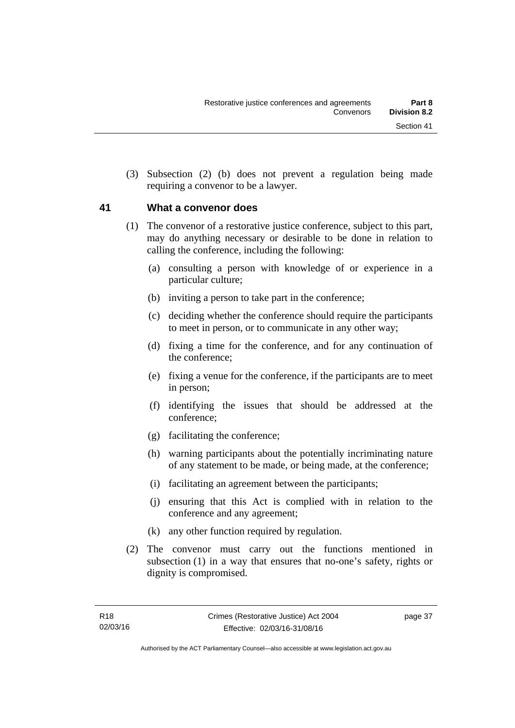(3) Subsection (2) (b) does not prevent a regulation being made requiring a convenor to be a lawyer.

## 41 What a convenor does

(1) The convenor of a restorative justice conference, subject to this part, may do anything necessary or desirable to be done in relation to calling the conference, including the following:

(a) consulting a person with knowledge of or experience in a particular culture;

(b) inviting a person to take part in the conference;

(c) deciding whether the conference should require the participants to meet in person, or to communicate in any other way;

(d) fixing a time for the conference, and for any continuation of the conference;

(e) fixing a venue for the conference, if the participants are to meet in person;

(f) identifying the issues that should be addressed at the conference;

(g) facilitating the conference;

(h) warning participants about the potentially incriminating nature of any statement to be made, or being made, at the conference;

(i) facilitating an agreement between the participants;

(j) ensuring that this Act is complied with in relation to the conference and any agreement;

(k) any other function required by regulation.

(2) The convenor must carry out the functions mentioned in subsection (1) in a way that ensures that no-one's safety, rights or dignity is compromised.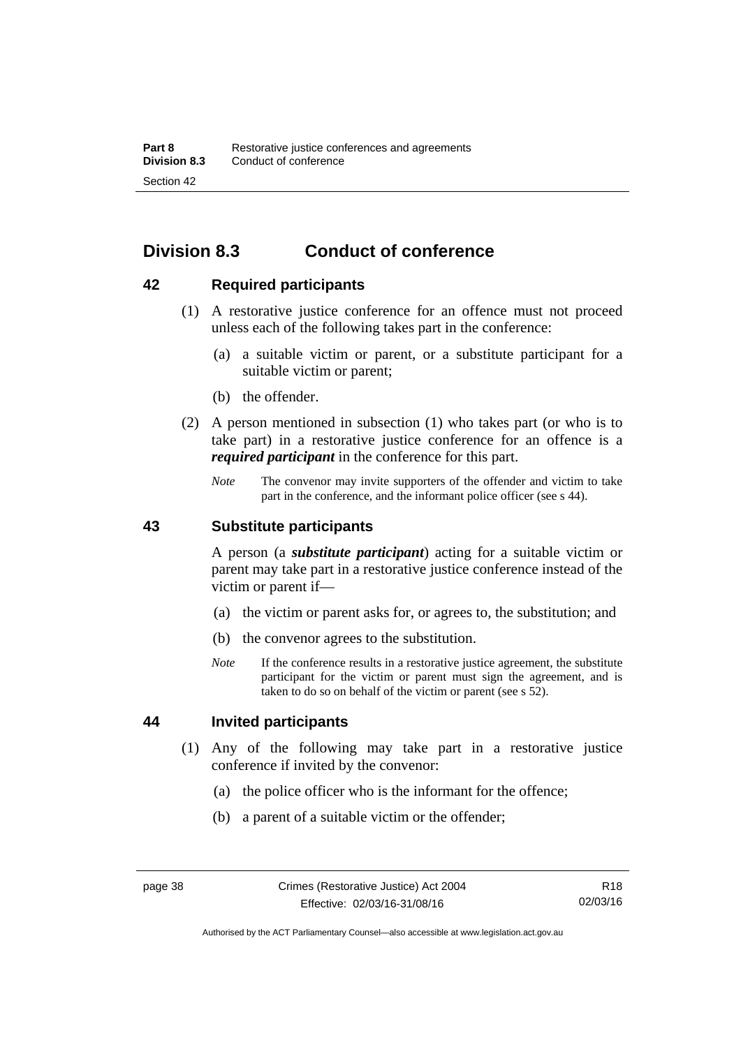## Division 8.3 Conduct of conference

### 42 Required participants

(1) A restorative justice conference for an offence must not proceed unless each of the following takes part in the conference:

(a) a suitable victim or parent, or a substitute participant for a suitable victim or parent;

(b) the offender.

(2) A person mentioned in subsection (1) who takes part (or who is to take part) in a restorative justice conference for an offence is a ***required participant*** in the conference for this part.

*Note* The convenor may invite supporters of the offender and victim to take part in the conference, and the informant police officer (see s 44).

### 43 Substitute participants

A person (a ***substitute participant***) acting for a suitable victim or parent may take part in a restorative justice conference instead of the victim or parent if—

(a) the victim or parent asks for, or agrees to, the substitution; and

(b) the convenor agrees to the substitution.

*Note* If the conference results in a restorative justice agreement, the substitute participant for the victim or parent must sign the agreement, and is taken to do so on behalf of the victim or parent (see s 52).

### 44 Invited participants

(1) Any of the following may take part in a restorative justice conference if invited by the convenor:

(a) the police officer who is the informant for the offence;

(b) a parent of a suitable victim or the offender;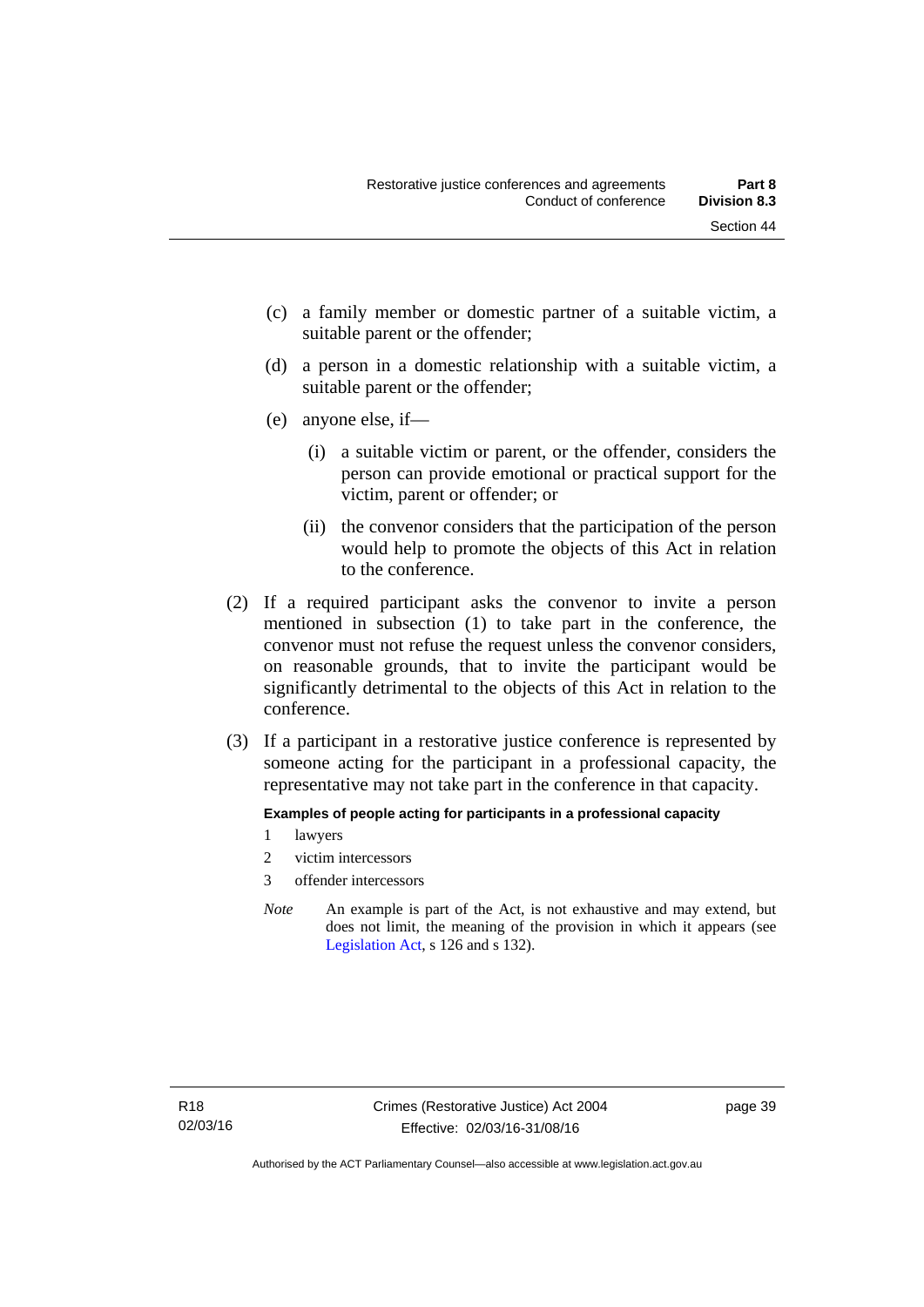(c) a family member or domestic partner of a suitable victim, a suitable parent or the offender;

(d) a person in a domestic relationship with a suitable victim, a suitable parent or the offender;

(e) anyone else, if—

(i) a suitable victim or parent, or the offender, considers the person can provide emotional or practical support for the victim, parent or offender; or

(ii) the convenor considers that the participation of the person would help to promote the objects of this Act in relation to the conference.

(2) If a required participant asks the convenor to invite a person mentioned in subsection (1) to take part in the conference, the convenor must not refuse the request unless the convenor considers, on reasonable grounds, that to invite the participant would be significantly detrimental to the objects of this Act in relation to the conference.

(3) If a participant in a restorative justice conference is represented by someone acting for the participant in a professional capacity, the representative may not take part in the conference in that capacity.

**Examples of people acting for participants in a professional capacity**

1 lawyers

2 victim intercessors

3 offender intercessors

*Note* An example is part of the Act, is not exhaustive and may extend, but does not limit, the meaning of the provision in which it appears (see Legislation Act, s 126 and s 132).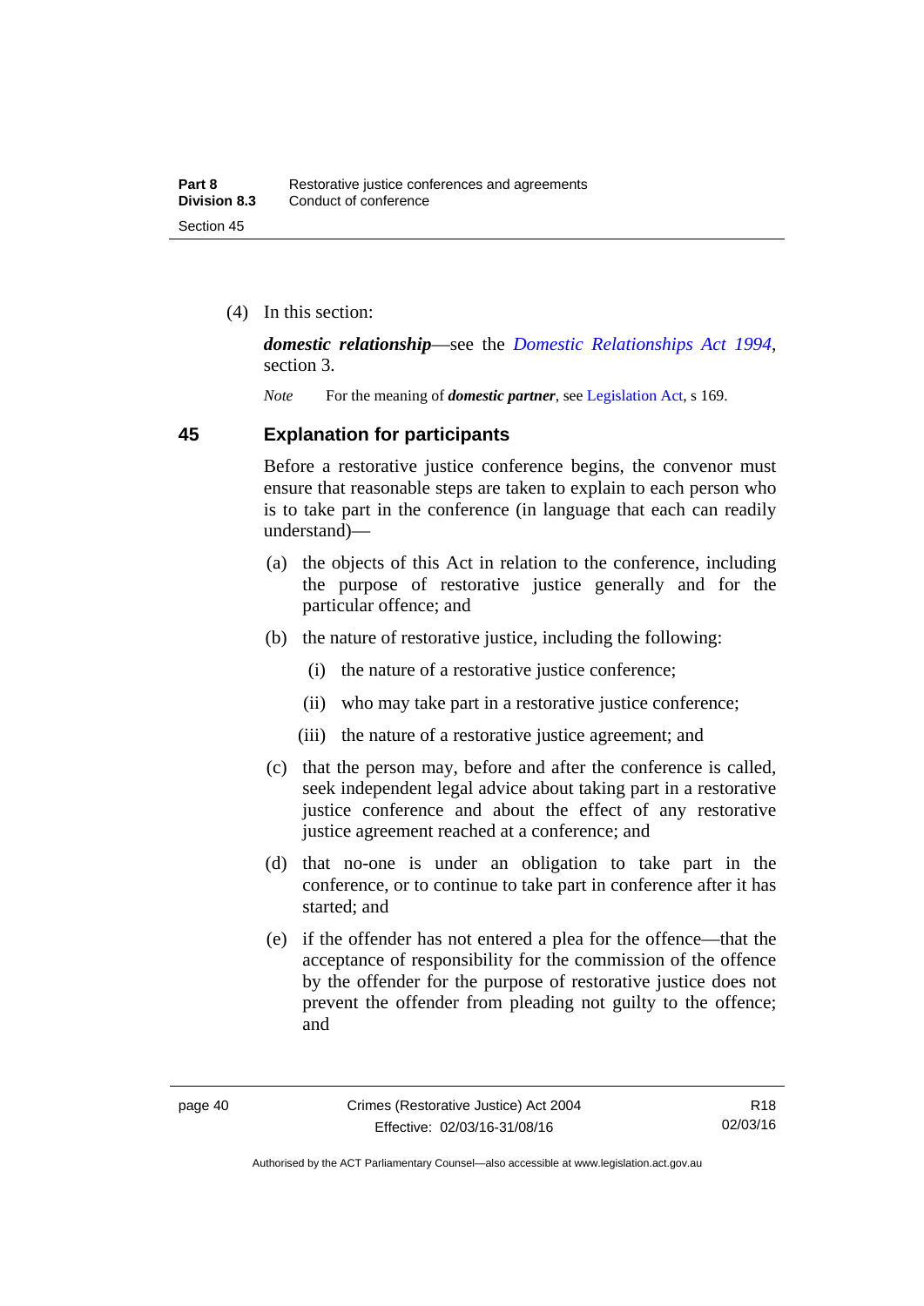(4) In this section:

***domestic relationship***—see the *Domestic Relationships Act 1994*, section 3.

*Note* For the meaning of ***domestic partner***, see Legislation Act, s 169.

## 45 Explanation for participants

Before a restorative justice conference begins, the convenor must ensure that reasonable steps are taken to explain to each person who is to take part in the conference (in language that each can readily understand)—

(a) the objects of this Act in relation to the conference, including the purpose of restorative justice generally and for the particular offence; and

(b) the nature of restorative justice, including the following:

(i) the nature of a restorative justice conference;

(ii) who may take part in a restorative justice conference;

(iii) the nature of a restorative justice agreement; and

(c) that the person may, before and after the conference is called, seek independent legal advice about taking part in a restorative justice conference and about the effect of any restorative justice agreement reached at a conference; and

(d) that no-one is under an obligation to take part in the conference, or to continue to take part in conference after it has started; and

(e) if the offender has not entered a plea for the offence—that the acceptance of responsibility for the commission of the offence by the offender for the purpose of restorative justice does not prevent the offender from pleading not guilty to the offence; and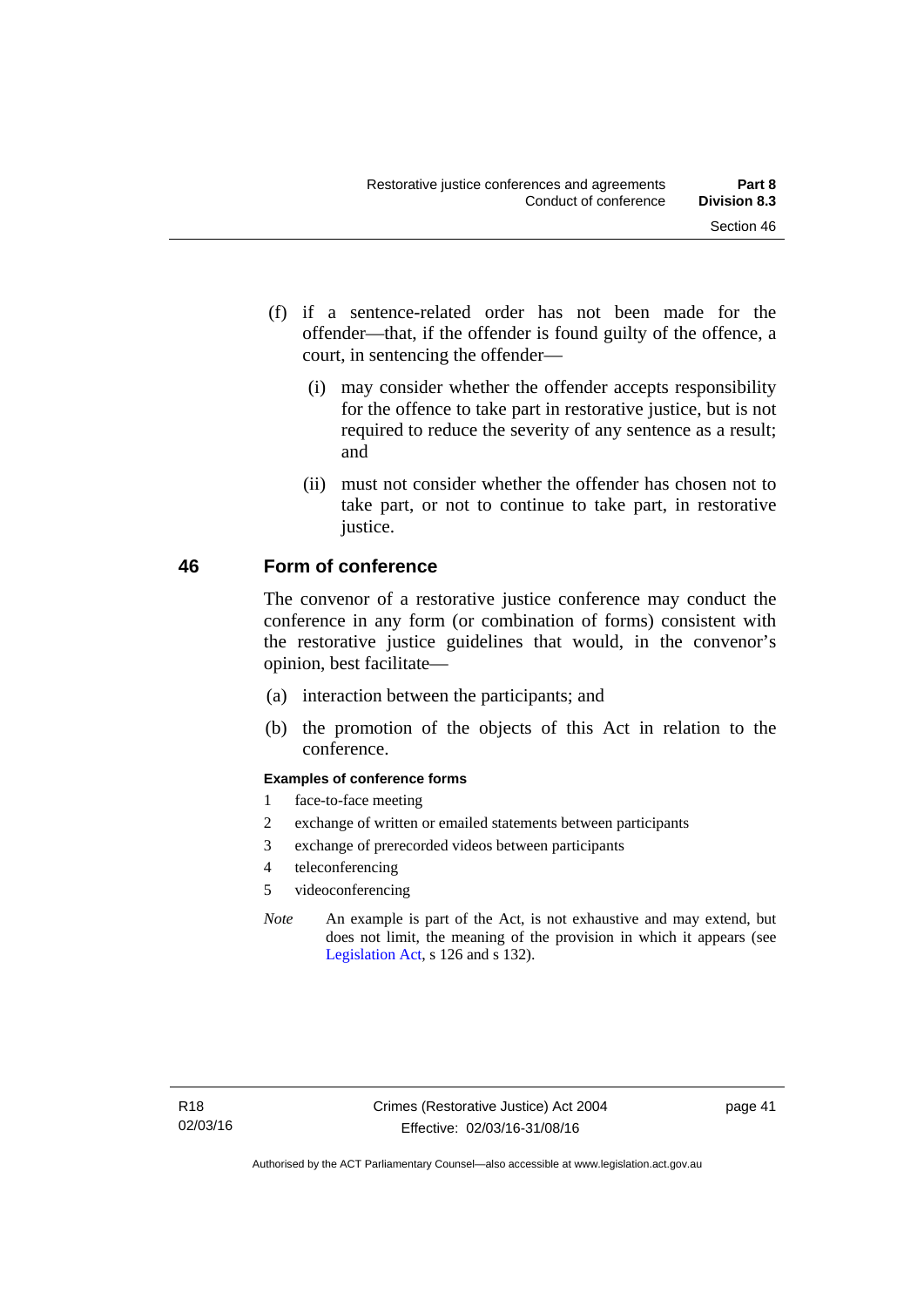(f) if a sentence-related order has not been made for the offender—that, if the offender is found guilty of the offence, a court, in sentencing the offender—

(i) may consider whether the offender accepts responsibility for the offence to take part in restorative justice, but is not required to reduce the severity of any sentence as a result; and

(ii) must not consider whether the offender has chosen not to take part, or not to continue to take part, in restorative justice.

## 46 Form of conference

The convenor of a restorative justice conference may conduct the conference in any form (or combination of forms) consistent with the restorative justice guidelines that would, in the convenor's opinion, best facilitate—

(a) interaction between the participants; and

(b) the promotion of the objects of this Act in relation to the conference.

**Examples of conference forms**

1 face-to-face meeting

2 exchange of written or emailed statements between participants

3 exchange of prerecorded videos between participants

4 teleconferencing

5 videoconferencing

*Note* An example is part of the Act, is not exhaustive and may extend, but does not limit, the meaning of the provision in which it appears (see Legislation Act, s 126 and s 132).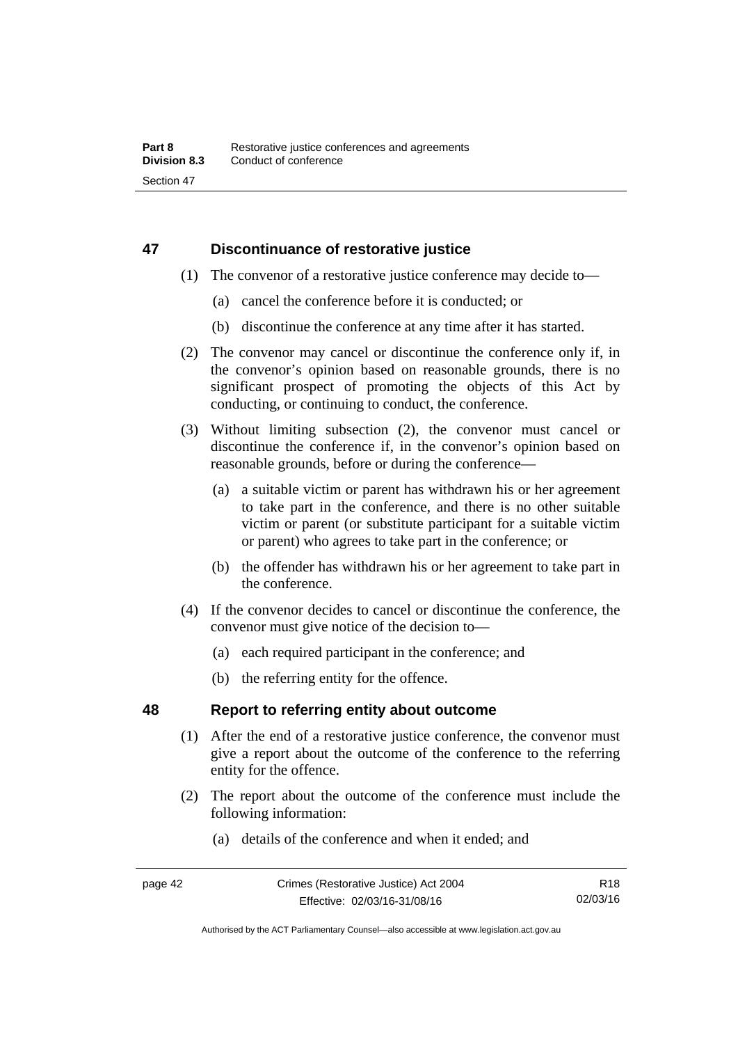## 47 Discontinuance of restorative justice

(1) The convenor of a restorative justice conference may decide to—

(a) cancel the conference before it is conducted; or

(b) discontinue the conference at any time after it has started.

(2) The convenor may cancel or discontinue the conference only if, in the convenor's opinion based on reasonable grounds, there is no significant prospect of promoting the objects of this Act by conducting, or continuing to conduct, the conference.

(3) Without limiting subsection (2), the convenor must cancel or discontinue the conference if, in the convenor's opinion based on reasonable grounds, before or during the conference—

(a) a suitable victim or parent has withdrawn his or her agreement to take part in the conference, and there is no other suitable victim or parent (or substitute participant for a suitable victim or parent) who agrees to take part in the conference; or

(b) the offender has withdrawn his or her agreement to take part in the conference.

(4) If the convenor decides to cancel or discontinue the conference, the convenor must give notice of the decision to—

(a) each required participant in the conference; and

(b) the referring entity for the offence.

## 48 Report to referring entity about outcome

(1) After the end of a restorative justice conference, the convenor must give a report about the outcome of the conference to the referring entity for the offence.

(2) The report about the outcome of the conference must include the following information:

(a) details of the conference and when it ended; and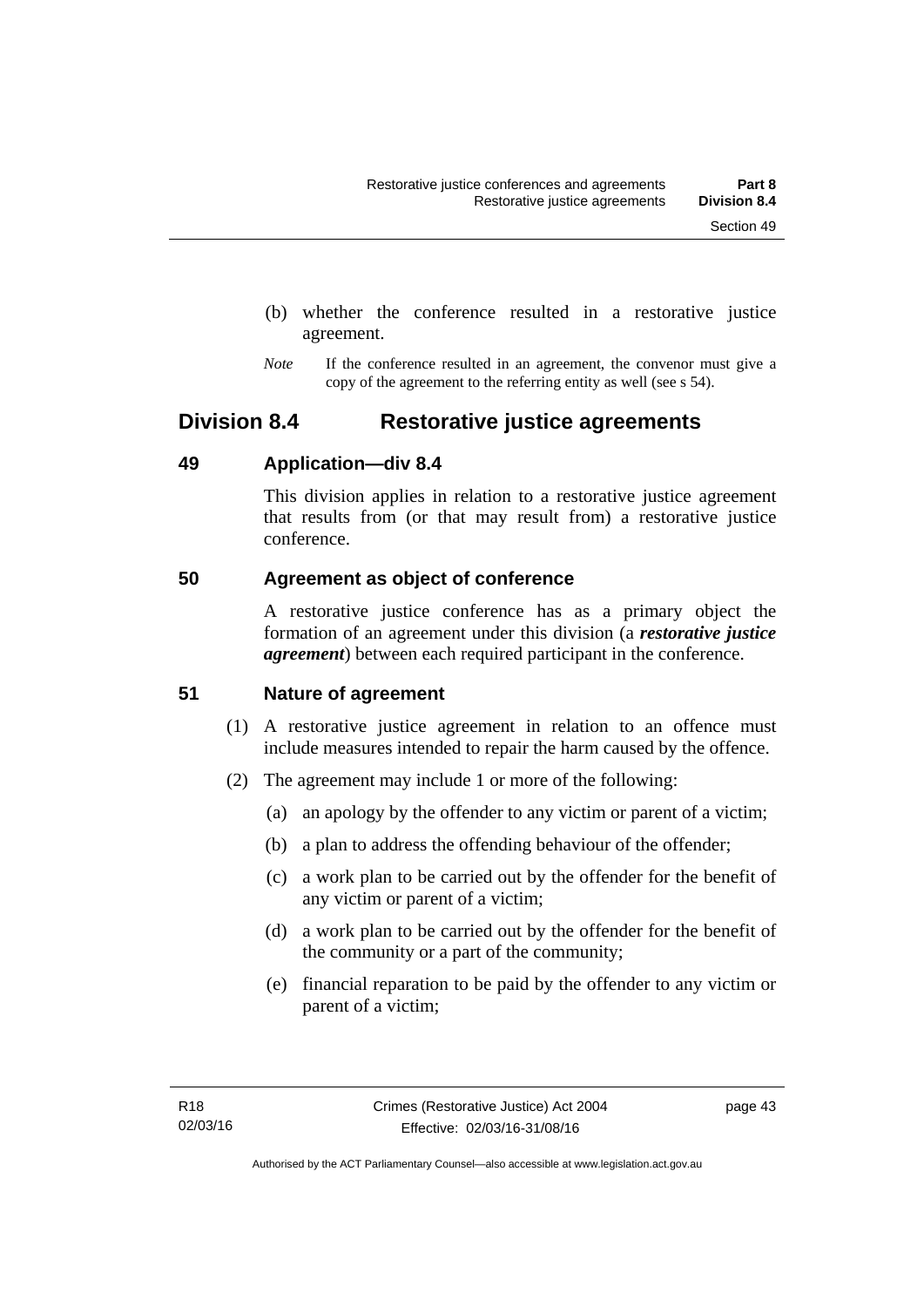(b) whether the conference resulted in a restorative justice agreement.

*Note* If the conference resulted in an agreement, the convenor must give a copy of the agreement to the referring entity as well (see s 54).

## Division 8.4 Restorative justice agreements

### 49 Application—div 8.4

This division applies in relation to a restorative justice agreement that results from (or that may result from) a restorative justice conference.

### 50 Agreement as object of conference

A restorative justice conference has as a primary object the formation of an agreement under this division (a ***restorative justice agreement***) between each required participant in the conference.

### 51 Nature of agreement

(1) A restorative justice agreement in relation to an offence must include measures intended to repair the harm caused by the offence.

(2) The agreement may include 1 or more of the following:

(a) an apology by the offender to any victim or parent of a victim;

(b) a plan to address the offending behaviour of the offender;

(c) a work plan to be carried out by the offender for the benefit of any victim or parent of a victim;

(d) a work plan to be carried out by the offender for the benefit of the community or a part of the community;

(e) financial reparation to be paid by the offender to any victim or parent of a victim;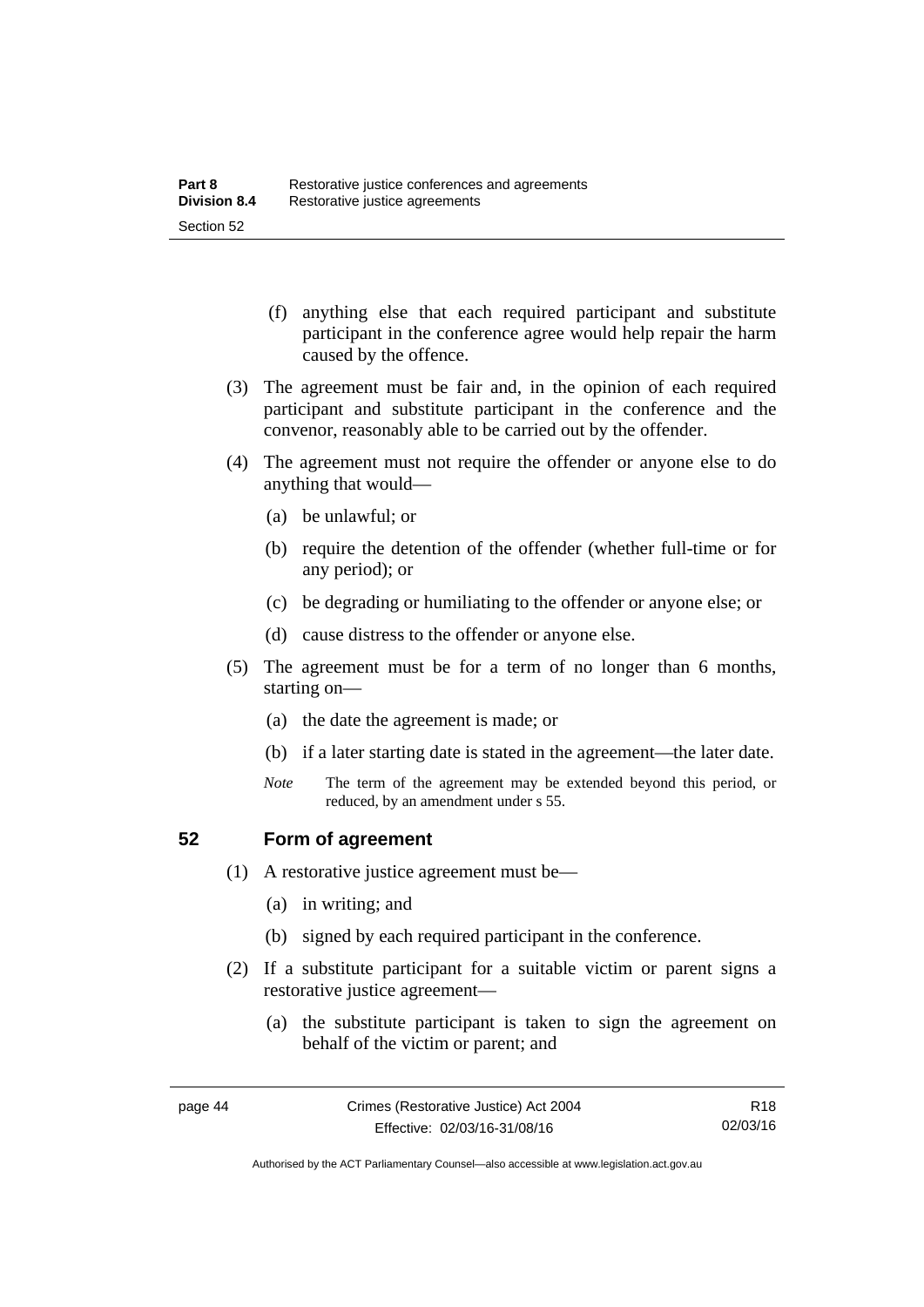(f) anything else that each required participant and substitute participant in the conference agree would help repair the harm caused by the offence.

(3) The agreement must be fair and, in the opinion of each required participant and substitute participant in the conference and the convenor, reasonably able to be carried out by the offender.

(4) The agreement must not require the offender or anyone else to do anything that would—

(a) be unlawful; or

(b) require the detention of the offender (whether full-time or for any period); or

(c) be degrading or humiliating to the offender or anyone else; or

(d) cause distress to the offender or anyone else.

(5) The agreement must be for a term of no longer than 6 months, starting on—

(a) the date the agreement is made; or

(b) if a later starting date is stated in the agreement—the later date.

*Note* The term of the agreement may be extended beyond this period, or reduced, by an amendment under s 55.

## 52 Form of agreement

(1) A restorative justice agreement must be—

(a) in writing; and

(b) signed by each required participant in the conference.

(2) If a substitute participant for a suitable victim or parent signs a restorative justice agreement—

(a) the substitute participant is taken to sign the agreement on behalf of the victim or parent; and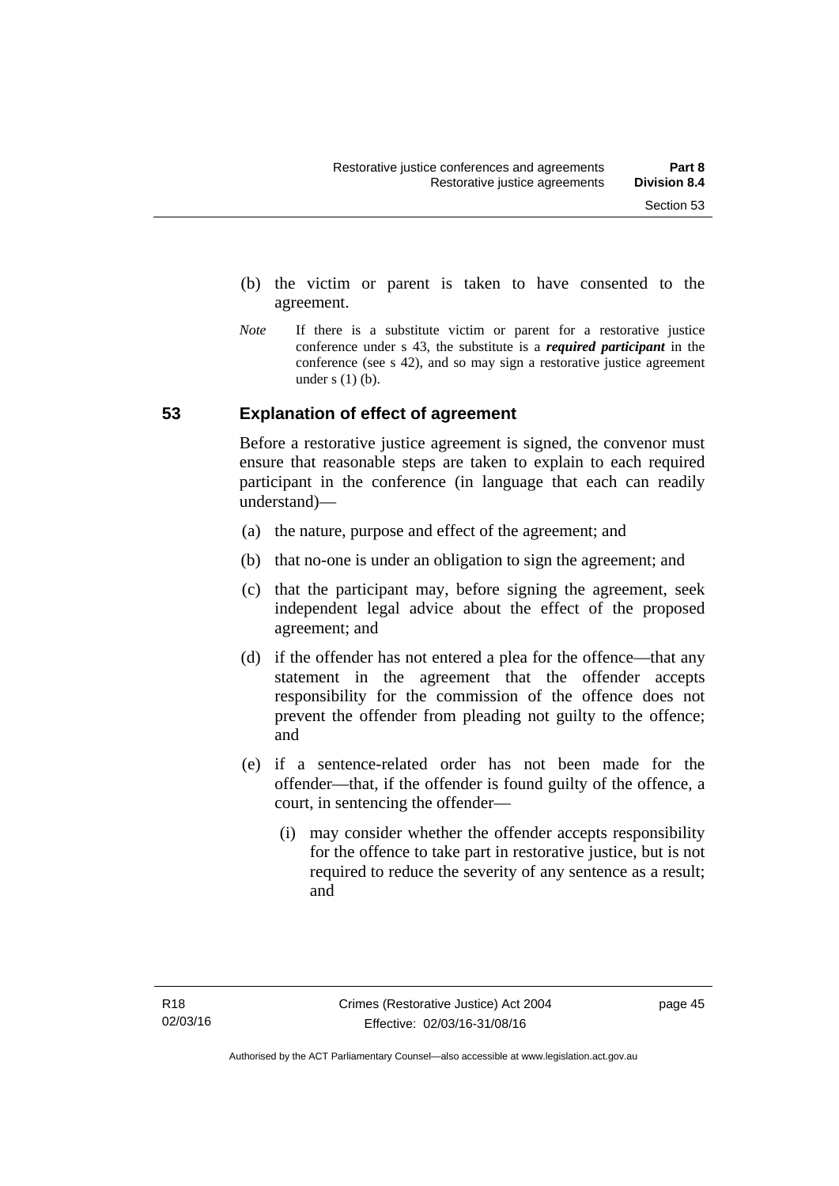(b) the victim or parent is taken to have consented to the agreement.

*Note* If there is a substitute victim or parent for a restorative justice conference under s 43, the substitute is a ***required participant*** in the conference (see s 42), and so may sign a restorative justice agreement under s (1) (b).

## 53 Explanation of effect of agreement

Before a restorative justice agreement is signed, the convenor must ensure that reasonable steps are taken to explain to each required participant in the conference (in language that each can readily understand)—

(a) the nature, purpose and effect of the agreement; and

(b) that no-one is under an obligation to sign the agreement; and

(c) that the participant may, before signing the agreement, seek independent legal advice about the effect of the proposed agreement; and

(d) if the offender has not entered a plea for the offence—that any statement in the agreement that the offender accepts responsibility for the commission of the offence does not prevent the offender from pleading not guilty to the offence; and

(e) if a sentence-related order has not been made for the offender—that, if the offender is found guilty of the offence, a court, in sentencing the offender—

(i) may consider whether the offender accepts responsibility for the offence to take part in restorative justice, but is not required to reduce the severity of any sentence as a result; and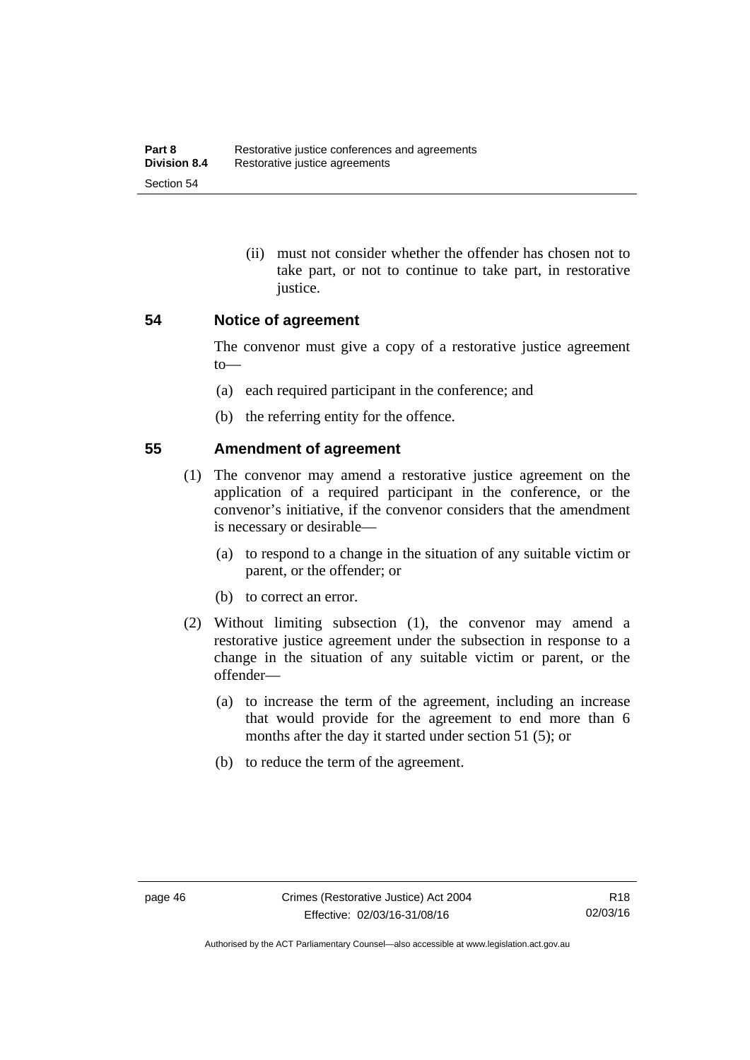(ii) must not consider whether the offender has chosen not to take part, or not to continue to take part, in restorative justice.

### 54 Notice of agreement

The convenor must give a copy of a restorative justice agreement to—

(a) each required participant in the conference; and

(b) the referring entity for the offence.

### 55 Amendment of agreement

(1) The convenor may amend a restorative justice agreement on the application of a required participant in the conference, or the convenor's initiative, if the convenor considers that the amendment is necessary or desirable—

(a) to respond to a change in the situation of any suitable victim or parent, or the offender; or

(b) to correct an error.

(2) Without limiting subsection (1), the convenor may amend a restorative justice agreement under the subsection in response to a change in the situation of any suitable victim or parent, or the offender—

(a) to increase the term of the agreement, including an increase that would provide for the agreement to end more than 6 months after the day it started under section 51 (5); or

(b) to reduce the term of the agreement.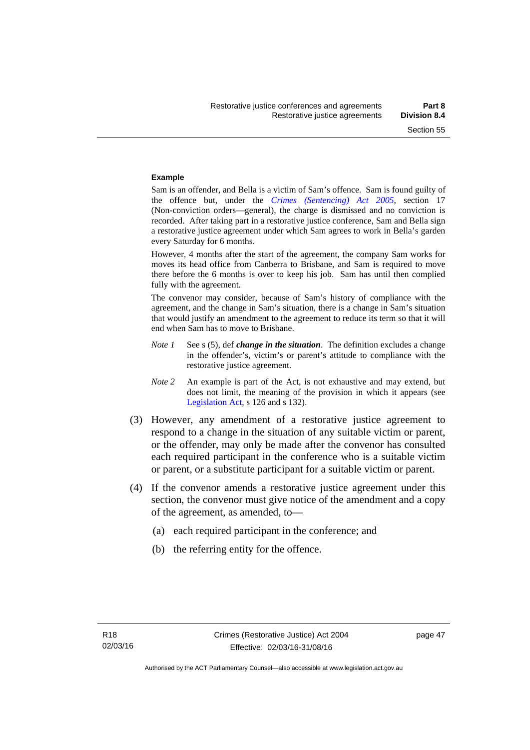**Example**

Sam is an offender, and Bella is a victim of Sam's offence. Sam is found guilty of the offence but, under the *Crimes (Sentencing) Act 2005*, section 17 (Non-conviction orders—general), the charge is dismissed and no conviction is recorded. After taking part in a restorative justice conference, Sam and Bella sign a restorative justice agreement under which Sam agrees to work in Bella's garden every Saturday for 6 months.

However, 4 months after the start of the agreement, the company Sam works for moves its head office from Canberra to Brisbane, and Sam is required to move there before the 6 months is over to keep his job. Sam has until then complied fully with the agreement.

The convenor may consider, because of Sam's history of compliance with the agreement, and the change in Sam's situation, there is a change in Sam's situation that would justify an amendment to the agreement to reduce its term so that it will end when Sam has to move to Brisbane.

*Note 1* See s (5), def ***change in the situation***. The definition excludes a change in the offender's, victim's or parent's attitude to compliance with the restorative justice agreement.

*Note 2* An example is part of the Act, is not exhaustive and may extend, but does not limit, the meaning of the provision in which it appears (see Legislation Act, s 126 and s 132).

(3) However, any amendment of a restorative justice agreement to respond to a change in the situation of any suitable victim or parent, or the offender, may only be made after the convenor has consulted each required participant in the conference who is a suitable victim or parent, or a substitute participant for a suitable victim or parent.

(4) If the convenor amends a restorative justice agreement under this section, the convenor must give notice of the amendment and a copy of the agreement, as amended, to—

(a) each required participant in the conference; and

(b) the referring entity for the offence.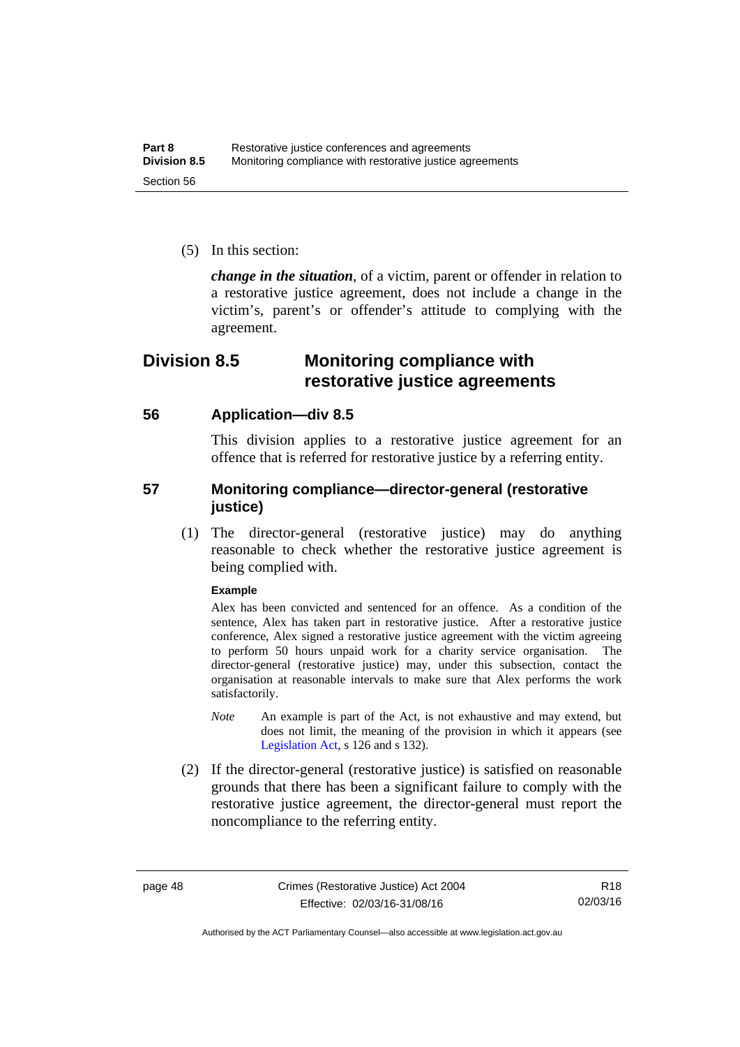(5) In this section:

***change in the situation***, of a victim, parent or offender in relation to a restorative justice agreement, does not include a change in the victim's, parent's or offender's attitude to complying with the agreement.

## Division 8.5 Monitoring compliance with restorative justice agreements

### 56 Application—div 8.5

This division applies to a restorative justice agreement for an offence that is referred for restorative justice by a referring entity.

### 57 Monitoring compliance—director-general (restorative justice)

(1) The director-general (restorative justice) may do anything reasonable to check whether the restorative justice agreement is being complied with.

**Example**

Alex has been convicted and sentenced for an offence. As a condition of the sentence, Alex has taken part in restorative justice. After a restorative justice conference, Alex signed a restorative justice agreement with the victim agreeing to perform 50 hours unpaid work for a charity service organisation. The director-general (restorative justice) may, under this subsection, contact the organisation at reasonable intervals to make sure that Alex performs the work satisfactorily.

*Note* An example is part of the Act, is not exhaustive and may extend, but does not limit, the meaning of the provision in which it appears (see Legislation Act, s 126 and s 132).

(2) If the director-general (restorative justice) is satisfied on reasonable grounds that there has been a significant failure to comply with the restorative justice agreement, the director-general must report the noncompliance to the referring entity.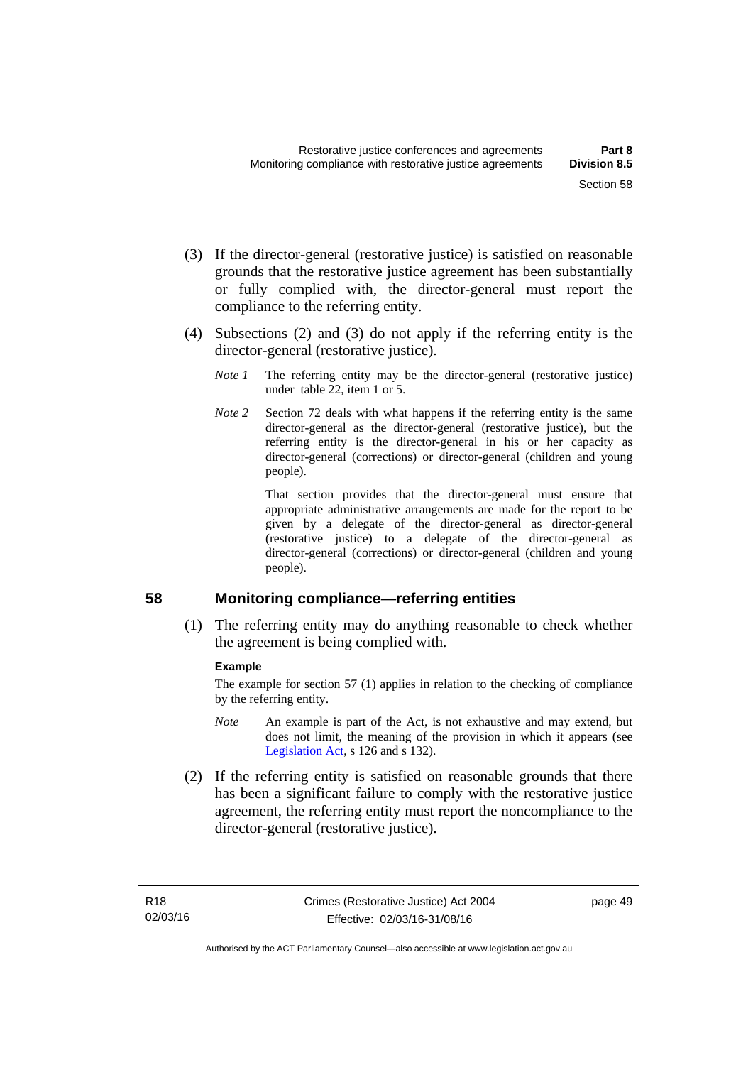(3) If the director-general (restorative justice) is satisfied on reasonable grounds that the restorative justice agreement has been substantially or fully complied with, the director-general must report the compliance to the referring entity.

(4) Subsections (2) and (3) do not apply if the referring entity is the director-general (restorative justice).

*Note 1* The referring entity may be the director-general (restorative justice) under table 22, item 1 or 5.

*Note 2* Section 72 deals with what happens if the referring entity is the same director-general as the director-general (restorative justice), but the referring entity is the director-general in his or her capacity as director-general (corrections) or director-general (children and young people).

That section provides that the director-general must ensure that appropriate administrative arrangements are made for the report to be given by a delegate of the director-general as director-general (restorative justice) to a delegate of the director-general as director-general (corrections) or director-general (children and young people).

## 58 Monitoring compliance—referring entities

(1) The referring entity may do anything reasonable to check whether the agreement is being complied with.

**Example**

The example for section 57 (1) applies in relation to the checking of compliance by the referring entity.

*Note* An example is part of the Act, is not exhaustive and may extend, but does not limit, the meaning of the provision in which it appears (see Legislation Act, s 126 and s 132).

(2) If the referring entity is satisfied on reasonable grounds that there has been a significant failure to comply with the restorative justice agreement, the referring entity must report the noncompliance to the director-general (restorative justice).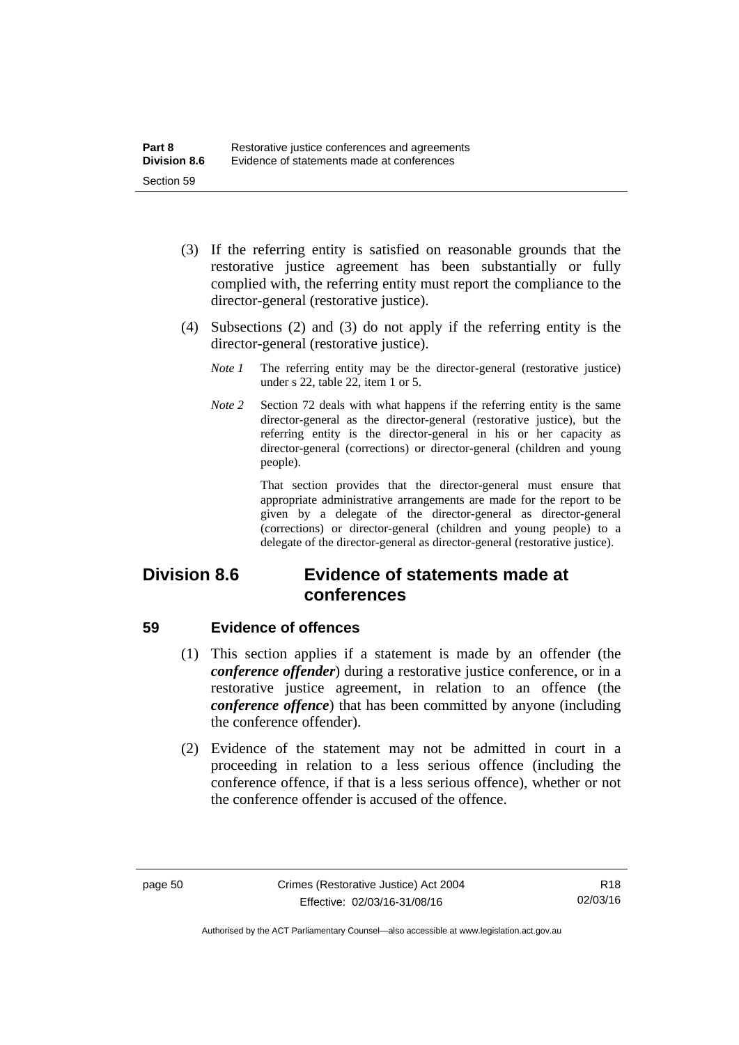(3) If the referring entity is satisfied on reasonable grounds that the restorative justice agreement has been substantially or fully complied with, the referring entity must report the compliance to the director-general (restorative justice).

(4) Subsections (2) and (3) do not apply if the referring entity is the director-general (restorative justice).

*Note 1* The referring entity may be the director-general (restorative justice) under s 22, table 22, item 1 or 5.

*Note 2* Section 72 deals with what happens if the referring entity is the same director-general as the director-general (restorative justice), but the referring entity is the director-general in his or her capacity as director-general (corrections) or director-general (children and young people).

That section provides that the director-general must ensure that appropriate administrative arrangements are made for the report to be given by a delegate of the director-general as director-general (corrections) or director-general (children and young people) to a delegate of the director-general as director-general (restorative justice).

## Division 8.6 Evidence of statements made at conferences

### 59 Evidence of offences

(1) This section applies if a statement is made by an offender (the ***conference offender***) during a restorative justice conference, or in a restorative justice agreement, in relation to an offence (the ***conference offence***) that has been committed by anyone (including the conference offender).

(2) Evidence of the statement may not be admitted in court in a proceeding in relation to a less serious offence (including the conference offence, if that is a less serious offence), whether or not the conference offender is accused of the offence.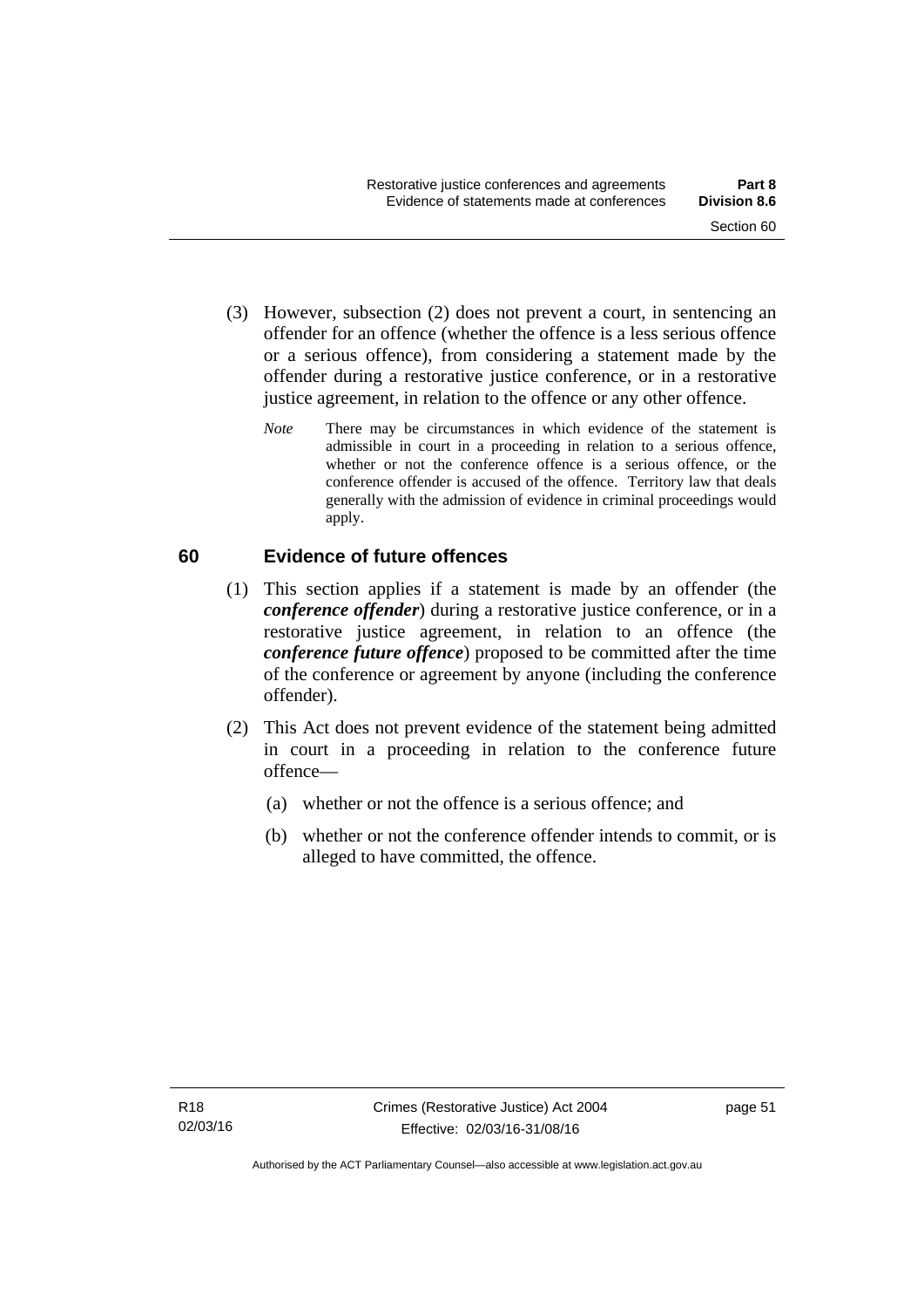(3) However, subsection (2) does not prevent a court, in sentencing an offender for an offence (whether the offence is a less serious offence or a serious offence), from considering a statement made by the offender during a restorative justice conference, or in a restorative justice agreement, in relation to the offence or any other offence.

*Note* There may be circumstances in which evidence of the statement is admissible in court in a proceeding in relation to a serious offence, whether or not the conference offence is a serious offence, or the conference offender is accused of the offence. Territory law that deals generally with the admission of evidence in criminal proceedings would apply.

## 60 Evidence of future offences

(1) This section applies if a statement is made by an offender (the ***conference offender***) during a restorative justice conference, or in a restorative justice agreement, in relation to an offence (the ***conference future offence***) proposed to be committed after the time of the conference or agreement by anyone (including the conference offender).

(2) This Act does not prevent evidence of the statement being admitted in court in a proceeding in relation to the conference future offence—

(a) whether or not the offence is a serious offence; and

(b) whether or not the conference offender intends to commit, or is alleged to have committed, the offence.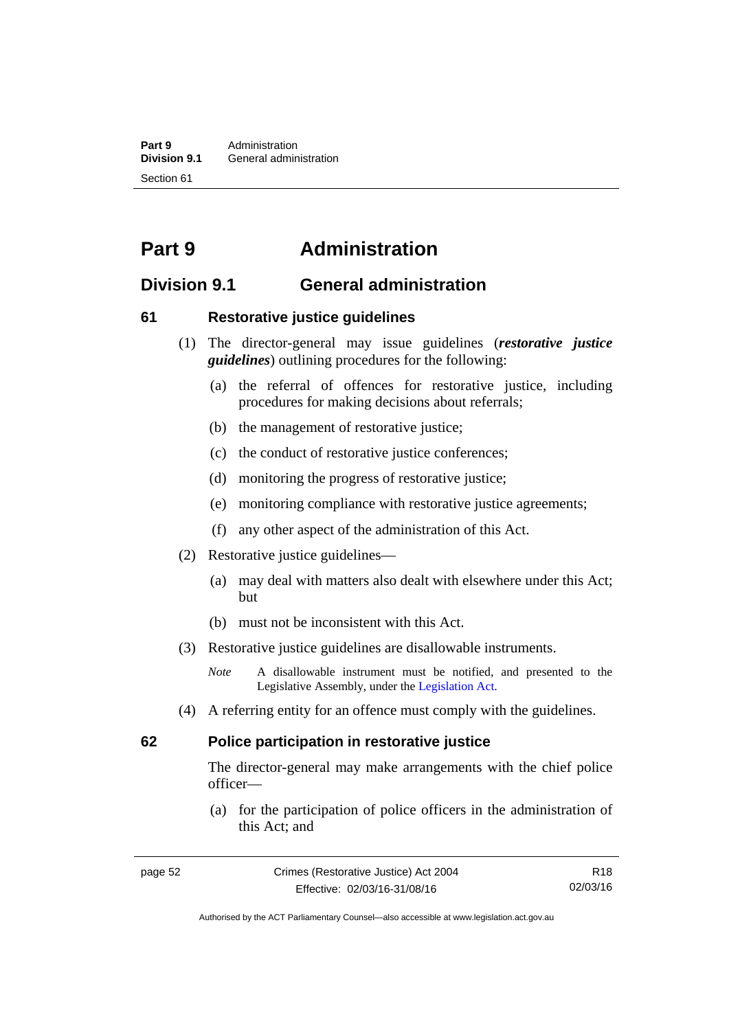# Part 9 Administration

## Division 9.1 General administration

### 61 Restorative justice guidelines

(1) The director-general may issue guidelines (***restorative justice guidelines***) outlining procedures for the following:

(a) the referral of offences for restorative justice, including procedures for making decisions about referrals;

(b) the management of restorative justice;

(c) the conduct of restorative justice conferences;

(d) monitoring the progress of restorative justice;

(e) monitoring compliance with restorative justice agreements;

(f) any other aspect of the administration of this Act.

(2) Restorative justice guidelines—

(a) may deal with matters also dealt with elsewhere under this Act; but

(b) must not be inconsistent with this Act.

(3) Restorative justice guidelines are disallowable instruments.

*Note* A disallowable instrument must be notified, and presented to the Legislative Assembly, under the Legislation Act.

(4) A referring entity for an offence must comply with the guidelines.

### 62 Police participation in restorative justice

The director-general may make arrangements with the chief police officer—

(a) for the participation of police officers in the administration of this Act; and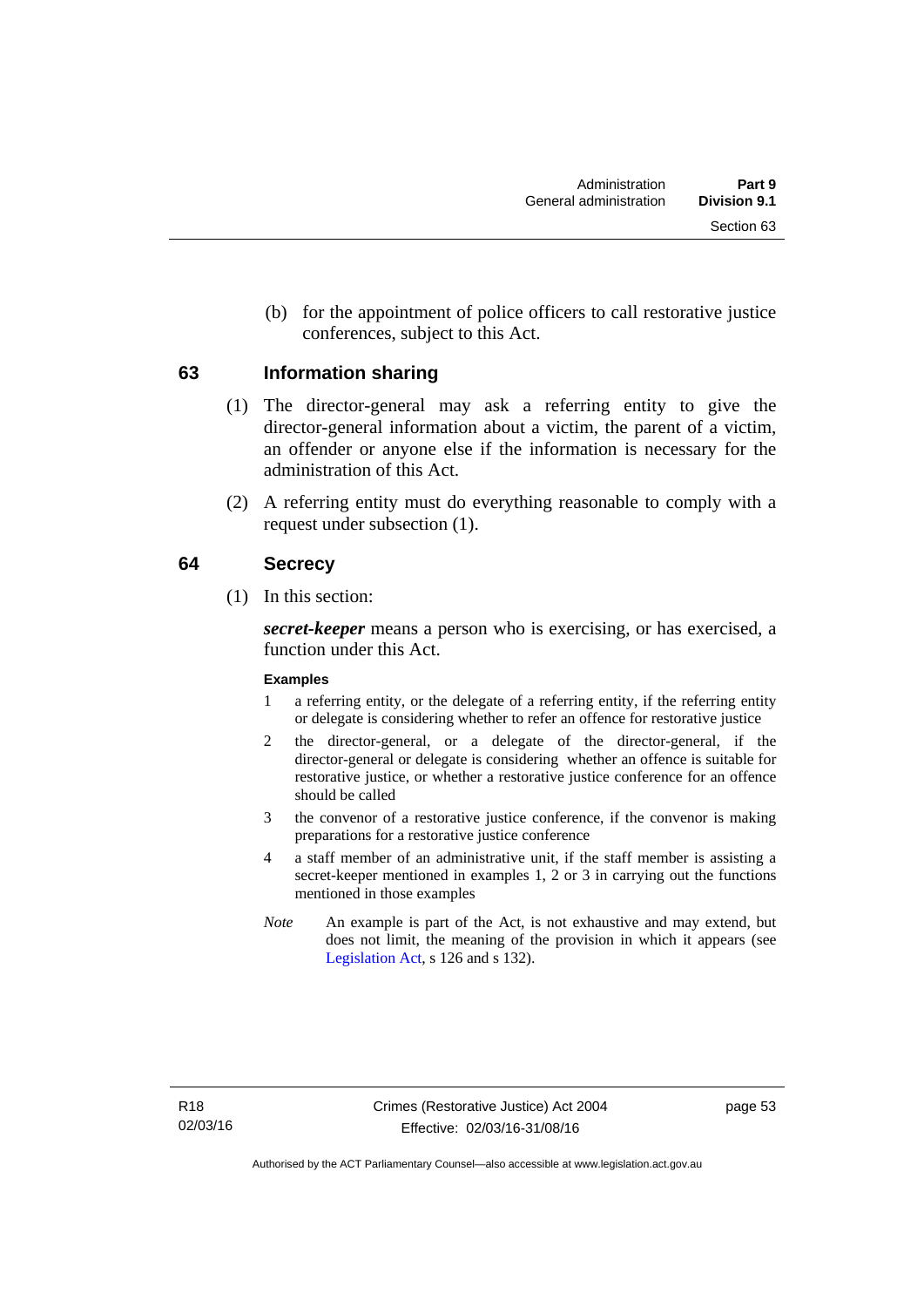(b) for the appointment of police officers to call restorative justice conferences, subject to this Act.

## 63 Information sharing

(1) The director-general may ask a referring entity to give the director-general information about a victim, the parent of a victim, an offender or anyone else if the information is necessary for the administration of this Act.

(2) A referring entity must do everything reasonable to comply with a request under subsection (1).

## 64 Secrecy

(1) In this section:

***secret-keeper*** means a person who is exercising, or has exercised, a function under this Act.

**Examples**

1 a referring entity, or the delegate of a referring entity, if the referring entity or delegate is considering whether to refer an offence for restorative justice

2 the director-general, or a delegate of the director-general, if the director-general or delegate is considering whether an offence is suitable for restorative justice, or whether a restorative justice conference for an offence should be called

3 the convenor of a restorative justice conference, if the convenor is making preparations for a restorative justice conference

4 a staff member of an administrative unit, if the staff member is assisting a secret-keeper mentioned in examples 1, 2 or 3 in carrying out the functions mentioned in those examples

*Note* An example is part of the Act, is not exhaustive and may extend, but does not limit, the meaning of the provision in which it appears (see Legislation Act, s 126 and s 132).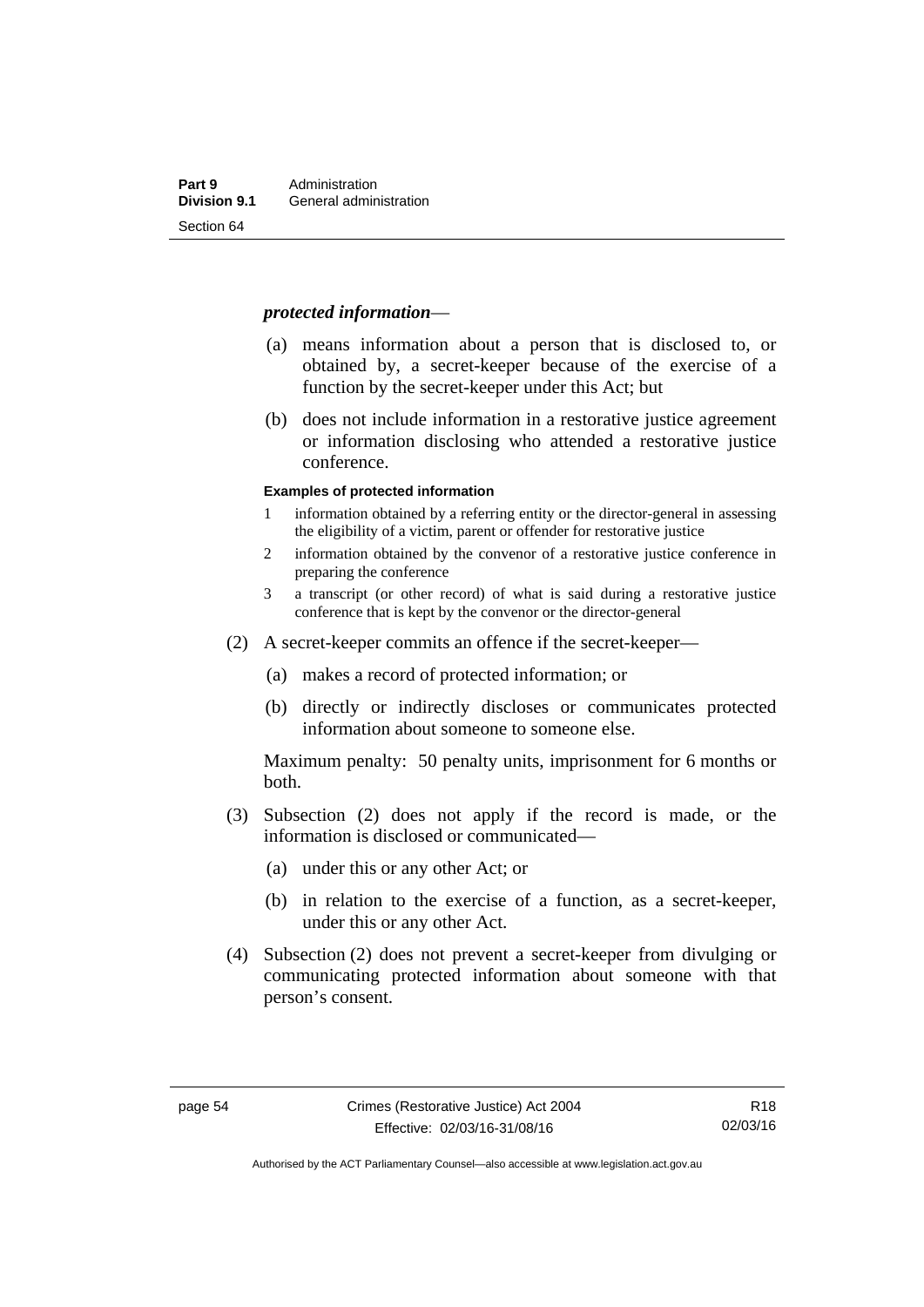***protected information***—

(a) means information about a person that is disclosed to, or obtained by, a secret-keeper because of the exercise of a function by the secret-keeper under this Act; but

(b) does not include information in a restorative justice agreement or information disclosing who attended a restorative justice conference.

**Examples of protected information**

1 information obtained by a referring entity or the director-general in assessing the eligibility of a victim, parent or offender for restorative justice

2 information obtained by the convenor of a restorative justice conference in preparing the conference

3 a transcript (or other record) of what is said during a restorative justice conference that is kept by the convenor or the director-general

(2) A secret-keeper commits an offence if the secret-keeper—

(a) makes a record of protected information; or

(b) directly or indirectly discloses or communicates protected information about someone to someone else.

Maximum penalty: 50 penalty units, imprisonment for 6 months or both.

(3) Subsection (2) does not apply if the record is made, or the information is disclosed or communicated—

(a) under this or any other Act; or

(b) in relation to the exercise of a function, as a secret-keeper, under this or any other Act.

(4) Subsection (2) does not prevent a secret-keeper from divulging or communicating protected information about someone with that person's consent.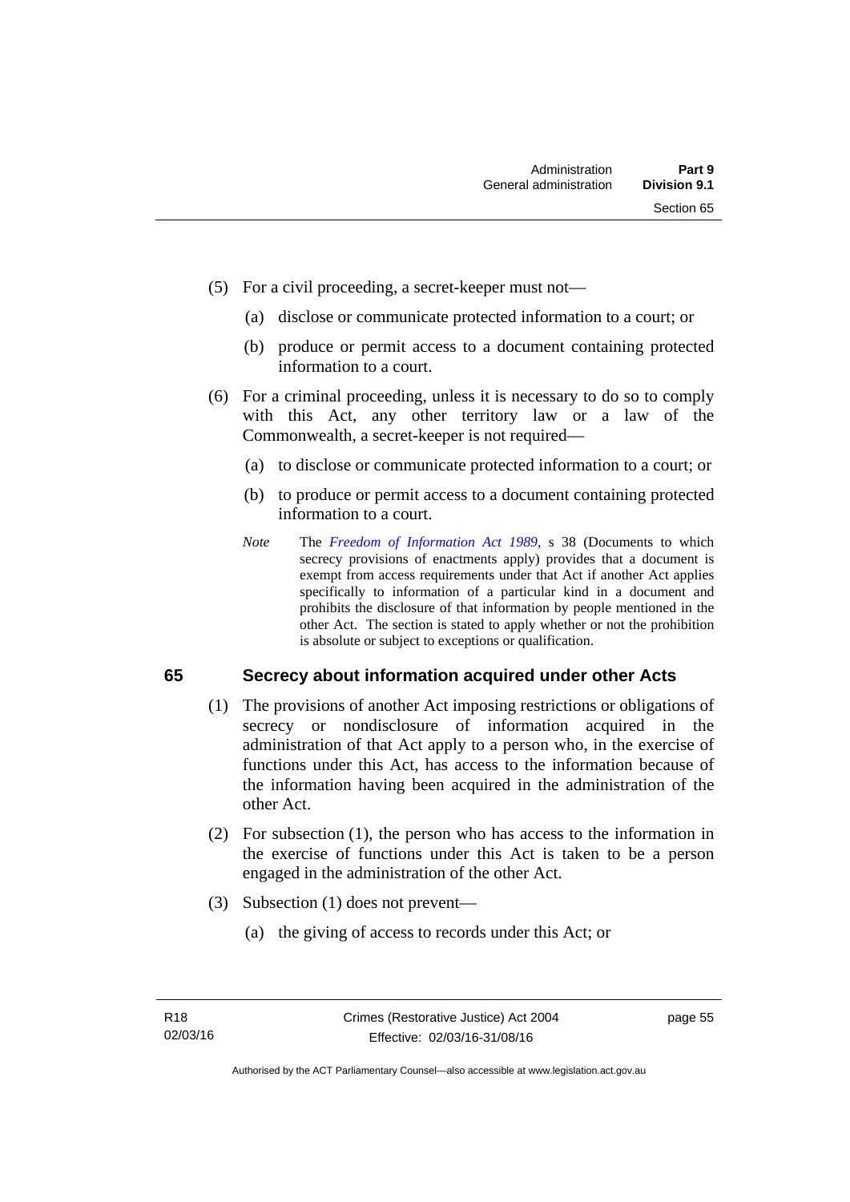(5) For a civil proceeding, a secret-keeper must not—

(a) disclose or communicate protected information to a court; or

(b) produce or permit access to a document containing protected information to a court.

(6) For a criminal proceeding, unless it is necessary to do so to comply with this Act, any other territory law or a law of the Commonwealth, a secret-keeper is not required—

(a) to disclose or communicate protected information to a court; or

(b) to produce or permit access to a document containing protected information to a court.

*Note* The *Freedom of Information Act 1989*, s 38 (Documents to which secrecy provisions of enactments apply) provides that a document is exempt from access requirements under that Act if another Act applies specifically to information of a particular kind in a document and prohibits the disclosure of that information by people mentioned in the other Act. The section is stated to apply whether or not the prohibition is absolute or subject to exceptions or qualification.

## 65 Secrecy about information acquired under other Acts

(1) The provisions of another Act imposing restrictions or obligations of secrecy or nondisclosure of information acquired in the administration of that Act apply to a person who, in the exercise of functions under this Act, has access to the information because of the information having been acquired in the administration of the other Act.

(2) For subsection (1), the person who has access to the information in the exercise of functions under this Act is taken to be a person engaged in the administration of the other Act.

(3) Subsection (1) does not prevent—

(a) the giving of access to records under this Act; or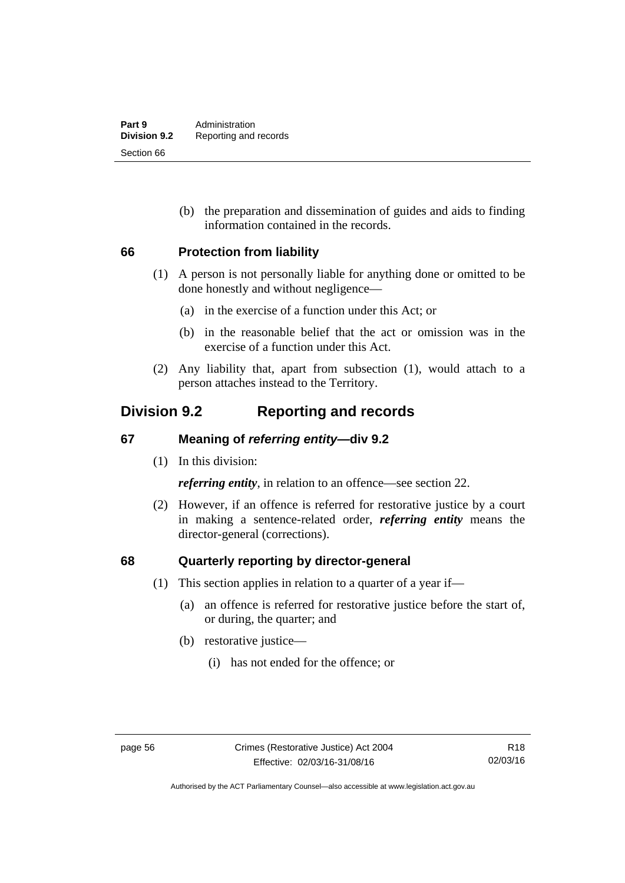(b) the preparation and dissemination of guides and aids to finding information contained in the records.

### 66 Protection from liability

(1) A person is not personally liable for anything done or omitted to be done honestly and without negligence—

(a) in the exercise of a function under this Act; or

(b) in the reasonable belief that the act or omission was in the exercise of a function under this Act.

(2) Any liability that, apart from subsection (1), would attach to a person attaches instead to the Territory.

## Division 9.2 Reporting and records

### 67 Meaning of *referring entity*—div 9.2

(1) In this division:

***referring entity***, in relation to an offence—see section 22.

(2) However, if an offence is referred for restorative justice by a court in making a sentence-related order, ***referring entity*** means the director-general (corrections).

### 68 Quarterly reporting by director-general

(1) This section applies in relation to a quarter of a year if—

(a) an offence is referred for restorative justice before the start of, or during, the quarter; and

(b) restorative justice—

(i) has not ended for the offence; or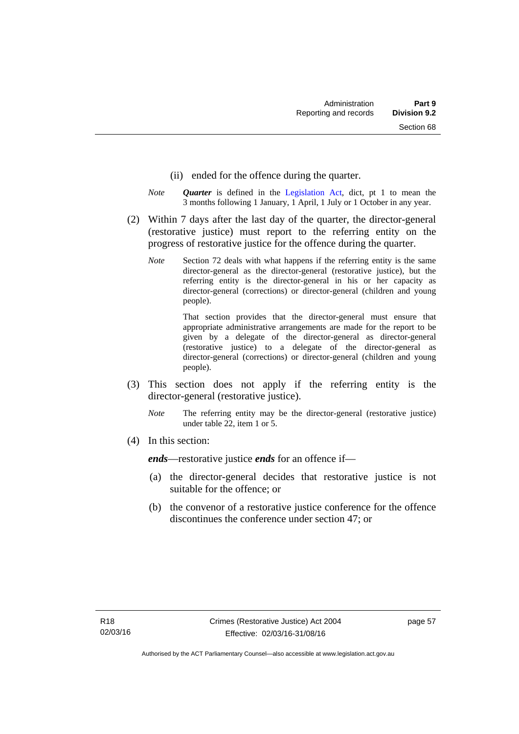(ii) ended for the offence during the quarter.

*Note* ***Quarter*** is defined in the Legislation Act, dict, pt 1 to mean the 3 months following 1 January, 1 April, 1 July or 1 October in any year.

(2) Within 7 days after the last day of the quarter, the director-general (restorative justice) must report to the referring entity on the progress of restorative justice for the offence during the quarter.

*Note* Section 72 deals with what happens if the referring entity is the same director-general as the director-general (restorative justice), but the referring entity is the director-general in his or her capacity as director-general (corrections) or director-general (children and young people).

That section provides that the director-general must ensure that appropriate administrative arrangements are made for the report to be given by a delegate of the director-general as director-general (restorative justice) to a delegate of the director-general as director-general (corrections) or director-general (children and young people).

(3) This section does not apply if the referring entity is the director-general (restorative justice).

*Note* The referring entity may be the director-general (restorative justice) under table 22, item 1 or 5.

(4) In this section:

***ends***—restorative justice ***ends*** for an offence if—

(a) the director-general decides that restorative justice is not suitable for the offence; or

(b) the convenor of a restorative justice conference for the offence discontinues the conference under section 47; or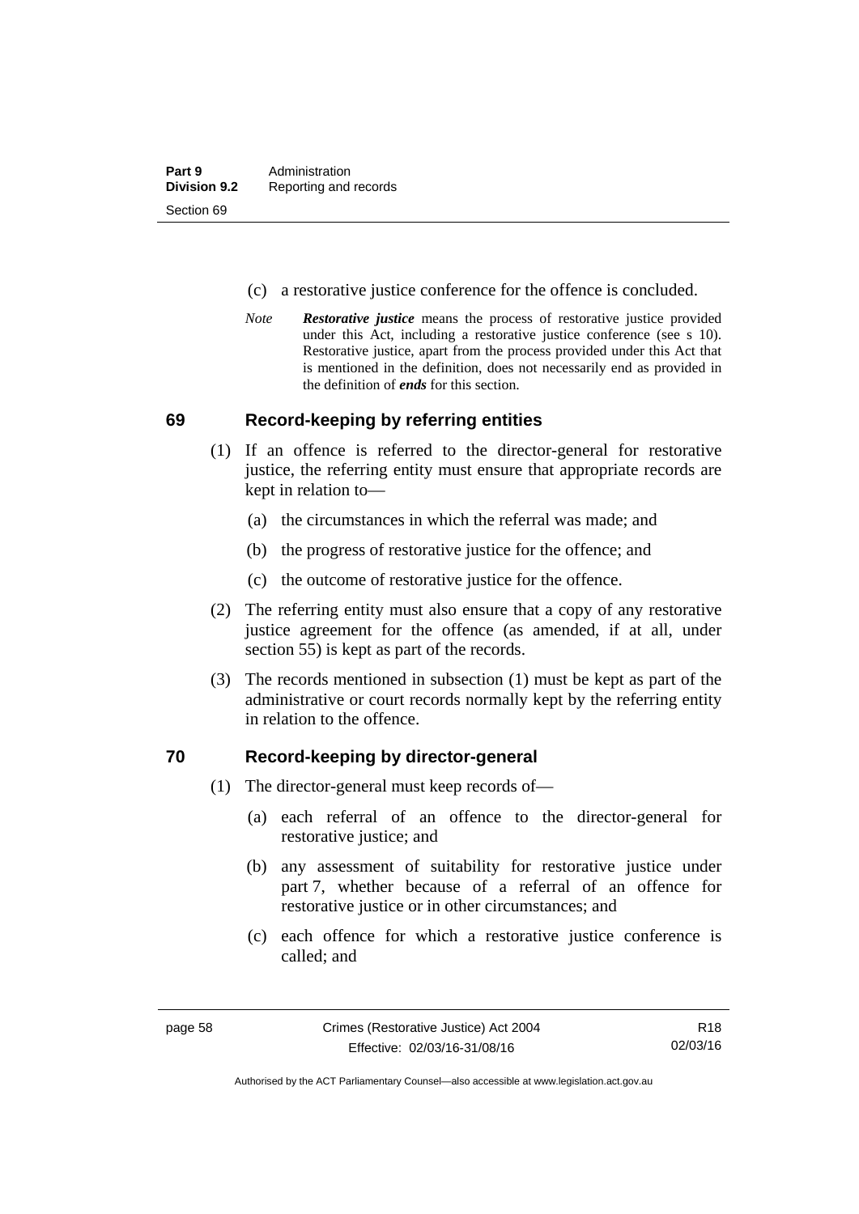(c) a restorative justice conference for the offence is concluded.

*Note* ***Restorative justice*** means the process of restorative justice provided under this Act, including a restorative justice conference (see s 10). Restorative justice, apart from the process provided under this Act that is mentioned in the definition, does not necessarily end as provided in the definition of ***ends*** for this section.

## 69 Record-keeping by referring entities

(1) If an offence is referred to the director-general for restorative justice, the referring entity must ensure that appropriate records are kept in relation to—

(a) the circumstances in which the referral was made; and

(b) the progress of restorative justice for the offence; and

(c) the outcome of restorative justice for the offence.

(2) The referring entity must also ensure that a copy of any restorative justice agreement for the offence (as amended, if at all, under section 55) is kept as part of the records.

(3) The records mentioned in subsection (1) must be kept as part of the administrative or court records normally kept by the referring entity in relation to the offence.

## 70 Record-keeping by director-general

(1) The director-general must keep records of—

(a) each referral of an offence to the director-general for restorative justice; and

(b) any assessment of suitability for restorative justice under part 7, whether because of a referral of an offence for restorative justice or in other circumstances; and

(c) each offence for which a restorative justice conference is called; and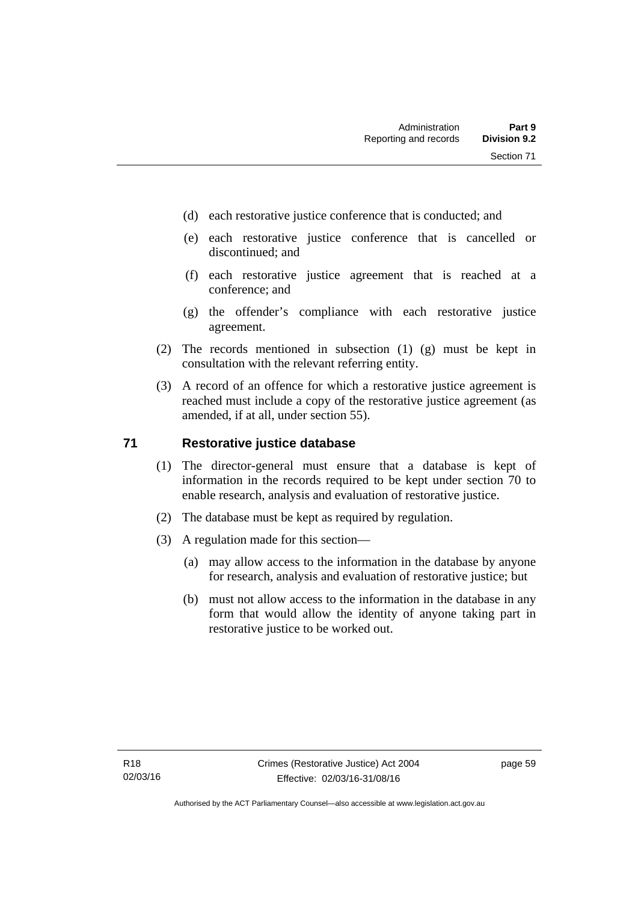(d) each restorative justice conference that is conducted; and

(e) each restorative justice conference that is cancelled or discontinued; and

(f) each restorative justice agreement that is reached at a conference; and

(g) the offender's compliance with each restorative justice agreement.

(2) The records mentioned in subsection (1) (g) must be kept in consultation with the relevant referring entity.

(3) A record of an offence for which a restorative justice agreement is reached must include a copy of the restorative justice agreement (as amended, if at all, under section 55).

## 71 Restorative justice database

(1) The director-general must ensure that a database is kept of information in the records required to be kept under section 70 to enable research, analysis and evaluation of restorative justice.

(2) The database must be kept as required by regulation.

(3) A regulation made for this section—

(a) may allow access to the information in the database by anyone for research, analysis and evaluation of restorative justice; but

(b) must not allow access to the information in the database in any form that would allow the identity of anyone taking part in restorative justice to be worked out.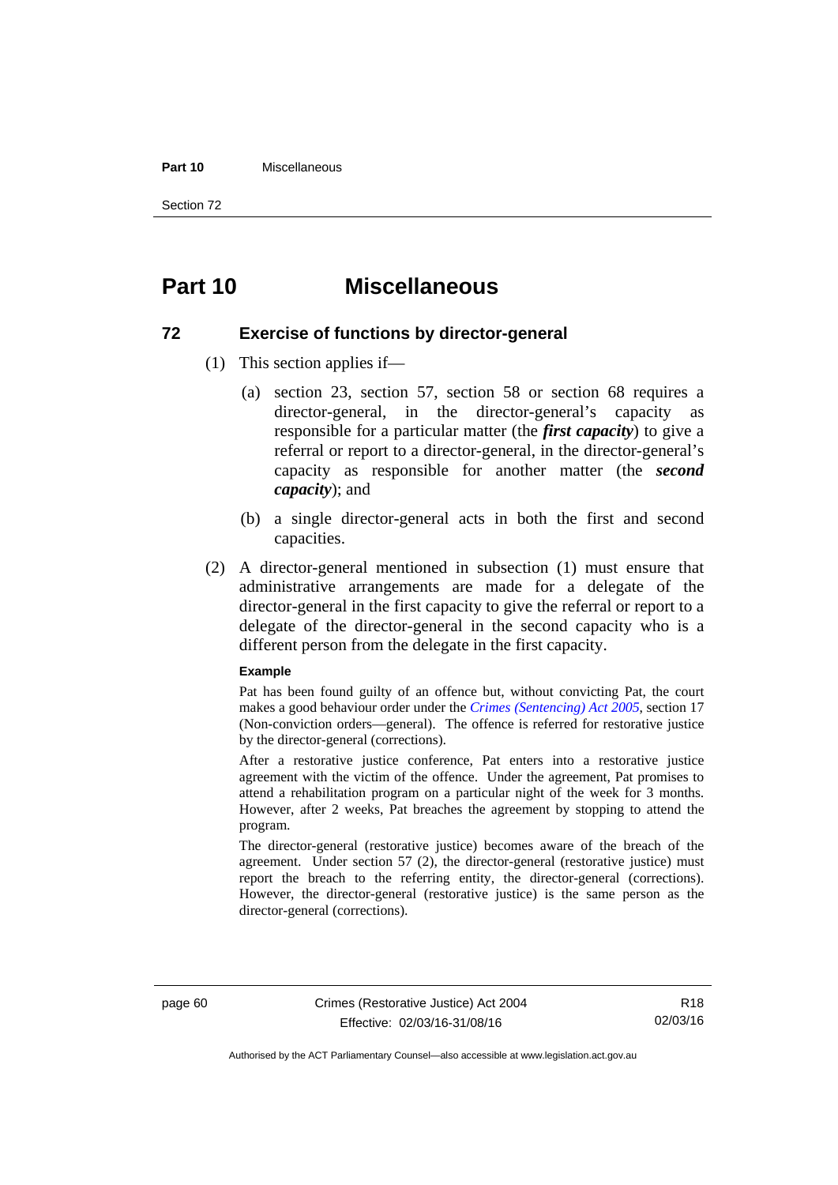# Part 10 Miscellaneous

## 72 Exercise of functions by director-general

(1) This section applies if—

(a) section 23, section 57, section 58 or section 68 requires a director-general, in the director-general's capacity as responsible for a particular matter (the ***first capacity***) to give a referral or report to a director-general, in the director-general's capacity as responsible for another matter (the ***second capacity***); and

(b) a single director-general acts in both the first and second capacities.

(2) A director-general mentioned in subsection (1) must ensure that administrative arrangements are made for a delegate of the director-general in the first capacity to give the referral or report to a delegate of the director-general in the second capacity who is a different person from the delegate in the first capacity.

**Example**

Pat has been found guilty of an offence but, without convicting Pat, the court makes a good behaviour order under the *Crimes (Sentencing) Act 2005*, section 17 (Non-conviction orders—general). The offence is referred for restorative justice by the director-general (corrections).

After a restorative justice conference, Pat enters into a restorative justice agreement with the victim of the offence. Under the agreement, Pat promises to attend a rehabilitation program on a particular night of the week for 3 months. However, after 2 weeks, Pat breaches the agreement by stopping to attend the program.

The director-general (restorative justice) becomes aware of the breach of the agreement. Under section 57 (2), the director-general (restorative justice) must report the breach to the referring entity, the director-general (corrections). However, the director-general (restorative justice) is the same person as the director-general (corrections).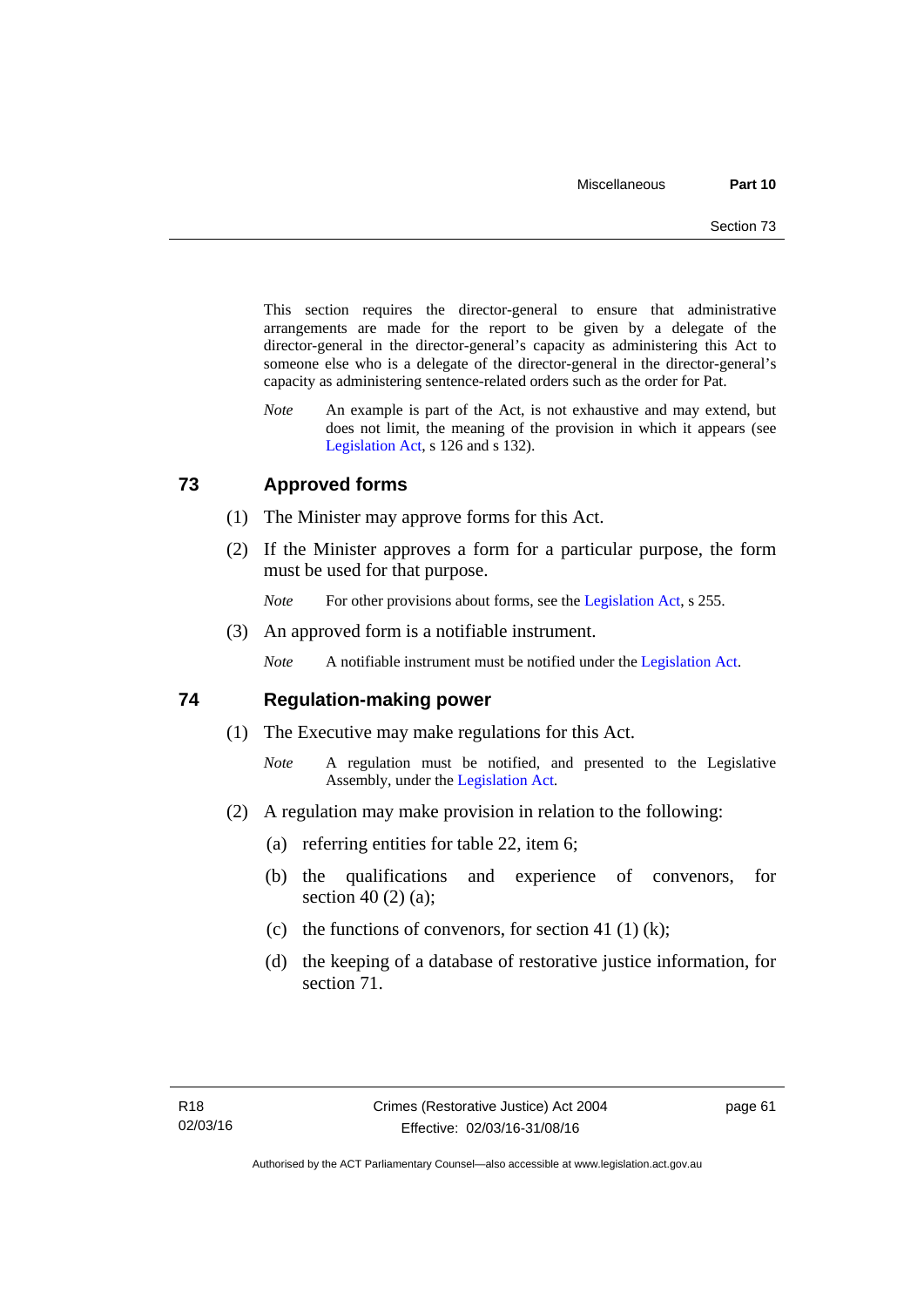This section requires the director-general to ensure that administrative arrangements are made for the report to be given by a delegate of the director-general in the director-general's capacity as administering this Act to someone else who is a delegate of the director-general in the director-general's capacity as administering sentence-related orders such as the order for Pat.

*Note* An example is part of the Act, is not exhaustive and may extend, but does not limit, the meaning of the provision in which it appears (see Legislation Act, s 126 and s 132).

## 73 Approved forms

(1) The Minister may approve forms for this Act.

(2) If the Minister approves a form for a particular purpose, the form must be used for that purpose.

*Note* For other provisions about forms, see the Legislation Act, s 255.

(3) An approved form is a notifiable instrument.

*Note* A notifiable instrument must be notified under the Legislation Act.

## 74 Regulation-making power

(1) The Executive may make regulations for this Act.

*Note* A regulation must be notified, and presented to the Legislative Assembly, under the Legislation Act.

(2) A regulation may make provision in relation to the following:

(a) referring entities for table 22, item 6;

(b) the qualifications and experience of convenors, for section 40 (2) (a);

(c) the functions of convenors, for section 41 (1) (k);

(d) the keeping of a database of restorative justice information, for section 71.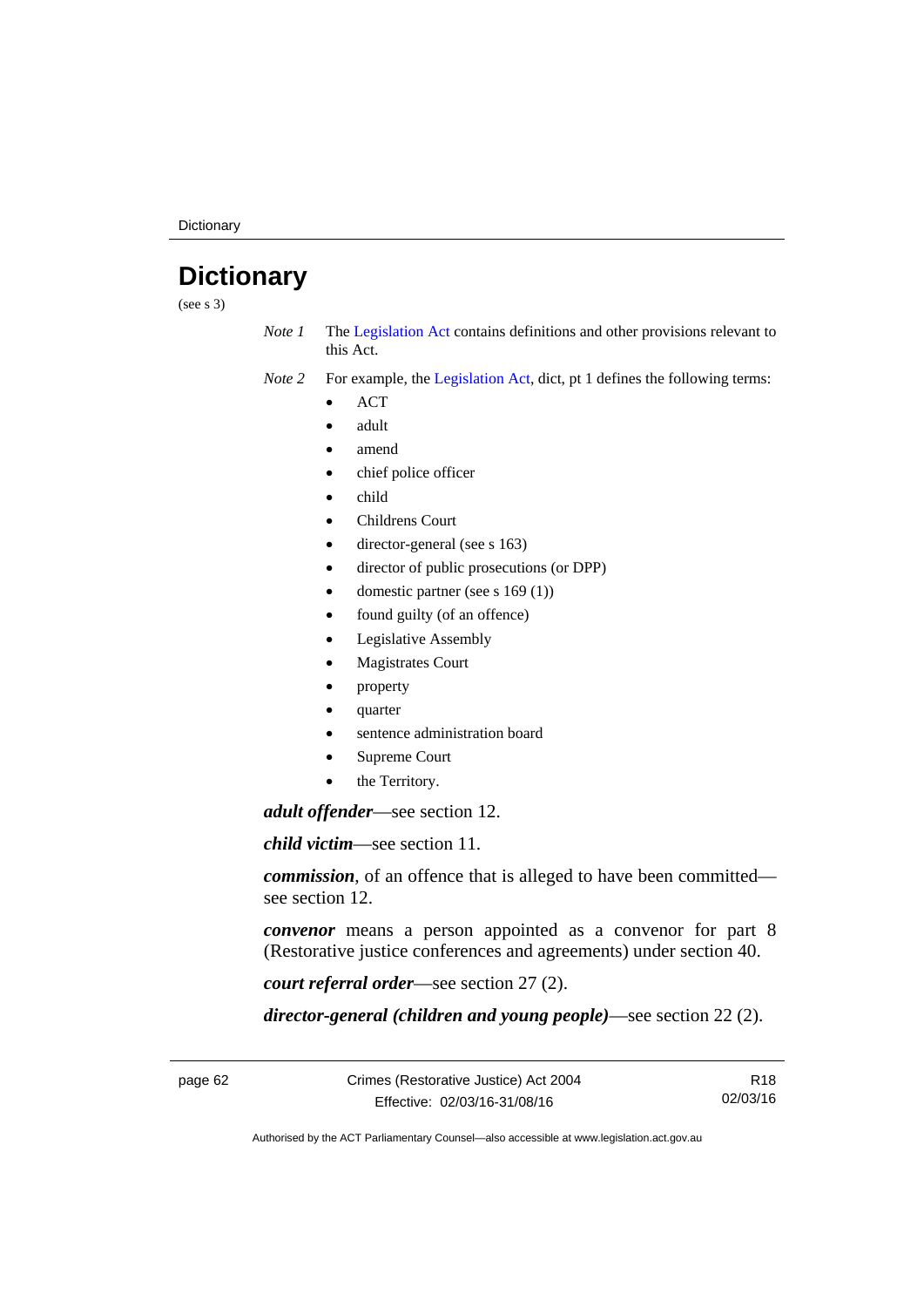# Dictionary

(see s 3)

*Note 1* The Legislation Act contains definitions and other provisions relevant to this Act.

*Note 2* For example, the Legislation Act, dict, pt 1 defines the following terms:

- ACT
- adult
- amend
- chief police officer
- child
- Childrens Court
- director-general (see s 163)
- director of public prosecutions (or DPP)
- domestic partner (see s 169 (1))
- found guilty (of an offence)
- Legislative Assembly
- Magistrates Court
- property
- quarter
- sentence administration board
- Supreme Court
- the Territory.

***adult offender***—see section 12.

***child victim***—see section 11.

***commission***, of an offence that is alleged to have been committed—see section 12.

***convenor*** means a person appointed as a convenor for part 8 (Restorative justice conferences and agreements) under section 40.

***court referral order***—see section 27 (2).

***director-general (children and young people)***—see section 22 (2).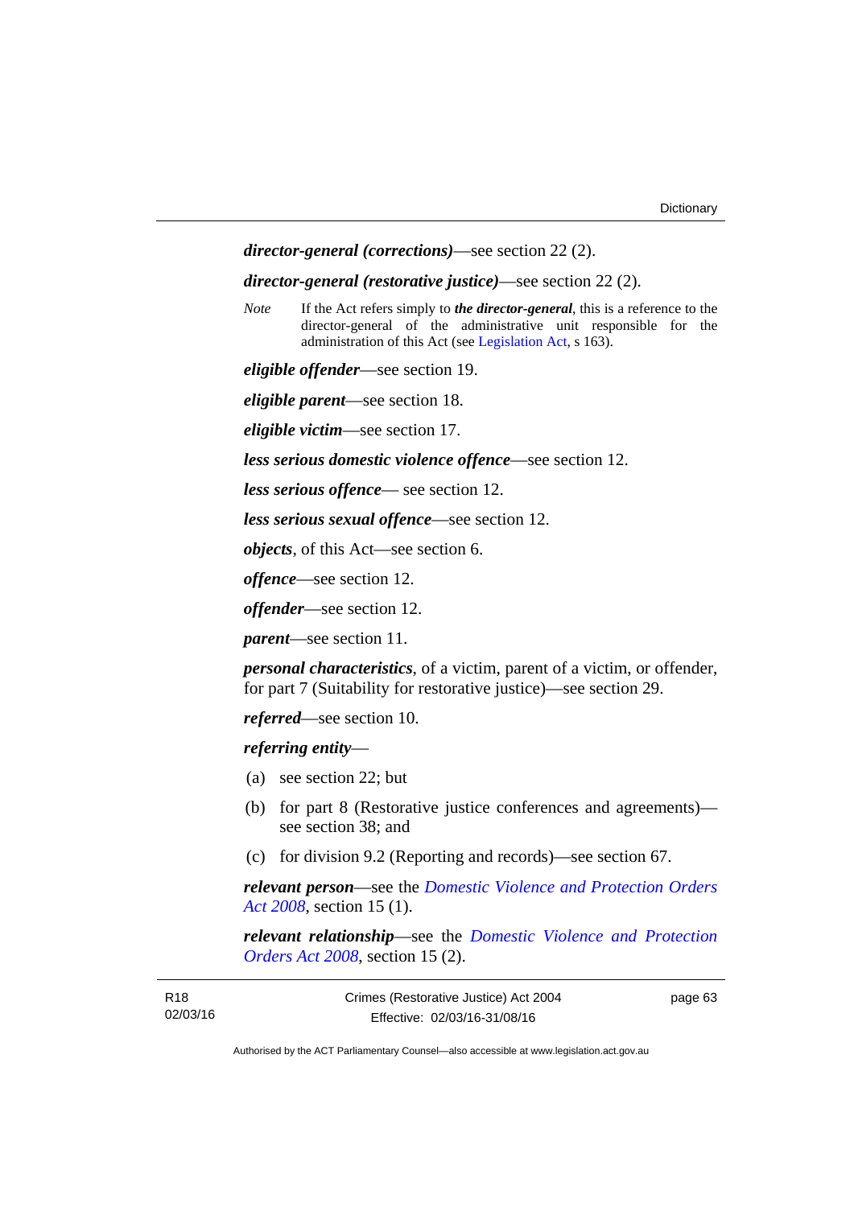***director-general (corrections)***—see section 22 (2).

***director-general (restorative justice)***—see section 22 (2).

*Note* If the Act refers simply to ***the director-general***, this is a reference to the director-general of the administrative unit responsible for the administration of this Act (see Legislation Act, s 163).

***eligible offender***—see section 19.

***eligible parent***—see section 18.

***eligible victim***—see section 17.

***less serious domestic violence offence***—see section 12.

***less serious offence***— see section 12.

***less serious sexual offence***—see section 12.

***objects***, of this Act—see section 6.

***offence***—see section 12.

***offender***—see section 12.

***parent***—see section 11.

***personal characteristics***, of a victim, parent of a victim, or offender, for part 7 (Suitability for restorative justice)—see section 29.

***referred***—see section 10.

***referring entity***—

(a) see section 22; but

(b) for part 8 (Restorative justice conferences and agreements)—see section 38; and

(c) for division 9.2 (Reporting and records)—see section 67.

***relevant person***—see the *Domestic Violence and Protection Orders Act 2008*, section 15 (1).

***relevant relationship***—see the *Domestic Violence and Protection Orders Act 2008*, section 15 (2).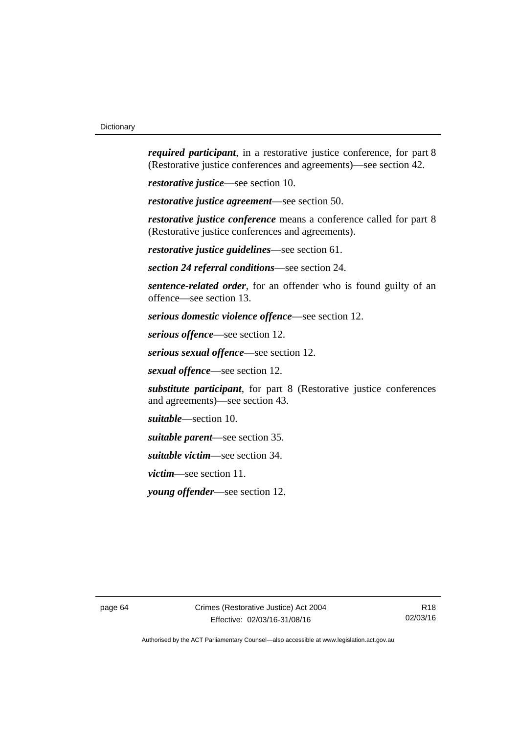***required participant***, in a restorative justice conference, for part 8 (Restorative justice conferences and agreements)—see section 42.

***restorative justice***—see section 10.

***restorative justice agreement***—see section 50.

***restorative justice conference*** means a conference called for part 8 (Restorative justice conferences and agreements).

***restorative justice guidelines***—see section 61.

***section 24 referral conditions***—see section 24.

***sentence-related order***, for an offender who is found guilty of an offence—see section 13.

***serious domestic violence offence***—see section 12.

***serious offence***—see section 12.

***serious sexual offence***—see section 12.

***sexual offence***—see section 12.

***substitute participant***, for part 8 (Restorative justice conferences and agreements)—see section 43.

***suitable***—section 10.

***suitable parent***—see section 35.

***suitable victim***—see section 34.

***victim***—see section 11.

***young offender***—see section 12.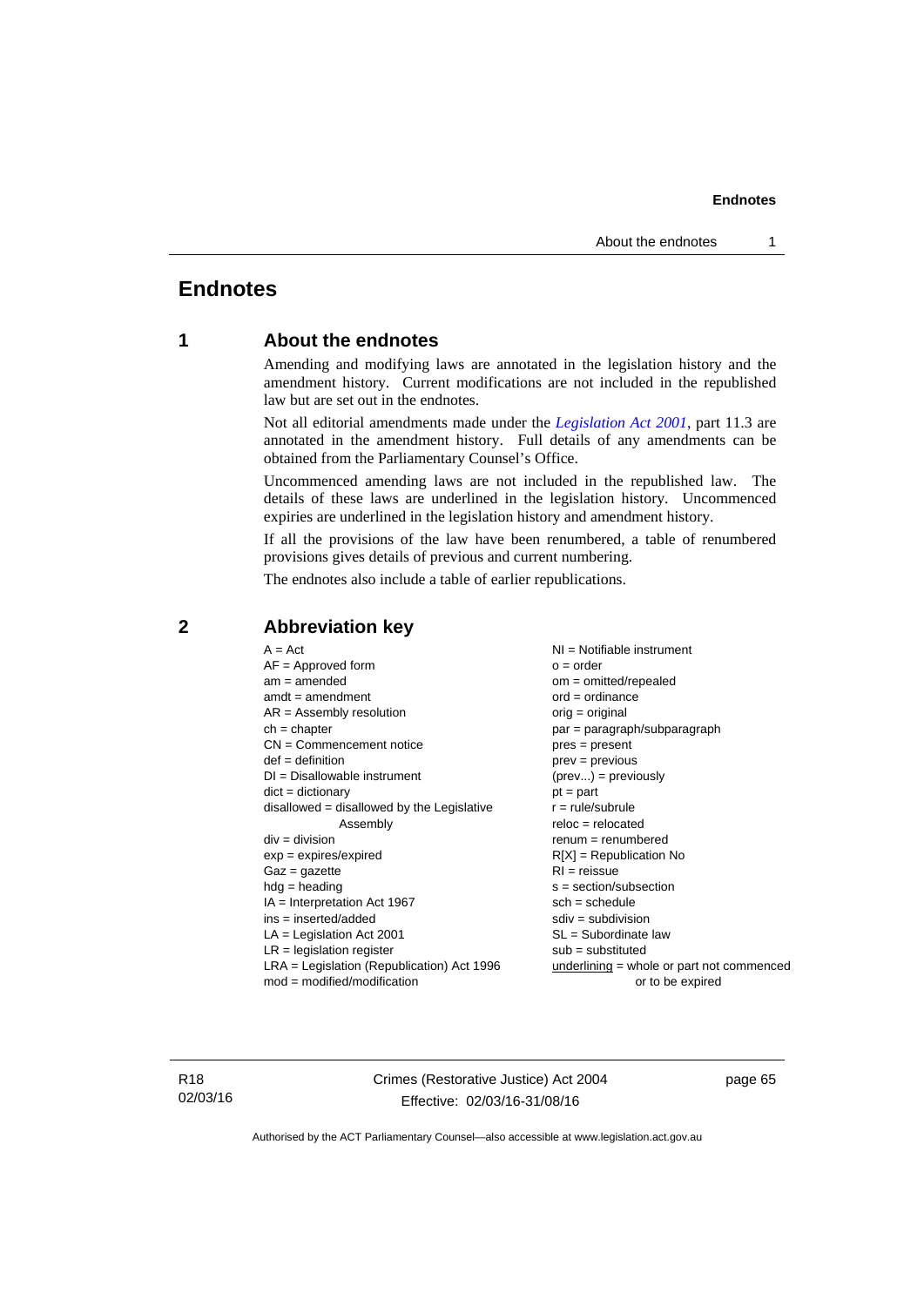# Endnotes

## 1 About the endnotes

Amending and modifying laws are annotated in the legislation history and the amendment history. Current modifications are not included in the republished law but are set out in the endnotes.

Not all editorial amendments made under the *Legislation Act 2001*, part 11.3 are annotated in the amendment history. Full details of any amendments can be obtained from the Parliamentary Counsel's Office.

Uncommenced amending laws are not included in the republished law. The details of these laws are underlined in the legislation history. Uncommenced expiries are underlined in the legislation history and amendment history.

If all the provisions of the law have been renumbered, a table of renumbered provisions gives details of previous and current numbering.

The endnotes also include a table of earlier republications.

## 2 Abbreviation key

A = Act
AF = Approved form
am = amended
amdt = amendment
AR = Assembly resolution
ch = chapter
CN = Commencement notice
def = definition
DI = Disallowable instrument
dict = dictionary
disallowed = disallowed by the Legislative Assembly
div = division
exp = expires/expired
Gaz = gazette
hdg = heading
IA = Interpretation Act 1967
ins = inserted/added
LA = Legislation Act 2001
LR = legislation register
LRA = Legislation (Republication) Act 1996
mod = modified/modification
NI = Notifiable instrument
o = order
om = omitted/repealed
ord = ordinance
orig = original
par = paragraph/subparagraph
pres = present
prev = previous
(prev...) = previously
pt = part
r = rule/subrule
reloc = relocated
renum = renumbered
R[X] = Republication No
RI = reissue
s = section/subsection
sch = schedule
sdiv = subdivision
SL = Subordinate law
sub = substituted
underlining = whole or part not commenced or to be expired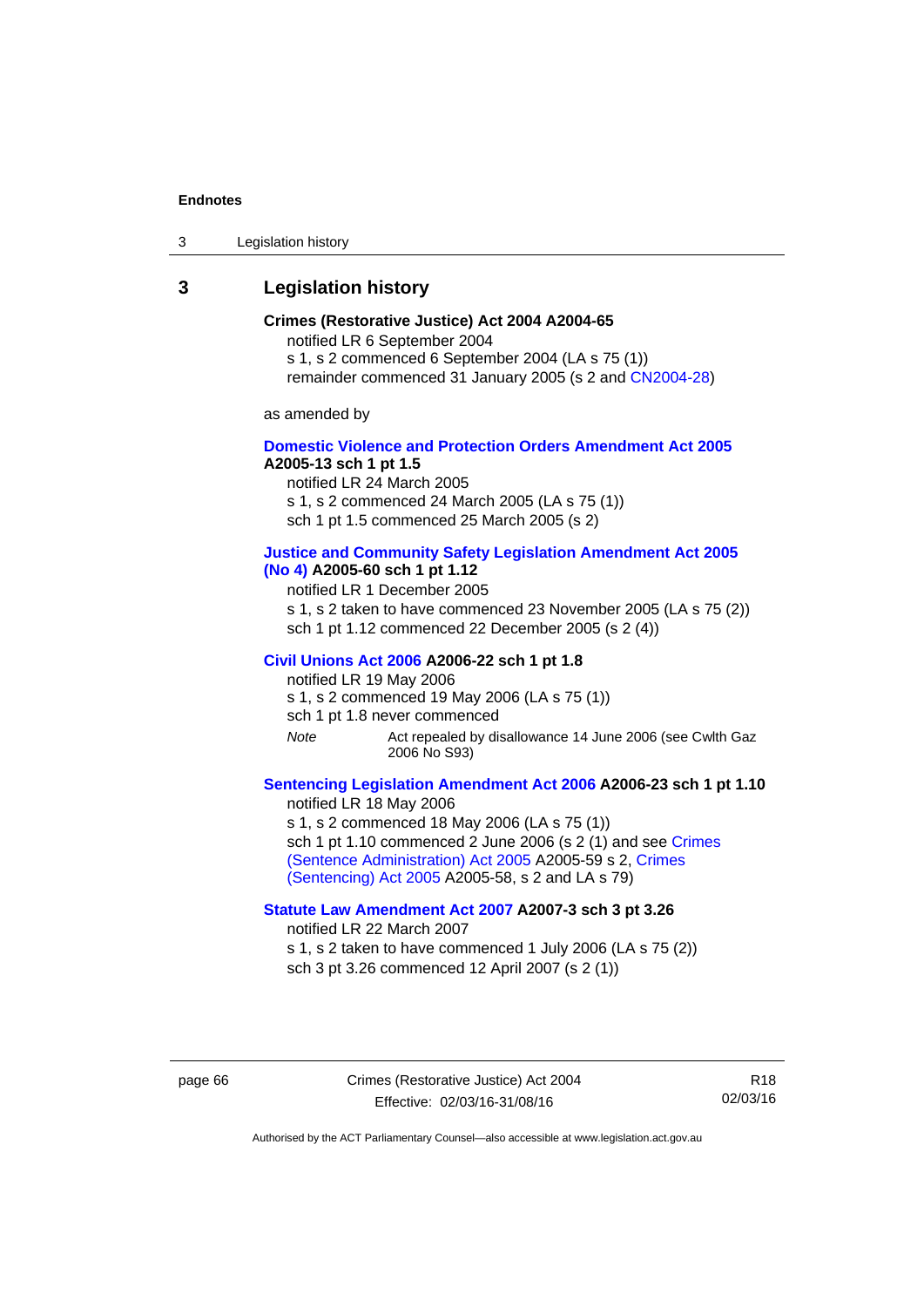## 3 Legislation history

**Crimes (Restorative Justice) Act 2004 A2004-65**

notified LR 6 September 2004

s 1, s 2 commenced 6 September 2004 (LA s 75 (1))

remainder commenced 31 January 2005 (s 2 and CN2004-28)

as amended by

**Domestic Violence and Protection Orders Amendment Act 2005 A2005-13 sch 1 pt 1.5**

notified LR 24 March 2005

s 1, s 2 commenced 24 March 2005 (LA s 75 (1))

sch 1 pt 1.5 commenced 25 March 2005 (s 2)

**Justice and Community Safety Legislation Amendment Act 2005 (No 4) A2005-60 sch 1 pt 1.12**

notified LR 1 December 2005

s 1, s 2 taken to have commenced 23 November 2005 (LA s 75 (2))

sch 1 pt 1.12 commenced 22 December 2005 (s 2 (4))

**Civil Unions Act 2006 A2006-22 sch 1 pt 1.8**

notified LR 19 May 2006

s 1, s 2 commenced 19 May 2006 (LA s 75 (1))

sch 1 pt 1.8 never commenced

*Note* Act repealed by disallowance 14 June 2006 (see Cwlth Gaz 2006 No S93)

**Sentencing Legislation Amendment Act 2006 A2006-23 sch 1 pt 1.10**

notified LR 18 May 2006

s 1, s 2 commenced 18 May 2006 (LA s 75 (1))

sch 1 pt 1.10 commenced 2 June 2006 (s 2 (1) and see Crimes (Sentence Administration) Act 2005 A2005-59 s 2, Crimes (Sentencing) Act 2005 A2005-58, s 2 and LA s 79)

**Statute Law Amendment Act 2007 A2007-3 sch 3 pt 3.26**

notified LR 22 March 2007

s 1, s 2 taken to have commenced 1 July 2006 (LA s 75 (2))

sch 3 pt 3.26 commenced 12 April 2007 (s 2 (1))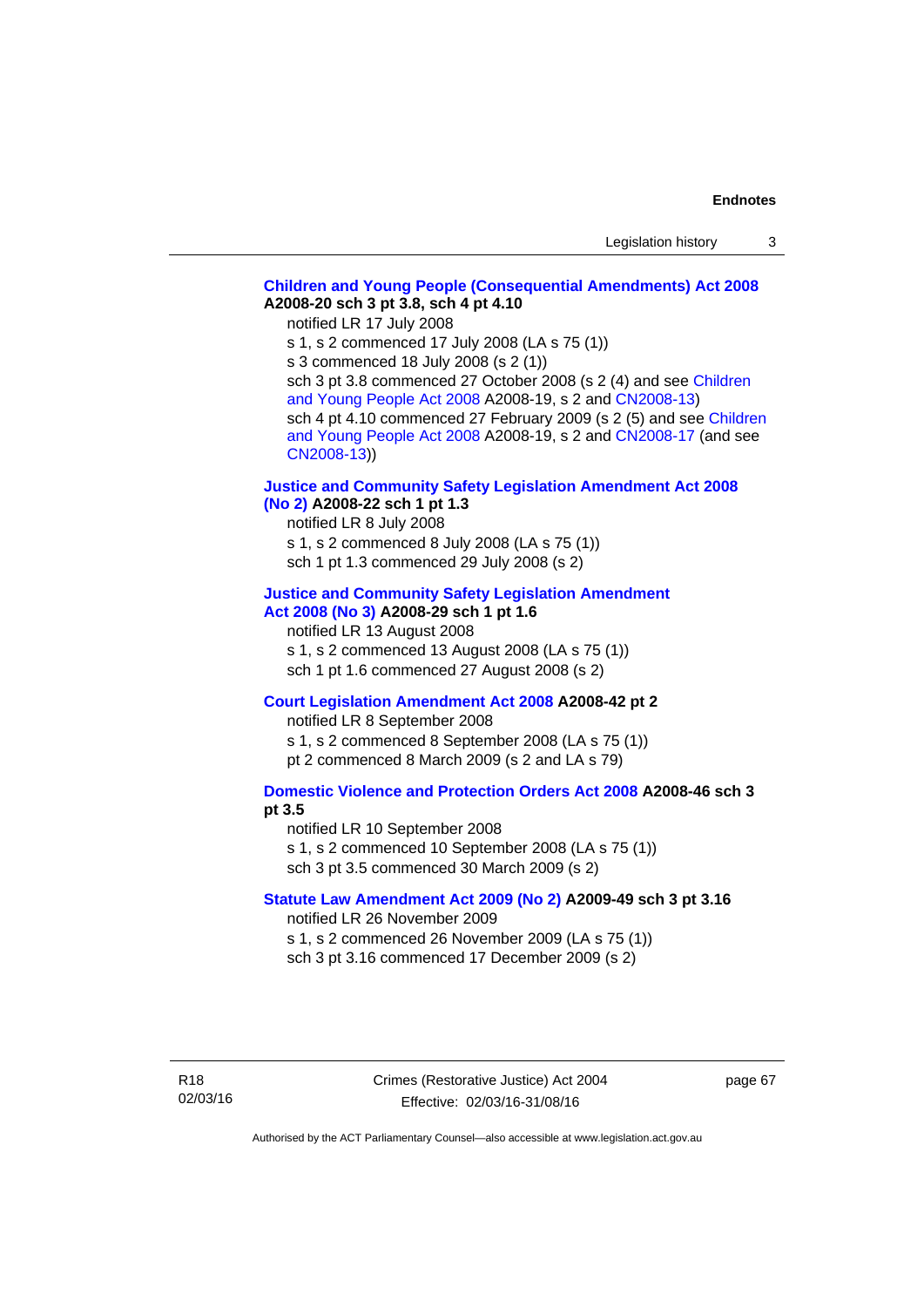**Children and Young People (Consequential Amendments) Act 2008 A2008-20 sch 3 pt 3.8, sch 4 pt 4.10**

notified LR 17 July 2008

s 1, s 2 commenced 17 July 2008 (LA s 75 (1))

s 3 commenced 18 July 2008 (s 2 (1))

sch 3 pt 3.8 commenced 27 October 2008 (s 2 (4) and see Children and Young People Act 2008 A2008-19, s 2 and CN2008-13)

sch 4 pt 4.10 commenced 27 February 2009 (s 2 (5) and see Children and Young People Act 2008 A2008-19, s 2 and CN2008-17 (and see CN2008-13))

**Justice and Community Safety Legislation Amendment Act 2008 (No 2) A2008-22 sch 1 pt 1.3**

notified LR 8 July 2008

s 1, s 2 commenced 8 July 2008 (LA s 75 (1))

sch 1 pt 1.3 commenced 29 July 2008 (s 2)

**Justice and Community Safety Legislation Amendment Act 2008 (No 3) A2008-29 sch 1 pt 1.6**

notified LR 13 August 2008

s 1, s 2 commenced 13 August 2008 (LA s 75 (1))

sch 1 pt 1.6 commenced 27 August 2008 (s 2)

**Court Legislation Amendment Act 2008 A2008-42 pt 2**

notified LR 8 September 2008

s 1, s 2 commenced 8 September 2008 (LA s 75 (1))

pt 2 commenced 8 March 2009 (s 2 and LA s 79)

**Domestic Violence and Protection Orders Act 2008 A2008-46 sch 3 pt 3.5**

notified LR 10 September 2008

s 1, s 2 commenced 10 September 2008 (LA s 75 (1))

sch 3 pt 3.5 commenced 30 March 2009 (s 2)

**Statute Law Amendment Act 2009 (No 2) A2009-49 sch 3 pt 3.16**

notified LR 26 November 2009

s 1, s 2 commenced 26 November 2009 (LA s 75 (1))

sch 3 pt 3.16 commenced 17 December 2009 (s 2)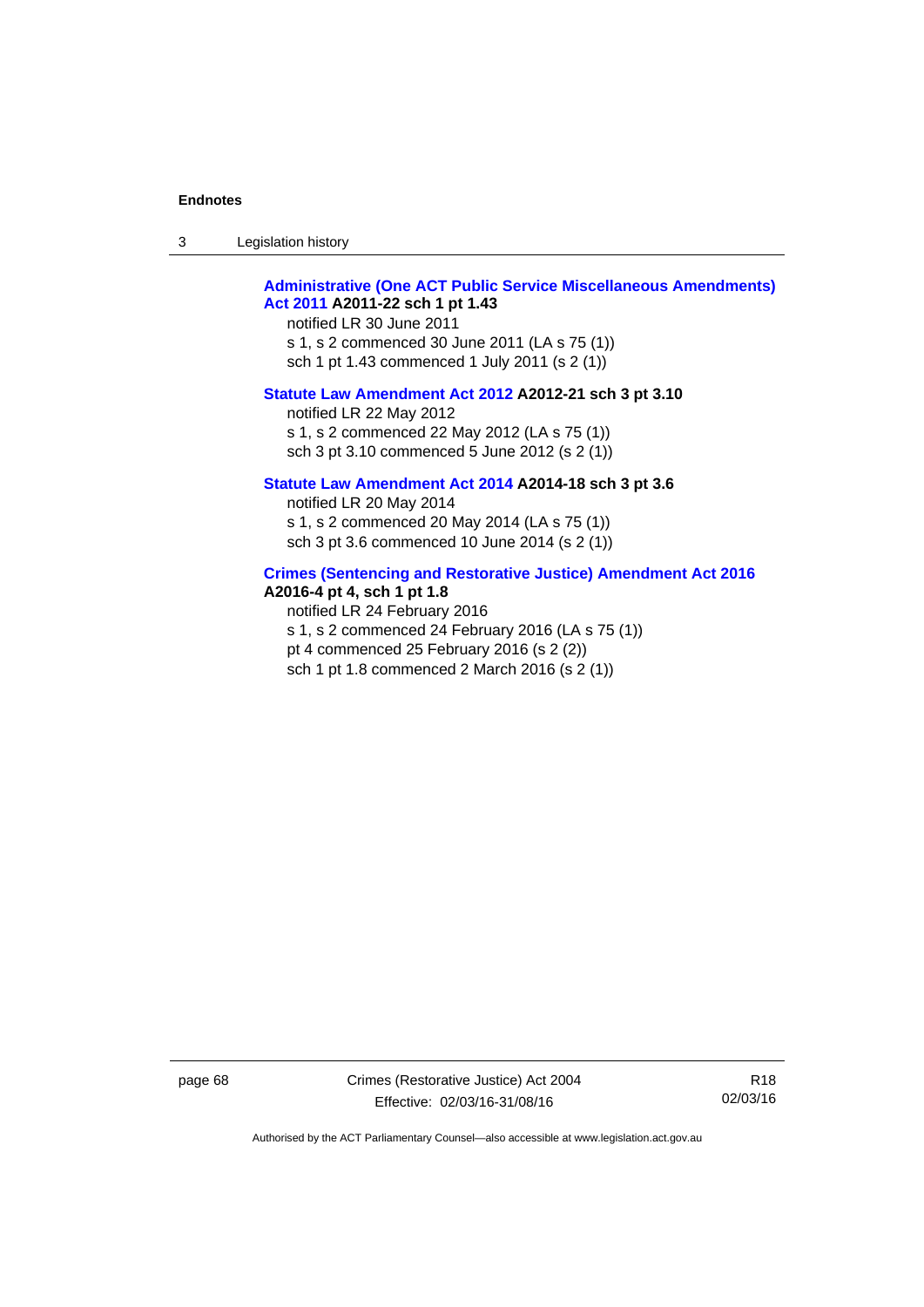**Administrative (One ACT Public Service Miscellaneous Amendments) Act 2011 A2011-22 sch 1 pt 1.43**
notified LR 30 June 2011
s 1, s 2 commenced 30 June 2011 (LA s 75 (1))
sch 1 pt 1.43 commenced 1 July 2011 (s 2 (1))

**Statute Law Amendment Act 2012 A2012-21 sch 3 pt 3.10**
notified LR 22 May 2012
s 1, s 2 commenced 22 May 2012 (LA s 75 (1))
sch 3 pt 3.10 commenced 5 June 2012 (s 2 (1))

**Statute Law Amendment Act 2014 A2014-18 sch 3 pt 3.6**
notified LR 20 May 2014
s 1, s 2 commenced 20 May 2014 (LA s 75 (1))
sch 3 pt 3.6 commenced 10 June 2014 (s 2 (1))

**Crimes (Sentencing and Restorative Justice) Amendment Act 2016 A2016-4 pt 4, sch 1 pt 1.8**
notified LR 24 February 2016
s 1, s 2 commenced 24 February 2016 (LA s 75 (1))
pt 4 commenced 25 February 2016 (s 2 (2))
sch 1 pt 1.8 commenced 2 March 2016 (s 2 (1))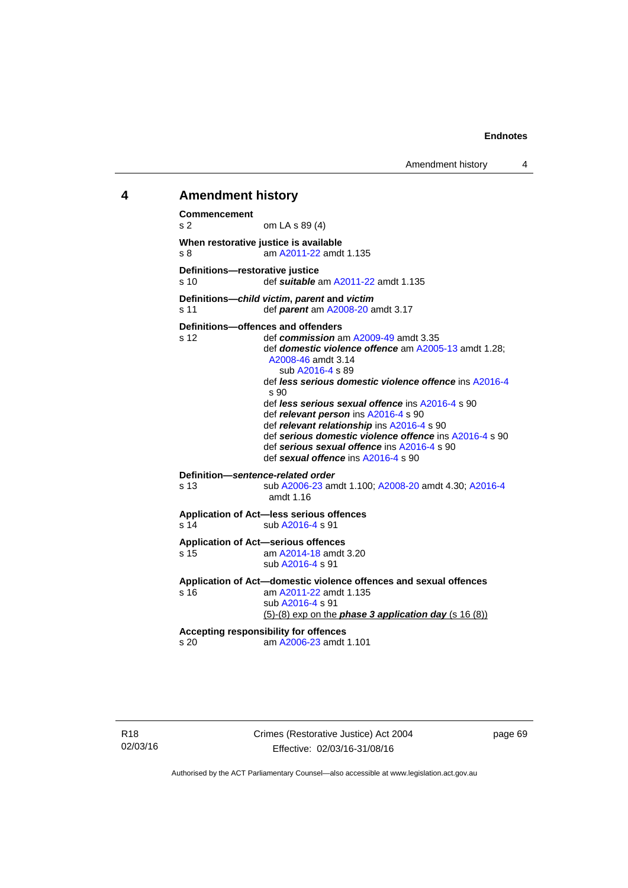## 4 Amendment history

**Commencement**
s 2 om LA s 89 (4)

**When restorative justice is available**
s 8 am A2011-22 amdt 1.135

**Definitions—restorative justice**
s 10 def ***suitable*** am A2011-22 amdt 1.135

**Definitions—*child victim*, *parent* and *victim***
s 11 def ***parent*** am A2008-20 amdt 3.17

**Definitions—offences and offenders**
s 12 def ***commission*** am A2009-49 amdt 3.35
def ***domestic violence offence*** am A2005-13 amdt 1.28; A2008-46 amdt 3.14
sub A2016-4 s 89
def ***less serious domestic violence offence*** ins A2016-4 s 90
def ***less serious sexual offence*** ins A2016-4 s 90
def ***relevant person*** ins A2016-4 s 90
def ***relevant relationship*** ins A2016-4 s 90
def ***serious domestic violence offence*** ins A2016-4 s 90
def ***serious sexual offence*** ins A2016-4 s 90
def ***sexual offence*** ins A2016-4 s 90

**Definition—*sentence-related order***
s 13 sub A2006-23 amdt 1.100; A2008-20 amdt 4.30; A2016-4 amdt 1.16

**Application of Act—less serious offences**
s 14 sub A2016-4 s 91

**Application of Act—serious offences**
s 15 am A2014-18 amdt 3.20
sub A2016-4 s 91

**Application of Act—domestic violence offences and sexual offences**
s 16 am A2011-22 amdt 1.135
sub A2016-4 s 91
<u>(5)-(8) exp on the ***phase 3 application day*** (s 16 (8))</u>

**Accepting responsibility for offences**
s 20 am A2006-23 amdt 1.101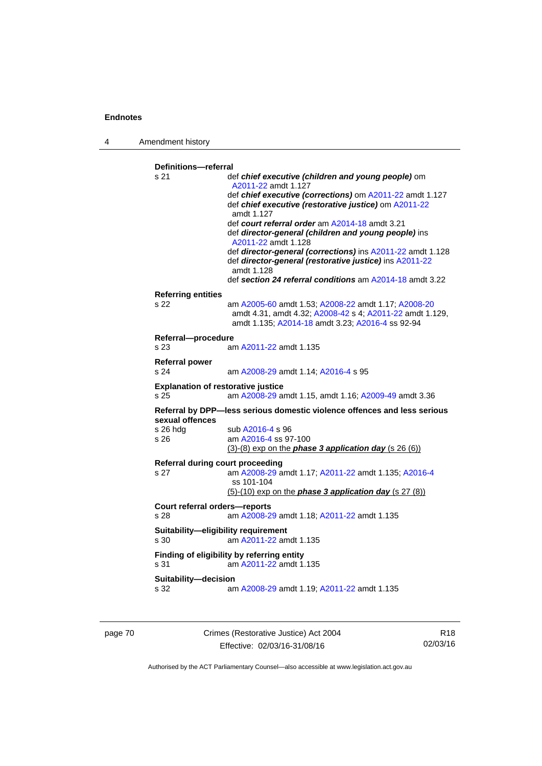**Definitions—referral**

s 21 — def ***chief executive (children and young people)*** om A2011-22 amdt 1.127
def ***chief executive (corrections)*** om A2011-22 amdt 1.127
def ***chief executive (restorative justice)*** om A2011-22 amdt 1.127
def ***court referral order*** am A2014-18 amdt 3.21
def ***director-general (children and young people)*** ins A2011-22 amdt 1.128
def ***director-general (corrections)*** ins A2011-22 amdt 1.128
def ***director-general (restorative justice)*** ins A2011-22 amdt 1.128
def ***section 24 referral conditions*** am A2014-18 amdt 3.22

**Referring entities**

s 22 — am A2005-60 amdt 1.53; A2008-22 amdt 1.17; A2008-20 amdt 4.31, amdt 4.32; A2008-42 s 4; A2011-22 amdt 1.129, amdt 1.135; A2014-18 amdt 3.23; A2016-4 ss 92-94

**Referral—procedure**

s 23 — am A2011-22 amdt 1.135

**Referral power**

s 24 — am A2008-29 amdt 1.14; A2016-4 s 95

**Explanation of restorative justice**

s 25 — am A2008-29 amdt 1.15, amdt 1.16; A2009-49 amdt 3.36

**Referral by DPP—less serious domestic violence offences and less serious sexual offences**

s 26 hdg — sub A2016-4 s 96

s 26 — am A2016-4 ss 97-100
(3)-(8) exp on the ***phase 3 application day*** (s 26 (6))

**Referral during court proceeding**

s 27 — am A2008-29 amdt 1.17; A2011-22 amdt 1.135; A2016-4 ss 101-104
(5)-(10) exp on the ***phase 3 application day*** (s 27 (8))

**Court referral orders—reports**

s 28 — am A2008-29 amdt 1.18; A2011-22 amdt 1.135

**Suitability—eligibility requirement**

s 30 — am A2011-22 amdt 1.135

**Finding of eligibility by referring entity**

s 31 — am A2011-22 amdt 1.135

**Suitability—decision**

s 32 — am A2008-29 amdt 1.19; A2011-22 amdt 1.135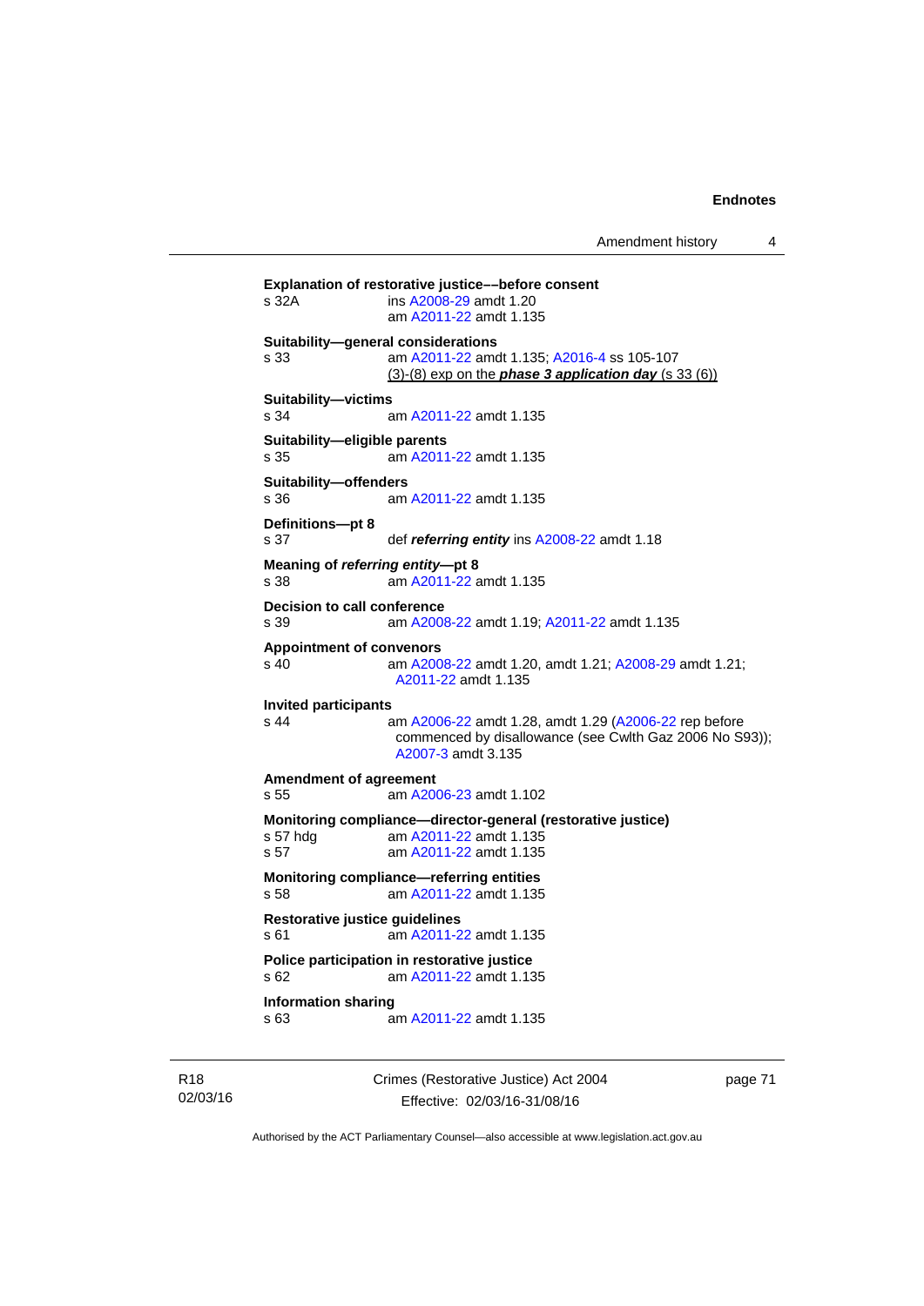**Explanation of restorative justice––before consent**
s 32A ins A2008-29 amdt 1.20
am A2011-22 amdt 1.135

**Suitability—general considerations**
s 33 am A2011-22 amdt 1.135; A2016-4 ss 105-107
(3)-(8) exp on the ***phase 3 application day*** (s 33 (6))

**Suitability—victims**
s 34 am A2011-22 amdt 1.135

**Suitability—eligible parents**
s 35 am A2011-22 amdt 1.135

**Suitability—offenders**
s 36 am A2011-22 amdt 1.135

**Definitions—pt 8**
s 37 def ***referring entity*** ins A2008-22 amdt 1.18

**Meaning of *referring entity*—pt 8**
s 38 am A2011-22 amdt 1.135

**Decision to call conference**
s 39 am A2008-22 amdt 1.19; A2011-22 amdt 1.135

**Appointment of convenors**
s 40 am A2008-22 amdt 1.20, amdt 1.21; A2008-29 amdt 1.21; A2011-22 amdt 1.135

**Invited participants**
s 44 am A2006-22 amdt 1.28, amdt 1.29 (A2006-22 rep before commenced by disallowance (see Cwlth Gaz 2006 No S93)); A2007-3 amdt 3.135

**Amendment of agreement**
s 55 am A2006-23 amdt 1.102

**Monitoring compliance—director-general (restorative justice)**
s 57 hdg am A2011-22 amdt 1.135
s 57 am A2011-22 amdt 1.135

**Monitoring compliance—referring entities**
s 58 am A2011-22 amdt 1.135

**Restorative justice guidelines**
s 61 am A2011-22 amdt 1.135

**Police participation in restorative justice**
s 62 am A2011-22 amdt 1.135

**Information sharing**
s 63 am A2011-22 amdt 1.135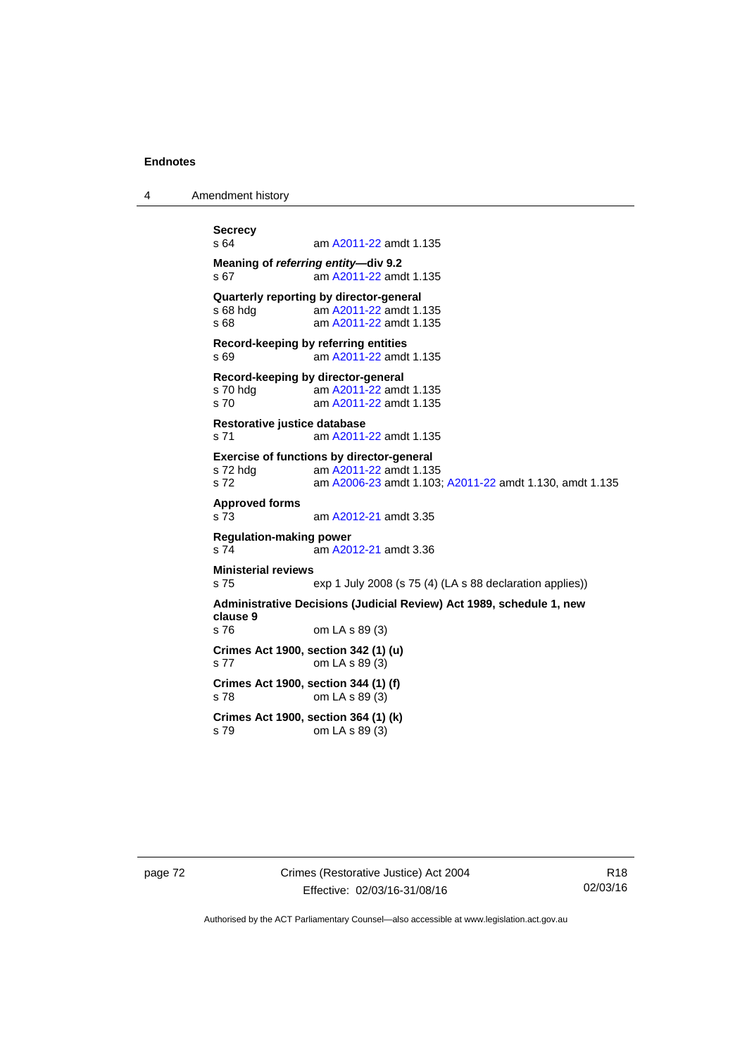**Secrecy**
s 64 am A2011-22 amdt 1.135

**Meaning of *referring entity*—div 9.2**
s 67 am A2011-22 amdt 1.135

**Quarterly reporting by director-general**
s 68 hdg am A2011-22 amdt 1.135
s 68 am A2011-22 amdt 1.135

**Record-keeping by referring entities**
s 69 am A2011-22 amdt 1.135

**Record-keeping by director-general**
s 70 hdg am A2011-22 amdt 1.135
s 70 am A2011-22 amdt 1.135

**Restorative justice database**
s 71 am A2011-22 amdt 1.135

**Exercise of functions by director-general**
s 72 hdg am A2011-22 amdt 1.135
s 72 am A2006-23 amdt 1.103; A2011-22 amdt 1.130, amdt 1.135

**Approved forms**
s 73 am A2012-21 amdt 3.35

**Regulation-making power**
s 74 am A2012-21 amdt 3.36

**Ministerial reviews**
s 75 exp 1 July 2008 (s 75 (4) (LA s 88 declaration applies))

**Administrative Decisions (Judicial Review) Act 1989, schedule 1, new clause 9**
s 76 om LA s 89 (3)

**Crimes Act 1900, section 342 (1) (u)**
s 77 om LA s 89 (3)

**Crimes Act 1900, section 344 (1) (f)**
s 78 om LA s 89 (3)

**Crimes Act 1900, section 364 (1) (k)**
s 79 om LA s 89 (3)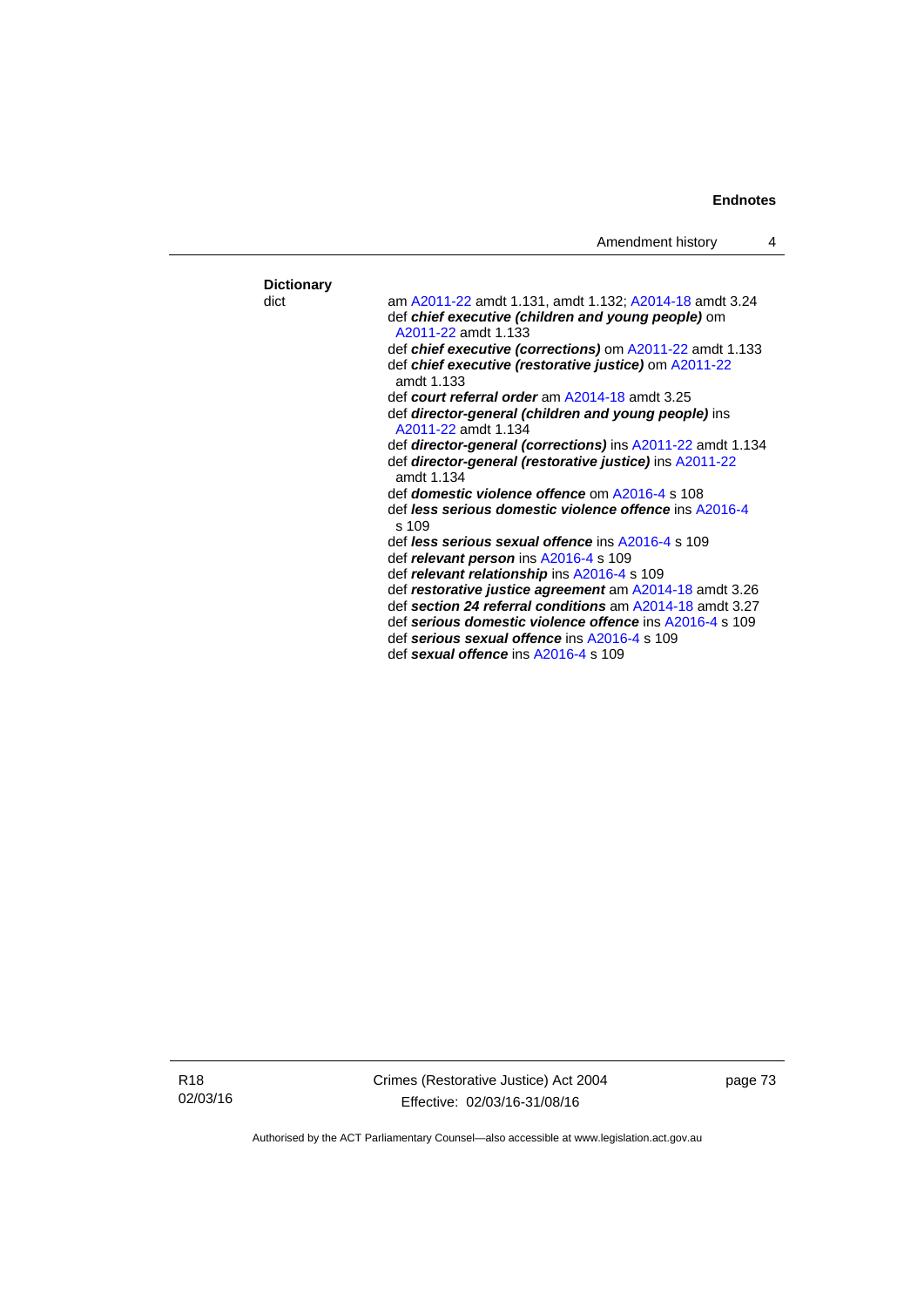**Dictionary**

dict — am A2011-22 amdt 1.131, amdt 1.132; A2014-18 amdt 3.24

def ***chief executive (children and young people)*** om A2011-22 amdt 1.133

def ***chief executive (corrections)*** om A2011-22 amdt 1.133

def ***chief executive (restorative justice)*** om A2011-22 amdt 1.133

def ***court referral order*** am A2014-18 amdt 3.25

def ***director-general (children and young people)*** ins A2011-22 amdt 1.134

def ***director-general (corrections)*** ins A2011-22 amdt 1.134

def ***director-general (restorative justice)*** ins A2011-22 amdt 1.134

def ***domestic violence offence*** om A2016-4 s 108

def ***less serious domestic violence offence*** ins A2016-4 s 109

def ***less serious sexual offence*** ins A2016-4 s 109

def ***relevant person*** ins A2016-4 s 109

def ***relevant relationship*** ins A2016-4 s 109

def ***restorative justice agreement*** am A2014-18 amdt 3.26

def ***section 24 referral conditions*** am A2014-18 amdt 3.27

def ***serious domestic violence offence*** ins A2016-4 s 109

def ***serious sexual offence*** ins A2016-4 s 109

def ***sexual offence*** ins A2016-4 s 109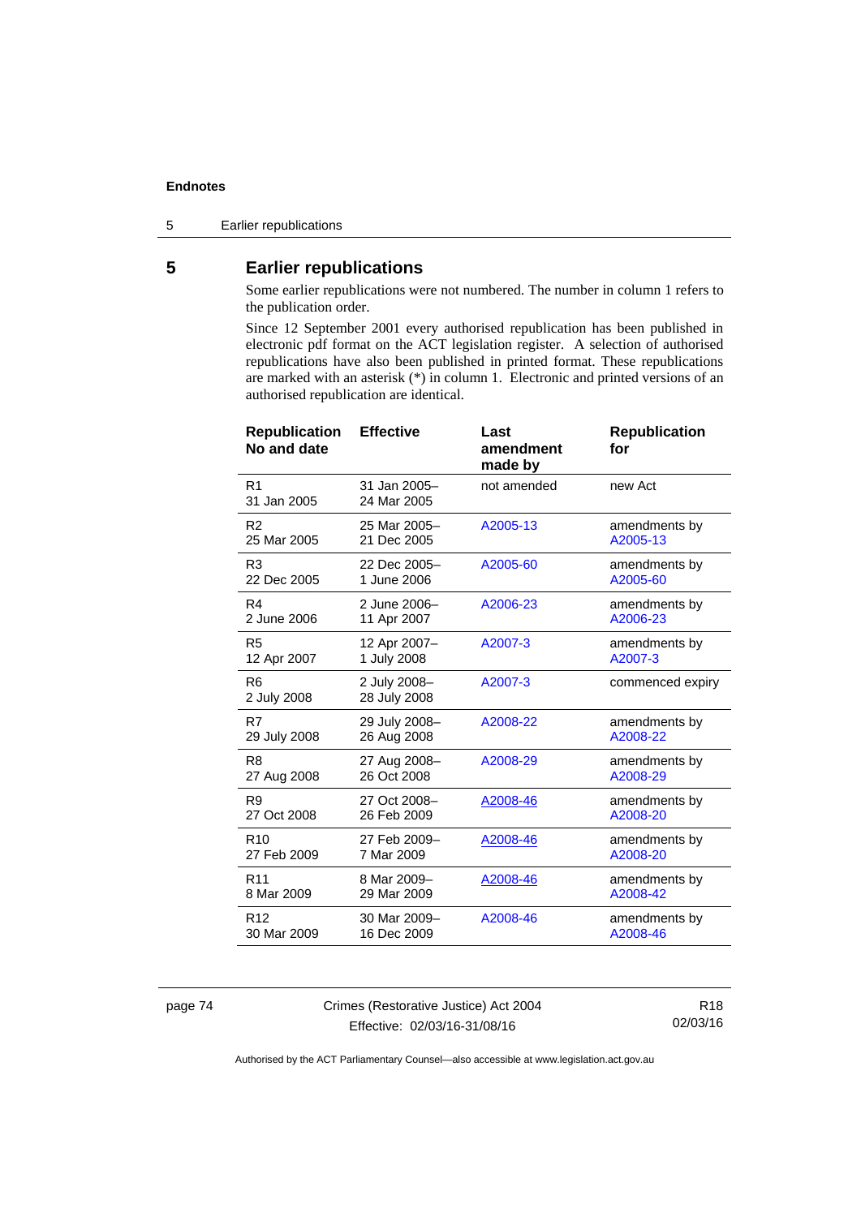## 5 Earlier republications

Some earlier republications were not numbered. The number in column 1 refers to the publication order.

Since 12 September 2001 every authorised republication has been published in electronic pdf format on the ACT legislation register. A selection of authorised republications have also been published in printed format. These republications are marked with an asterisk (*) in column 1. Electronic and printed versions of an authorised republication are identical.

| Republication No and date | Effective | Last amendment made by | Republication for |
|---|---|---|---|
| R1 31 Jan 2005 | 31 Jan 2005– 24 Mar 2005 | not amended | new Act |
| R2 25 Mar 2005 | 25 Mar 2005– 21 Dec 2005 | A2005-13 | amendments by A2005-13 |
| R3 22 Dec 2005 | 22 Dec 2005– 1 June 2006 | A2005-60 | amendments by A2005-60 |
| R4 2 June 2006 | 2 June 2006– 11 Apr 2007 | A2006-23 | amendments by A2006-23 |
| R5 12 Apr 2007 | 12 Apr 2007– 1 July 2008 | A2007-3 | amendments by A2007-3 |
| R6 2 July 2008 | 2 July 2008– 28 July 2008 | A2007-3 | commenced expiry |
| R7 29 July 2008 | 29 July 2008– 26 Aug 2008 | A2008-22 | amendments by A2008-22 |
| R8 27 Aug 2008 | 27 Aug 2008– 26 Oct 2008 | A2008-29 | amendments by A2008-29 |
| R9 27 Oct 2008 | 27 Oct 2008– 26 Feb 2009 | A2008-46 | amendments by A2008-20 |
| R10 27 Feb 2009 | 27 Feb 2009– 7 Mar 2009 | A2008-46 | amendments by A2008-20 |
| R11 8 Mar 2009 | 8 Mar 2009– 29 Mar 2009 | A2008-46 | amendments by A2008-42 |
| R12 30 Mar 2009 | 30 Mar 2009– 16 Dec 2009 | A2008-46 | amendments by A2008-46 |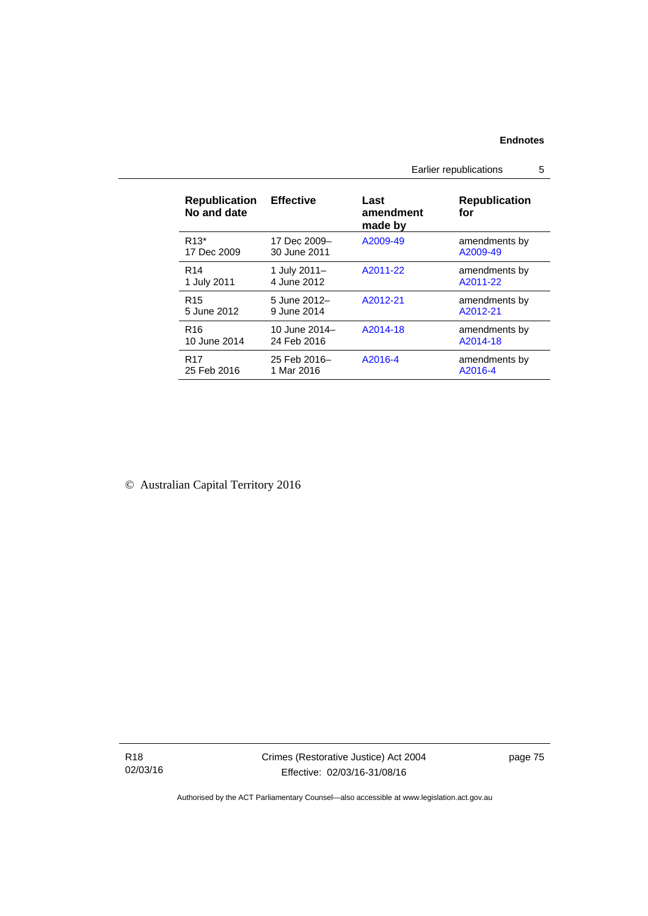| Republication No and date | Effective | Last amendment made by | Republication for |
|---|---|---|---|
| R13* 17 Dec 2009 | 17 Dec 2009– 30 June 2011 | A2009-49 | amendments by A2009-49 |
| R14 1 July 2011 | 1 July 2011– 4 June 2012 | A2011-22 | amendments by A2011-22 |
| R15 5 June 2012 | 5 June 2012– 9 June 2014 | A2012-21 | amendments by A2012-21 |
| R16 10 June 2014 | 10 June 2014– 24 Feb 2016 | A2014-18 | amendments by A2014-18 |
| R17 25 Feb 2016 | 25 Feb 2016– 1 Mar 2016 | A2016-4 | amendments by A2016-4 |

© Australian Capital Territory 2016